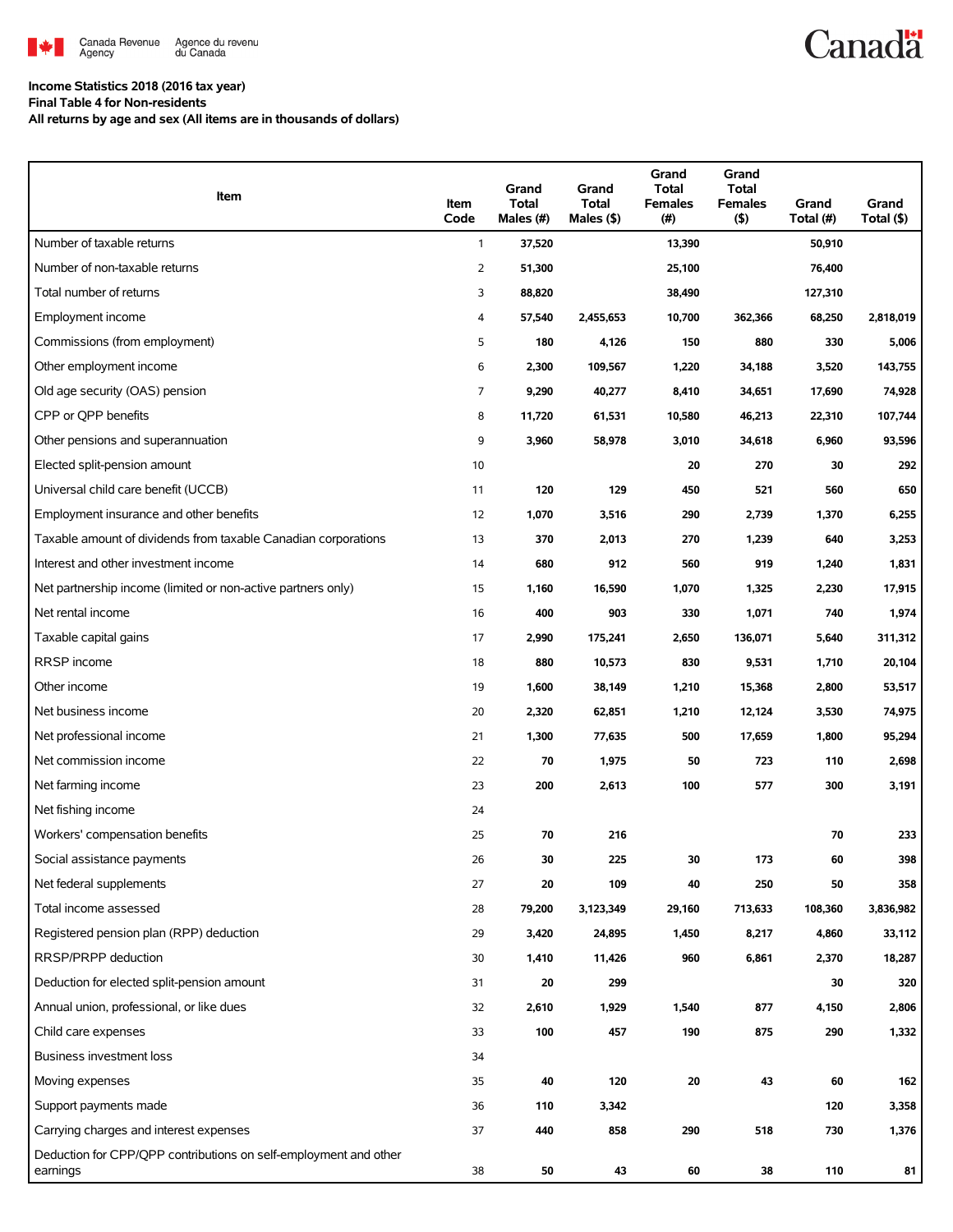Canada Revenue Agency | Agence du revenu du Canada

Canada

**Income Statistics 2018 (2016 tax year)**
**Final Table 4 for Non-residents**
**All returns by age and sex (All items are in thousands of dollars)**

| Item | Item Code | Grand Total Males (#) | Grand Total Males ($) | Grand Total Females (#) | Grand Total Females ($) | Grand Total (#) | Grand Total ($) |
|---|---|---|---|---|---|---|---|
| Number of taxable returns | 1 | 37,520 | | 13,390 | | 50,910 | |
| Number of non-taxable returns | 2 | 51,300 | | 25,100 | | 76,400 | |
| Total number of returns | 3 | 88,820 | | 38,490 | | 127,310 | |
| Employment income | 4 | 57,540 | 2,455,653 | 10,700 | 362,366 | 68,250 | 2,818,019 |
| Commissions (from employment) | 5 | 180 | 4,126 | 150 | 880 | 330 | 5,006 |
| Other employment income | 6 | 2,300 | 109,567 | 1,220 | 34,188 | 3,520 | 143,755 |
| Old age security (OAS) pension | 7 | 9,290 | 40,277 | 8,410 | 34,651 | 17,690 | 74,928 |
| CPP or QPP benefits | 8 | 11,720 | 61,531 | 10,580 | 46,213 | 22,310 | 107,744 |
| Other pensions and superannuation | 9 | 3,960 | 58,978 | 3,010 | 34,618 | 6,960 | 93,596 |
| Elected split-pension amount | 10 | | | 20 | 270 | 30 | 292 |
| Universal child care benefit (UCCB) | 11 | 120 | 129 | 450 | 521 | 560 | 650 |
| Employment insurance and other benefits | 12 | 1,070 | 3,516 | 290 | 2,739 | 1,370 | 6,255 |
| Taxable amount of dividends from taxable Canadian corporations | 13 | 370 | 2,013 | 270 | 1,239 | 640 | 3,253 |
| Interest and other investment income | 14 | 680 | 912 | 560 | 919 | 1,240 | 1,831 |
| Net partnership income (limited or non-active partners only) | 15 | 1,160 | 16,590 | 1,070 | 1,325 | 2,230 | 17,915 |
| Net rental income | 16 | 400 | 903 | 330 | 1,071 | 740 | 1,974 |
| Taxable capital gains | 17 | 2,990 | 175,241 | 2,650 | 136,071 | 5,640 | 311,312 |
| RRSP income | 18 | 880 | 10,573 | 830 | 9,531 | 1,710 | 20,104 |
| Other income | 19 | 1,600 | 38,149 | 1,210 | 15,368 | 2,800 | 53,517 |
| Net business income | 20 | 2,320 | 62,851 | 1,210 | 12,124 | 3,530 | 74,975 |
| Net professional income | 21 | 1,300 | 77,635 | 500 | 17,659 | 1,800 | 95,294 |
| Net commission income | 22 | 70 | 1,975 | 50 | 723 | 110 | 2,698 |
| Net farming income | 23 | 200 | 2,613 | 100 | 577 | 300 | 3,191 |
| Net fishing income | 24 | | | | | | |
| Workers' compensation benefits | 25 | 70 | 216 | | | 70 | 233 |
| Social assistance payments | 26 | 30 | 225 | 30 | 173 | 60 | 398 |
| Net federal supplements | 27 | 20 | 109 | 40 | 250 | 50 | 358 |
| Total income assessed | 28 | 79,200 | 3,123,349 | 29,160 | 713,633 | 108,360 | 3,836,982 |
| Registered pension plan (RPP) deduction | 29 | 3,420 | 24,895 | 1,450 | 8,217 | 4,860 | 33,112 |
| RRSP/PRPP deduction | 30 | 1,410 | 11,426 | 960 | 6,861 | 2,370 | 18,287 |
| Deduction for elected split-pension amount | 31 | 20 | 299 | | | 30 | 320 |
| Annual union, professional, or like dues | 32 | 2,610 | 1,929 | 1,540 | 877 | 4,150 | 2,806 |
| Child care expenses | 33 | 100 | 457 | 190 | 875 | 290 | 1,332 |
| Business investment loss | 34 | | | | | | |
| Moving expenses | 35 | 40 | 120 | 20 | 43 | 60 | 162 |
| Support payments made | 36 | 110 | 3,342 | | | 120 | 3,358 |
| Carrying charges and interest expenses | 37 | 440 | 858 | 290 | 518 | 730 | 1,376 |
| Deduction for CPP/QPP contributions on self-employment and other earnings | 38 | 50 | 43 | 60 | 38 | 110 | 81 |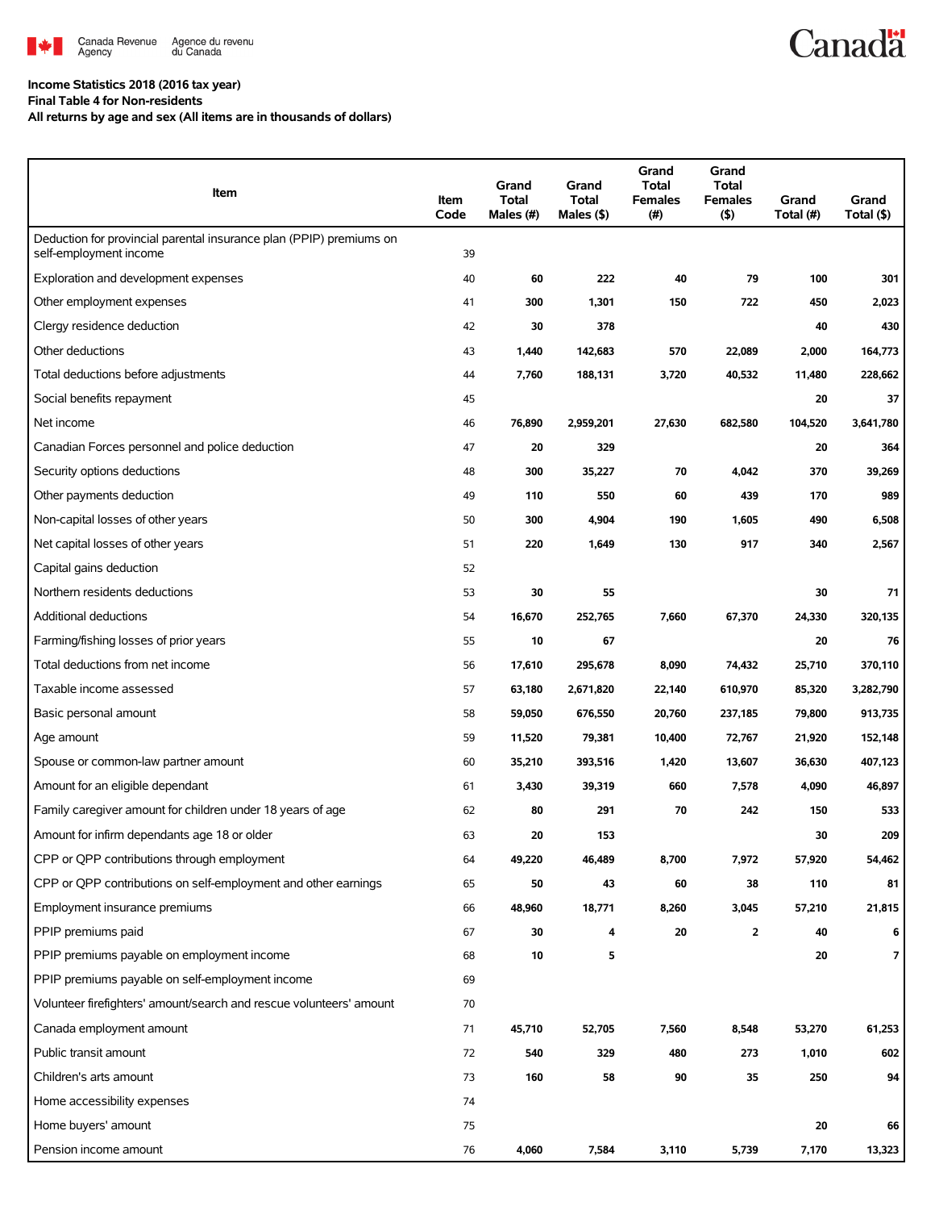Income Statistics 2018 (2016 tax year)

Final Table 4 for Non-residents

All returns by age and sex (All items are in thousands of dollars)

| Item | Item Code | Grand Total Males (#) | Grand Total Males ($) | Grand Total Females (#) | Grand Total Females ($) | Grand Total (#) | Grand Total ($) |
|---|---|---|---|---|---|---|---|
| Deduction for provincial parental insurance plan (PPIP) premiums on self-employment income | 39 | | | | | | |
| Exploration and development expenses | 40 | 60 | 222 | 40 | 79 | 100 | 301 |
| Other employment expenses | 41 | 300 | 1,301 | 150 | 722 | 450 | 2,023 |
| Clergy residence deduction | 42 | 30 | 378 | | | 40 | 430 |
| Other deductions | 43 | 1,440 | 142,683 | 570 | 22,089 | 2,000 | 164,773 |
| Total deductions before adjustments | 44 | 7,760 | 188,131 | 3,720 | 40,532 | 11,480 | 228,662 |
| Social benefits repayment | 45 | | | | | 20 | 37 |
| Net income | 46 | 76,890 | 2,959,201 | 27,630 | 682,580 | 104,520 | 3,641,780 |
| Canadian Forces personnel and police deduction | 47 | 20 | 329 | | | 20 | 364 |
| Security options deductions | 48 | 300 | 35,227 | 70 | 4,042 | 370 | 39,269 |
| Other payments deduction | 49 | 110 | 550 | 60 | 439 | 170 | 989 |
| Non-capital losses of other years | 50 | 300 | 4,904 | 190 | 1,605 | 490 | 6,508 |
| Net capital losses of other years | 51 | 220 | 1,649 | 130 | 917 | 340 | 2,567 |
| Capital gains deduction | 52 | | | | | | |
| Northern residents deductions | 53 | 30 | 55 | | | 30 | 71 |
| Additional deductions | 54 | 16,670 | 252,765 | 7,660 | 67,370 | 24,330 | 320,135 |
| Farming/fishing losses of prior years | 55 | 10 | 67 | | | 20 | 76 |
| Total deductions from net income | 56 | 17,610 | 295,678 | 8,090 | 74,432 | 25,710 | 370,110 |
| Taxable income assessed | 57 | 63,180 | 2,671,820 | 22,140 | 610,970 | 85,320 | 3,282,790 |
| Basic personal amount | 58 | 59,050 | 676,550 | 20,760 | 237,185 | 79,800 | 913,735 |
| Age amount | 59 | 11,520 | 79,381 | 10,400 | 72,767 | 21,920 | 152,148 |
| Spouse or common-law partner amount | 60 | 35,210 | 393,516 | 1,420 | 13,607 | 36,630 | 407,123 |
| Amount for an eligible dependant | 61 | 3,430 | 39,319 | 660 | 7,578 | 4,090 | 46,897 |
| Family caregiver amount for children under 18 years of age | 62 | 80 | 291 | 70 | 242 | 150 | 533 |
| Amount for infirm dependants age 18 or older | 63 | 20 | 153 | | | 30 | 209 |
| CPP or QPP contributions through employment | 64 | 49,220 | 46,489 | 8,700 | 7,972 | 57,920 | 54,462 |
| CPP or QPP contributions on self-employment and other earnings | 65 | 50 | 43 | 60 | 38 | 110 | 81 |
| Employment insurance premiums | 66 | 48,960 | 18,771 | 8,260 | 3,045 | 57,210 | 21,815 |
| PPIP premiums paid | 67 | 30 | 4 | 20 | 2 | 40 | 6 |
| PPIP premiums payable on employment income | 68 | 10 | 5 | | | 20 | 7 |
| PPIP premiums payable on self-employment income | 69 | | | | | | |
| Volunteer firefighters' amount/search and rescue volunteers' amount | 70 | | | | | | |
| Canada employment amount | 71 | 45,710 | 52,705 | 7,560 | 8,548 | 53,270 | 61,253 |
| Public transit amount | 72 | 540 | 329 | 480 | 273 | 1,010 | 602 |
| Children's arts amount | 73 | 160 | 58 | 90 | 35 | 250 | 94 |
| Home accessibility expenses | 74 | | | | | | |
| Home buyers' amount | 75 | | | | | 20 | 66 |
| Pension income amount | 76 | 4,060 | 7,584 | 3,110 | 5,739 | 7,170 | 13,323 |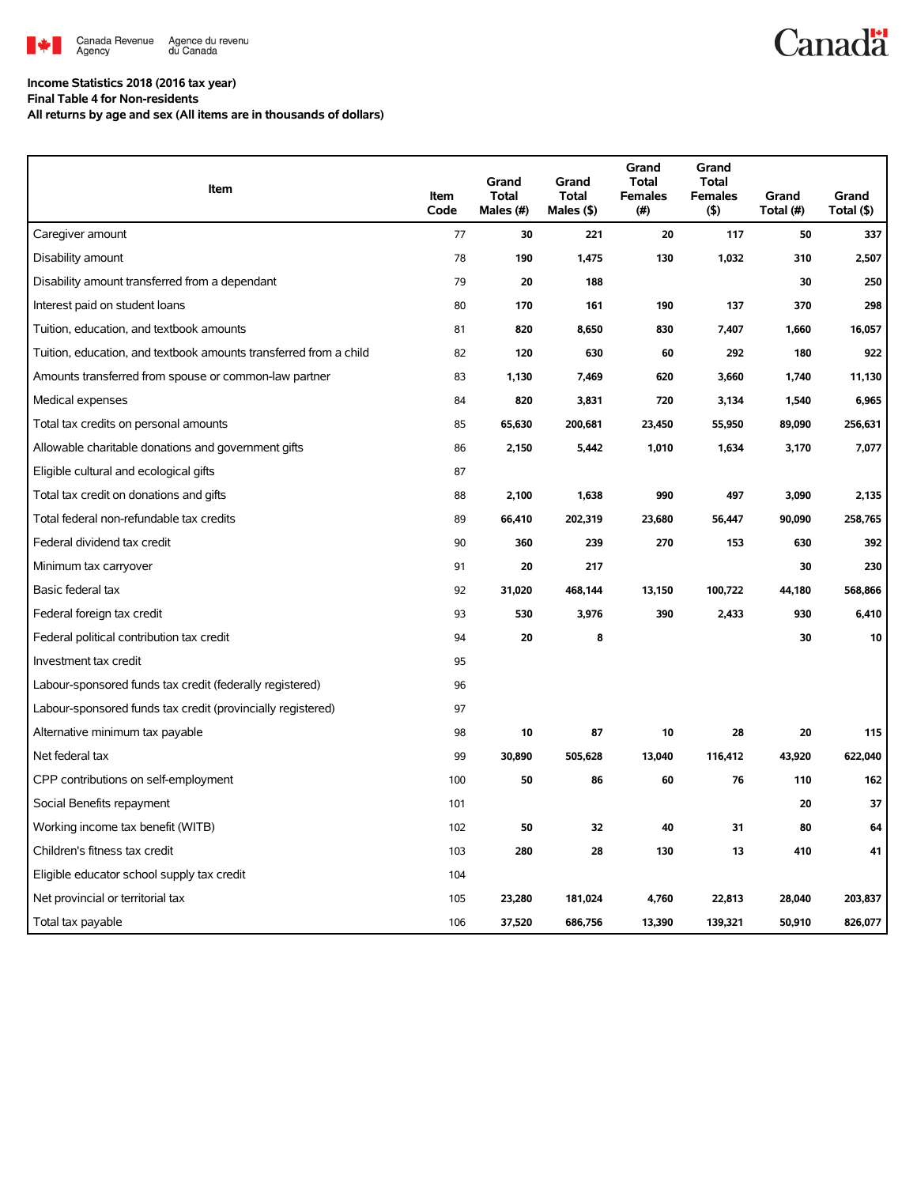Canada Revenue Agency / Agence du revenu du Canada

**Income Statistics 2018 (2016 tax year)**
**Final Table 4 for Non-residents**
**All returns by age and sex (All items are in thousands of dollars)**

| Item | Item Code | Grand Total Males (#) | Grand Total Males ($) | Grand Total Females (#) | Grand Total Females ($) | Grand Total (#) | Grand Total ($) |
|---|---|---|---|---|---|---|---|
| Caregiver amount | 77 | 30 | 221 | 20 | 117 | 50 | 337 |
| Disability amount | 78 | 190 | 1,475 | 130 | 1,032 | 310 | 2,507 |
| Disability amount transferred from a dependant | 79 | 20 | 188 | | | 30 | 250 |
| Interest paid on student loans | 80 | 170 | 161 | 190 | 137 | 370 | 298 |
| Tuition, education, and textbook amounts | 81 | 820 | 8,650 | 830 | 7,407 | 1,660 | 16,057 |
| Tuition, education, and textbook amounts transferred from a child | 82 | 120 | 630 | 60 | 292 | 180 | 922 |
| Amounts transferred from spouse or common-law partner | 83 | 1,130 | 7,469 | 620 | 3,660 | 1,740 | 11,130 |
| Medical expenses | 84 | 820 | 3,831 | 720 | 3,134 | 1,540 | 6,965 |
| Total tax credits on personal amounts | 85 | 65,630 | 200,681 | 23,450 | 55,950 | 89,090 | 256,631 |
| Allowable charitable donations and government gifts | 86 | 2,150 | 5,442 | 1,010 | 1,634 | 3,170 | 7,077 |
| Eligible cultural and ecological gifts | 87 | | | | | | |
| Total tax credit on donations and gifts | 88 | 2,100 | 1,638 | 990 | 497 | 3,090 | 2,135 |
| Total federal non-refundable tax credits | 89 | 66,410 | 202,319 | 23,680 | 56,447 | 90,090 | 258,765 |
| Federal dividend tax credit | 90 | 360 | 239 | 270 | 153 | 630 | 392 |
| Minimum tax carryover | 91 | 20 | 217 | | | 30 | 230 |
| Basic federal tax | 92 | 31,020 | 468,144 | 13,150 | 100,722 | 44,180 | 568,866 |
| Federal foreign tax credit | 93 | 530 | 3,976 | 390 | 2,433 | 930 | 6,410 |
| Federal political contribution tax credit | 94 | 20 | 8 | | | 30 | 10 |
| Investment tax credit | 95 | | | | | | |
| Labour-sponsored funds tax credit (federally registered) | 96 | | | | | | |
| Labour-sponsored funds tax credit (provincially registered) | 97 | | | | | | |
| Alternative minimum tax payable | 98 | 10 | 87 | 10 | 28 | 20 | 115 |
| Net federal tax | 99 | 30,890 | 505,628 | 13,040 | 116,412 | 43,920 | 622,040 |
| CPP contributions on self-employment | 100 | 50 | 86 | 60 | 76 | 110 | 162 |
| Social Benefits repayment | 101 | | | | | 20 | 37 |
| Working income tax benefit (WITB) | 102 | 50 | 32 | 40 | 31 | 80 | 64 |
| Children's fitness tax credit | 103 | 280 | 28 | 130 | 13 | 410 | 41 |
| Eligible educator school supply tax credit | 104 | | | | | | |
| Net provincial or territorial tax | 105 | 23,280 | 181,024 | 4,760 | 22,813 | 28,040 | 203,837 |
| Total tax payable | 106 | 37,520 | 686,756 | 13,390 | 139,321 | 50,910 | 826,077 |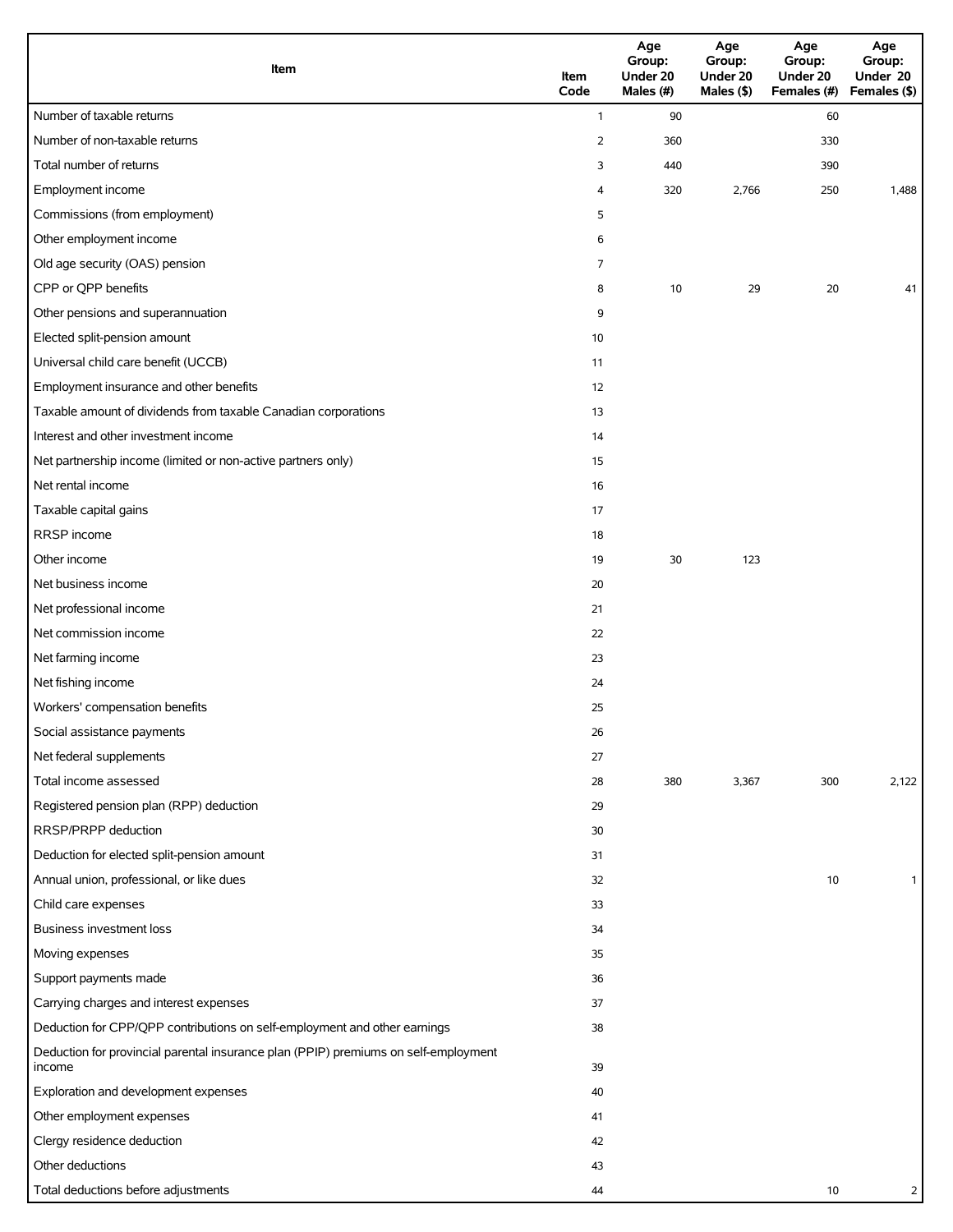| Item | Item Code | Age Group: Under 20 Males (#) | Age Group: Under 20 Males ($) | Age Group: Under 20 Females (#) | Age Group: Under 20 Females ($) |
|---|---|---|---|---|---|
| Number of taxable returns | 1 | 90 | | 60 | |
| Number of non-taxable returns | 2 | 360 | | 330 | |
| Total number of returns | 3 | 440 | | 390 | |
| Employment income | 4 | 320 | 2,766 | 250 | 1,488 |
| Commissions (from employment) | 5 | | | | |
| Other employment income | 6 | | | | |
| Old age security (OAS) pension | 7 | | | | |
| CPP or QPP benefits | 8 | 10 | 29 | 20 | 41 |
| Other pensions and superannuation | 9 | | | | |
| Elected split-pension amount | 10 | | | | |
| Universal child care benefit (UCCB) | 11 | | | | |
| Employment insurance and other benefits | 12 | | | | |
| Taxable amount of dividends from taxable Canadian corporations | 13 | | | | |
| Interest and other investment income | 14 | | | | |
| Net partnership income (limited or non-active partners only) | 15 | | | | |
| Net rental income | 16 | | | | |
| Taxable capital gains | 17 | | | | |
| RRSP income | 18 | | | | |
| Other income | 19 | 30 | 123 | | |
| Net business income | 20 | | | | |
| Net professional income | 21 | | | | |
| Net commission income | 22 | | | | |
| Net farming income | 23 | | | | |
| Net fishing income | 24 | | | | |
| Workers' compensation benefits | 25 | | | | |
| Social assistance payments | 26 | | | | |
| Net federal supplements | 27 | | | | |
| Total income assessed | 28 | 380 | 3,367 | 300 | 2,122 |
| Registered pension plan (RPP) deduction | 29 | | | | |
| RRSP/PRPP deduction | 30 | | | | |
| Deduction for elected split-pension amount | 31 | | | | |
| Annual union, professional, or like dues | 32 | | | 10 | 1 |
| Child care expenses | 33 | | | | |
| Business investment loss | 34 | | | | |
| Moving expenses | 35 | | | | |
| Support payments made | 36 | | | | |
| Carrying charges and interest expenses | 37 | | | | |
| Deduction for CPP/QPP contributions on self-employment and other earnings | 38 | | | | |
| Deduction for provincial parental insurance plan (PPIP) premiums on self-employment income | 39 | | | | |
| Exploration and development expenses | 40 | | | | |
| Other employment expenses | 41 | | | | |
| Clergy residence deduction | 42 | | | | |
| Other deductions | 43 | | | | |
| Total deductions before adjustments | 44 | | | 10 | 2 |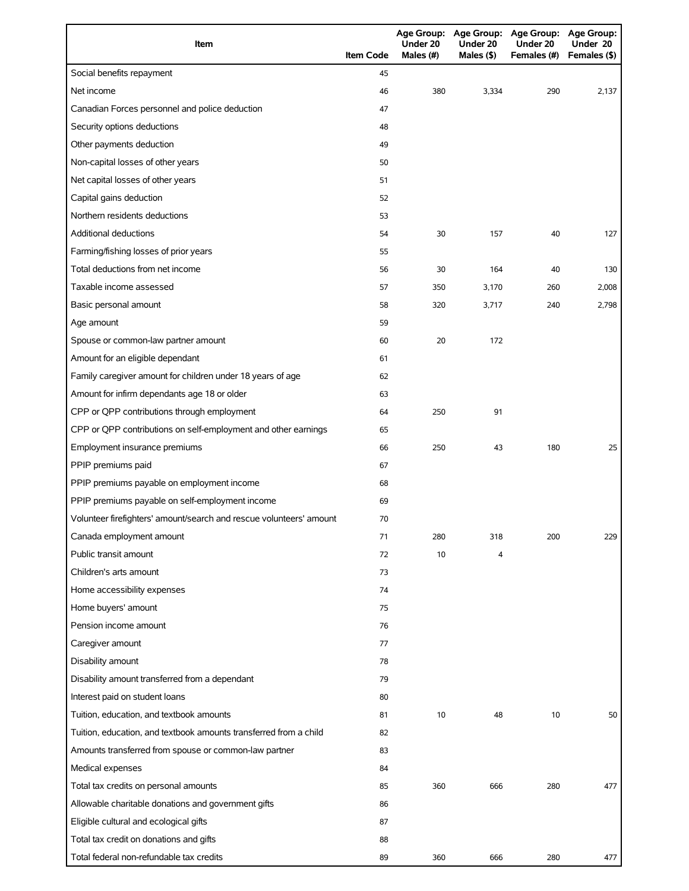| Item | Item Code | Age Group: Under 20 Males (#) | Age Group: Under 20 Males ($) | Age Group: Under 20 Females (#) | Age Group: Under 20 Females ($) |
|---|---|---|---|---|---|
| Social benefits repayment | 45 | | | | |
| Net income | 46 | 380 | 3,334 | 290 | 2,137 |
| Canadian Forces personnel and police deduction | 47 | | | | |
| Security options deductions | 48 | | | | |
| Other payments deduction | 49 | | | | |
| Non-capital losses of other years | 50 | | | | |
| Net capital losses of other years | 51 | | | | |
| Capital gains deduction | 52 | | | | |
| Northern residents deductions | 53 | | | | |
| Additional deductions | 54 | 30 | 157 | 40 | 127 |
| Farming/fishing losses of prior years | 55 | | | | |
| Total deductions from net income | 56 | 30 | 164 | 40 | 130 |
| Taxable income assessed | 57 | 350 | 3,170 | 260 | 2,008 |
| Basic personal amount | 58 | 320 | 3,717 | 240 | 2,798 |
| Age amount | 59 | | | | |
| Spouse or common-law partner amount | 60 | 20 | 172 | | |
| Amount for an eligible dependant | 61 | | | | |
| Family caregiver amount for children under 18 years of age | 62 | | | | |
| Amount for infirm dependants age 18 or older | 63 | | | | |
| CPP or QPP contributions through employment | 64 | 250 | 91 | | |
| CPP or QPP contributions on self-employment and other earnings | 65 | | | | |
| Employment insurance premiums | 66 | 250 | 43 | 180 | 25 |
| PPIP premiums paid | 67 | | | | |
| PPIP premiums payable on employment income | 68 | | | | |
| PPIP premiums payable on self-employment income | 69 | | | | |
| Volunteer firefighters' amount/search and rescue volunteers' amount | 70 | | | | |
| Canada employment amount | 71 | 280 | 318 | 200 | 229 |
| Public transit amount | 72 | 10 | 4 | | |
| Children's arts amount | 73 | | | | |
| Home accessibility expenses | 74 | | | | |
| Home buyers' amount | 75 | | | | |
| Pension income amount | 76 | | | | |
| Caregiver amount | 77 | | | | |
| Disability amount | 78 | | | | |
| Disability amount transferred from a dependant | 79 | | | | |
| Interest paid on student loans | 80 | | | | |
| Tuition, education, and textbook amounts | 81 | 10 | 48 | 10 | 50 |
| Tuition, education, and textbook amounts transferred from a child | 82 | | | | |
| Amounts transferred from spouse or common-law partner | 83 | | | | |
| Medical expenses | 84 | | | | |
| Total tax credits on personal amounts | 85 | 360 | 666 | 280 | 477 |
| Allowable charitable donations and government gifts | 86 | | | | |
| Eligible cultural and ecological gifts | 87 | | | | |
| Total tax credit on donations and gifts | 88 | | | | |
| Total federal non-refundable tax credits | 89 | 360 | 666 | 280 | 477 |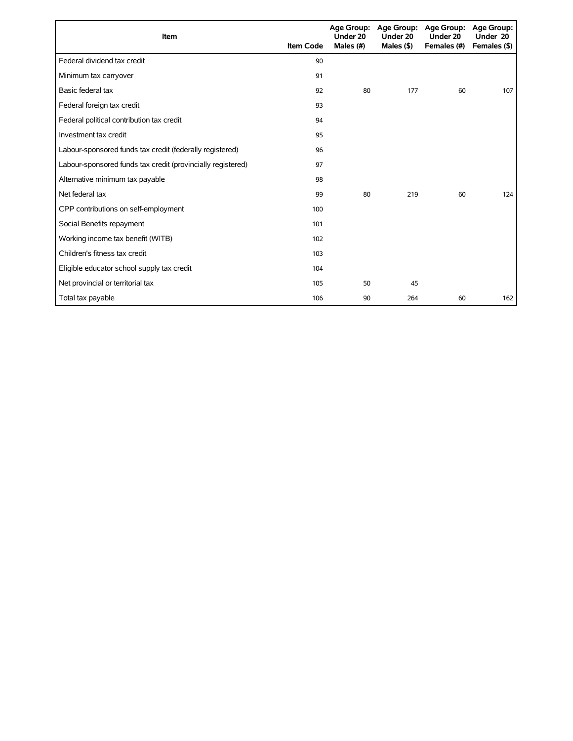| Item | Item Code | Age Group: Under 20 Males (#) | Age Group: Under 20 Males ($) | Age Group: Under 20 Females (#) | Age Group: Under 20 Females ($) |
|---|---|---|---|---|---|
| Federal dividend tax credit | 90 | | | | |
| Minimum tax carryover | 91 | | | | |
| Basic federal tax | 92 | 80 | 177 | 60 | 107 |
| Federal foreign tax credit | 93 | | | | |
| Federal political contribution tax credit | 94 | | | | |
| Investment tax credit | 95 | | | | |
| Labour-sponsored funds tax credit (federally registered) | 96 | | | | |
| Labour-sponsored funds tax credit (provincially registered) | 97 | | | | |
| Alternative minimum tax payable | 98 | | | | |
| Net federal tax | 99 | 80 | 219 | 60 | 124 |
| CPP contributions on self-employment | 100 | | | | |
| Social Benefits repayment | 101 | | | | |
| Working income tax benefit (WITB) | 102 | | | | |
| Children's fitness tax credit | 103 | | | | |
| Eligible educator school supply tax credit | 104 | | | | |
| Net provincial or territorial tax | 105 | 50 | 45 | | |
| Total tax payable | 106 | 90 | 264 | 60 | 162 |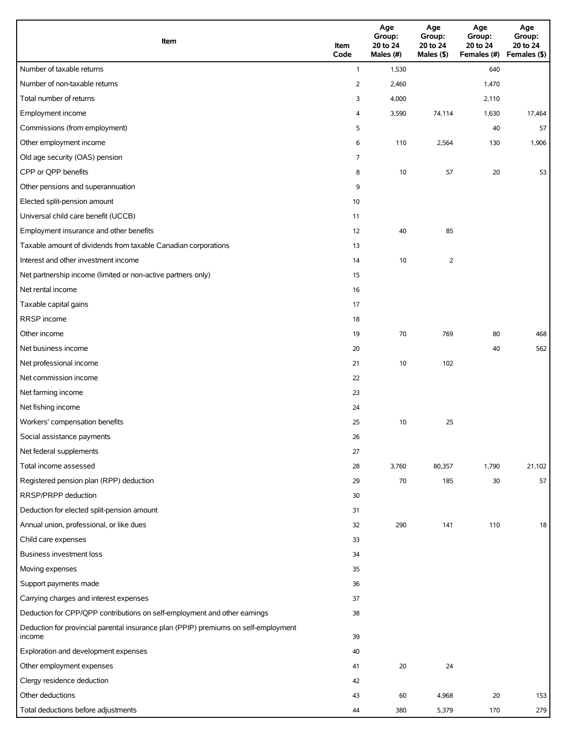| Item | Item Code | Age Group: 20 to 24 Males (#) | Age Group: 20 to 24 Males ($) | Age Group: 20 to 24 Females (#) | Age Group: 20 to 24 Females ($) |
|---|---|---|---|---|---|
| Number of taxable returns | 1 | 1,530 | | 640 | |
| Number of non-taxable returns | 2 | 2,460 | | 1,470 | |
| Total number of returns | 3 | 4,000 | | 2,110 | |
| Employment income | 4 | 3,590 | 74,114 | 1,630 | 17,464 |
| Commissions (from employment) | 5 | | | 40 | 57 |
| Other employment income | 6 | 110 | 2,564 | 130 | 1,906 |
| Old age security (OAS) pension | 7 | | | | |
| CPP or QPP benefits | 8 | 10 | 57 | 20 | 53 |
| Other pensions and superannuation | 9 | | | | |
| Elected split-pension amount | 10 | | | | |
| Universal child care benefit (UCCB) | 11 | | | | |
| Employment insurance and other benefits | 12 | 40 | 85 | | |
| Taxable amount of dividends from taxable Canadian corporations | 13 | | | | |
| Interest and other investment income | 14 | 10 | 2 | | |
| Net partnership income (limited or non-active partners only) | 15 | | | | |
| Net rental income | 16 | | | | |
| Taxable capital gains | 17 | | | | |
| RRSP income | 18 | | | | |
| Other income | 19 | 70 | 769 | 80 | 468 |
| Net business income | 20 | | | 40 | 562 |
| Net professional income | 21 | 10 | 102 | | |
| Net commission income | 22 | | | | |
| Net farming income | 23 | | | | |
| Net fishing income | 24 | | | | |
| Workers' compensation benefits | 25 | 10 | 25 | | |
| Social assistance payments | 26 | | | | |
| Net federal supplements | 27 | | | | |
| Total income assessed | 28 | 3,760 | 80,357 | 1,790 | 21,102 |
| Registered pension plan (RPP) deduction | 29 | 70 | 185 | 30 | 57 |
| RRSP/PRPP deduction | 30 | | | | |
| Deduction for elected split-pension amount | 31 | | | | |
| Annual union, professional, or like dues | 32 | 290 | 141 | 110 | 18 |
| Child care expenses | 33 | | | | |
| Business investment loss | 34 | | | | |
| Moving expenses | 35 | | | | |
| Support payments made | 36 | | | | |
| Carrying charges and interest expenses | 37 | | | | |
| Deduction for CPP/QPP contributions on self-employment and other earnings | 38 | | | | |
| Deduction for provincial parental insurance plan (PPIP) premiums on self-employment income | 39 | | | | |
| Exploration and development expenses | 40 | | | | |
| Other employment expenses | 41 | 20 | 24 | | |
| Clergy residence deduction | 42 | | | | |
| Other deductions | 43 | 60 | 4,968 | 20 | 153 |
| Total deductions before adjustments | 44 | 380 | 5,379 | 170 | 279 |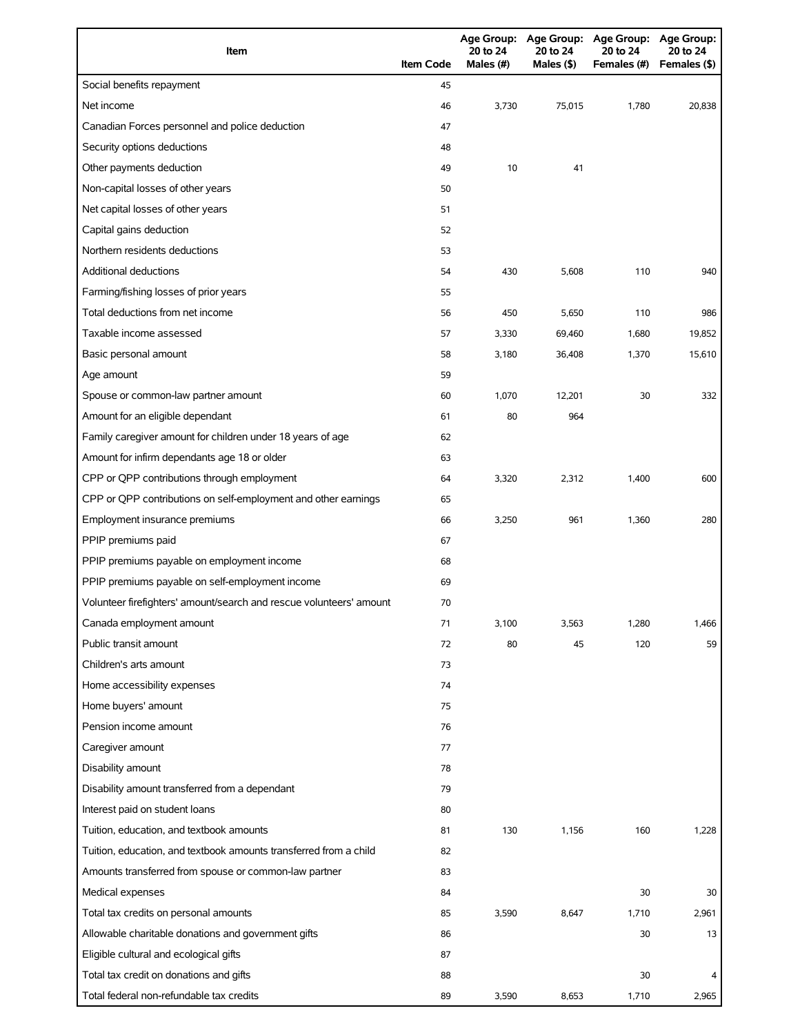| Item | Item Code | Age Group: 20 to 24 Males (#) | Age Group: 20 to 24 Males ($) | Age Group: 20 to 24 Females (#) | Age Group: 20 to 24 Females ($) |
|---|---|---|---|---|---|
| Social benefits repayment | 45 | | | | |
| Net income | 46 | 3,730 | 75,015 | 1,780 | 20,838 |
| Canadian Forces personnel and police deduction | 47 | | | | |
| Security options deductions | 48 | | | | |
| Other payments deduction | 49 | 10 | 41 | | |
| Non-capital losses of other years | 50 | | | | |
| Net capital losses of other years | 51 | | | | |
| Capital gains deduction | 52 | | | | |
| Northern residents deductions | 53 | | | | |
| Additional deductions | 54 | 430 | 5,608 | 110 | 940 |
| Farming/fishing losses of prior years | 55 | | | | |
| Total deductions from net income | 56 | 450 | 5,650 | 110 | 986 |
| Taxable income assessed | 57 | 3,330 | 69,460 | 1,680 | 19,852 |
| Basic personal amount | 58 | 3,180 | 36,408 | 1,370 | 15,610 |
| Age amount | 59 | | | | |
| Spouse or common-law partner amount | 60 | 1,070 | 12,201 | 30 | 332 |
| Amount for an eligible dependant | 61 | 80 | 964 | | |
| Family caregiver amount for children under 18 years of age | 62 | | | | |
| Amount for infirm dependants age 18 or older | 63 | | | | |
| CPP or QPP contributions through employment | 64 | 3,320 | 2,312 | 1,400 | 600 |
| CPP or QPP contributions on self-employment and other earnings | 65 | | | | |
| Employment insurance premiums | 66 | 3,250 | 961 | 1,360 | 280 |
| PPIP premiums paid | 67 | | | | |
| PPIP premiums payable on employment income | 68 | | | | |
| PPIP premiums payable on self-employment income | 69 | | | | |
| Volunteer firefighters' amount/search and rescue volunteers' amount | 70 | | | | |
| Canada employment amount | 71 | 3,100 | 3,563 | 1,280 | 1,466 |
| Public transit amount | 72 | 80 | 45 | 120 | 59 |
| Children's arts amount | 73 | | | | |
| Home accessibility expenses | 74 | | | | |
| Home buyers' amount | 75 | | | | |
| Pension income amount | 76 | | | | |
| Caregiver amount | 77 | | | | |
| Disability amount | 78 | | | | |
| Disability amount transferred from a dependant | 79 | | | | |
| Interest paid on student loans | 80 | | | | |
| Tuition, education, and textbook amounts | 81 | 130 | 1,156 | 160 | 1,228 |
| Tuition, education, and textbook amounts transferred from a child | 82 | | | | |
| Amounts transferred from spouse or common-law partner | 83 | | | | |
| Medical expenses | 84 | | | 30 | 30 |
| Total tax credits on personal amounts | 85 | 3,590 | 8,647 | 1,710 | 2,961 |
| Allowable charitable donations and government gifts | 86 | | | 30 | 13 |
| Eligible cultural and ecological gifts | 87 | | | | |
| Total tax credit on donations and gifts | 88 | | | 30 | 4 |
| Total federal non-refundable tax credits | 89 | 3,590 | 8,653 | 1,710 | 2,965 |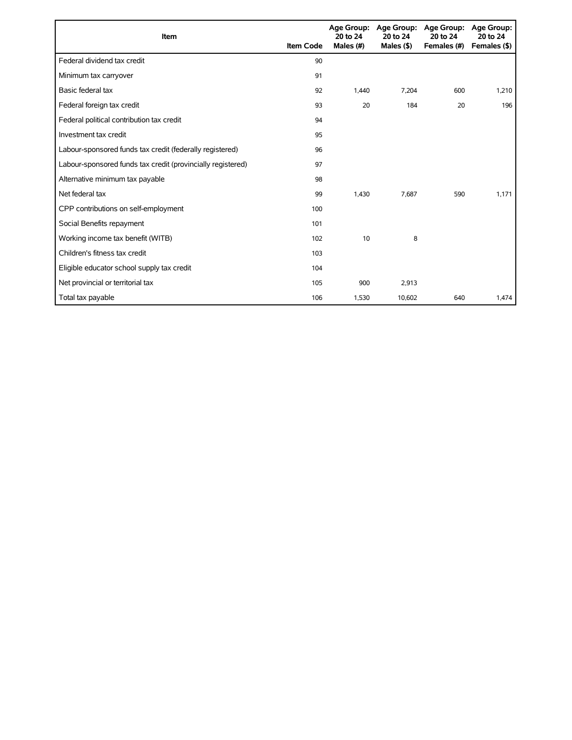| Item | Item Code | Age Group: 20 to 24 Males (#) | Age Group: 20 to 24 Males ($) | Age Group: 20 to 24 Females (#) | Age Group: 20 to 24 Females ($) |
|---|---|---|---|---|---|
| Federal dividend tax credit | 90 | | | | |
| Minimum tax carryover | 91 | | | | |
| Basic federal tax | 92 | 1,440 | 7,204 | 600 | 1,210 |
| Federal foreign tax credit | 93 | 20 | 184 | 20 | 196 |
| Federal political contribution tax credit | 94 | | | | |
| Investment tax credit | 95 | | | | |
| Labour-sponsored funds tax credit (federally registered) | 96 | | | | |
| Labour-sponsored funds tax credit (provincially registered) | 97 | | | | |
| Alternative minimum tax payable | 98 | | | | |
| Net federal tax | 99 | 1,430 | 7,687 | 590 | 1,171 |
| CPP contributions on self-employment | 100 | | | | |
| Social Benefits repayment | 101 | | | | |
| Working income tax benefit (WITB) | 102 | 10 | 8 | | |
| Children's fitness tax credit | 103 | | | | |
| Eligible educator school supply tax credit | 104 | | | | |
| Net provincial or territorial tax | 105 | 900 | 2,913 | | |
| Total tax payable | 106 | 1,530 | 10,602 | 640 | 1,474 |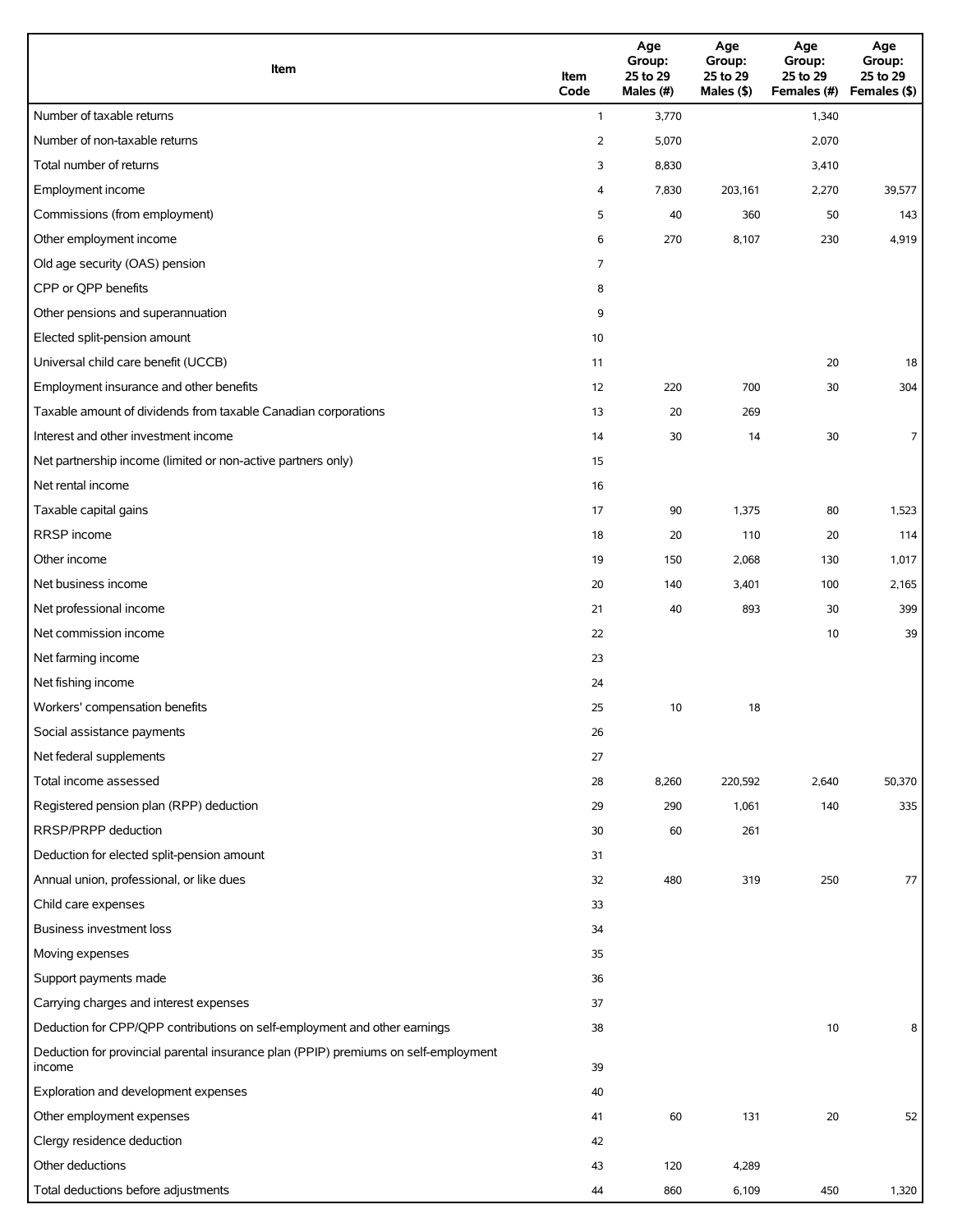| Item | Item Code | Age Group: 25 to 29 Males (#) | Age Group: 25 to 29 Males ($) | Age Group: 25 to 29 Females (#) | Age Group: 25 to 29 Females ($) |
|---|---|---|---|---|---|
| Number of taxable returns | 1 | 3,770 | | 1,340 | |
| Number of non-taxable returns | 2 | 5,070 | | 2,070 | |
| Total number of returns | 3 | 8,830 | | 3,410 | |
| Employment income | 4 | 7,830 | 203,161 | 2,270 | 39,577 |
| Commissions (from employment) | 5 | 40 | 360 | 50 | 143 |
| Other employment income | 6 | 270 | 8,107 | 230 | 4,919 |
| Old age security (OAS) pension | 7 | | | | |
| CPP or QPP benefits | 8 | | | | |
| Other pensions and superannuation | 9 | | | | |
| Elected split-pension amount | 10 | | | | |
| Universal child care benefit (UCCB) | 11 | | | 20 | 18 |
| Employment insurance and other benefits | 12 | 220 | 700 | 30 | 304 |
| Taxable amount of dividends from taxable Canadian corporations | 13 | 20 | 269 | | |
| Interest and other investment income | 14 | 30 | 14 | 30 | 7 |
| Net partnership income (limited or non-active partners only) | 15 | | | | |
| Net rental income | 16 | | | | |
| Taxable capital gains | 17 | 90 | 1,375 | 80 | 1,523 |
| RRSP income | 18 | 20 | 110 | 20 | 114 |
| Other income | 19 | 150 | 2,068 | 130 | 1,017 |
| Net business income | 20 | 140 | 3,401 | 100 | 2,165 |
| Net professional income | 21 | 40 | 893 | 30 | 399 |
| Net commission income | 22 | | | 10 | 39 |
| Net farming income | 23 | | | | |
| Net fishing income | 24 | | | | |
| Workers' compensation benefits | 25 | 10 | 18 | | |
| Social assistance payments | 26 | | | | |
| Net federal supplements | 27 | | | | |
| Total income assessed | 28 | 8,260 | 220,592 | 2,640 | 50,370 |
| Registered pension plan (RPP) deduction | 29 | 290 | 1,061 | 140 | 335 |
| RRSP/PRPP deduction | 30 | 60 | 261 | | |
| Deduction for elected split-pension amount | 31 | | | | |
| Annual union, professional, or like dues | 32 | 480 | 319 | 250 | 77 |
| Child care expenses | 33 | | | | |
| Business investment loss | 34 | | | | |
| Moving expenses | 35 | | | | |
| Support payments made | 36 | | | | |
| Carrying charges and interest expenses | 37 | | | | |
| Deduction for CPP/QPP contributions on self-employment and other earnings | 38 | | | 10 | 8 |
| Deduction for provincial parental insurance plan (PPIP) premiums on self-employment income | 39 | | | | |
| Exploration and development expenses | 40 | | | | |
| Other employment expenses | 41 | 60 | 131 | 20 | 52 |
| Clergy residence deduction | 42 | | | | |
| Other deductions | 43 | 120 | 4,289 | | |
| Total deductions before adjustments | 44 | 860 | 6,109 | 450 | 1,320 |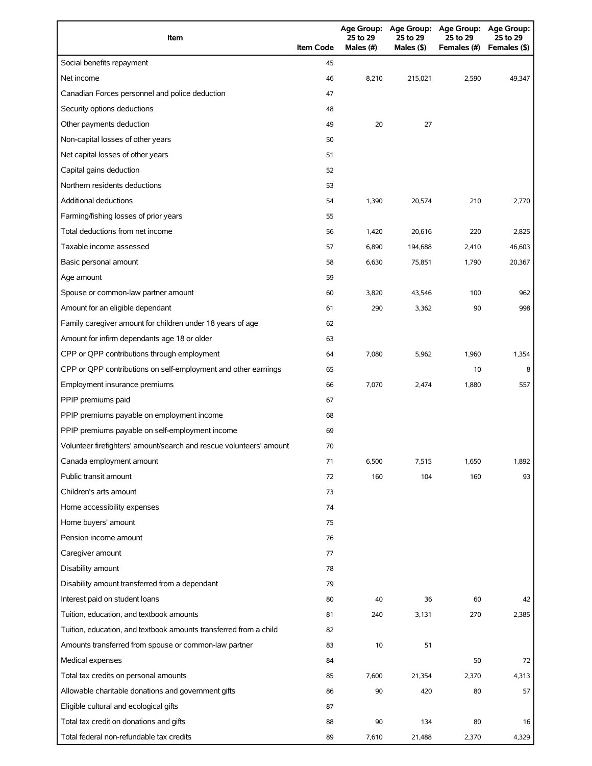| Item | Item Code | Age Group: 25 to 29 Males (#) | Age Group: 25 to 29 Males ($) | Age Group: 25 to 29 Females (#) | Age Group: 25 to 29 Females ($) |
|---|---|---|---|---|---|
| Social benefits repayment | 45 | | | | |
| Net income | 46 | 8,210 | 215,021 | 2,590 | 49,347 |
| Canadian Forces personnel and police deduction | 47 | | | | |
| Security options deductions | 48 | | | | |
| Other payments deduction | 49 | 20 | 27 | | |
| Non-capital losses of other years | 50 | | | | |
| Net capital losses of other years | 51 | | | | |
| Capital gains deduction | 52 | | | | |
| Northern residents deductions | 53 | | | | |
| Additional deductions | 54 | 1,390 | 20,574 | 210 | 2,770 |
| Farming/fishing losses of prior years | 55 | | | | |
| Total deductions from net income | 56 | 1,420 | 20,616 | 220 | 2,825 |
| Taxable income assessed | 57 | 6,890 | 194,688 | 2,410 | 46,603 |
| Basic personal amount | 58 | 6,630 | 75,851 | 1,790 | 20,367 |
| Age amount | 59 | | | | |
| Spouse or common-law partner amount | 60 | 3,820 | 43,546 | 100 | 962 |
| Amount for an eligible dependant | 61 | 290 | 3,362 | 90 | 998 |
| Family caregiver amount for children under 18 years of age | 62 | | | | |
| Amount for infirm dependants age 18 or older | 63 | | | | |
| CPP or QPP contributions through employment | 64 | 7,080 | 5,962 | 1,960 | 1,354 |
| CPP or QPP contributions on self-employment and other earnings | 65 | | | 10 | 8 |
| Employment insurance premiums | 66 | 7,070 | 2,474 | 1,880 | 557 |
| PPIP premiums paid | 67 | | | | |
| PPIP premiums payable on employment income | 68 | | | | |
| PPIP premiums payable on self-employment income | 69 | | | | |
| Volunteer firefighters' amount/search and rescue volunteers' amount | 70 | | | | |
| Canada employment amount | 71 | 6,500 | 7,515 | 1,650 | 1,892 |
| Public transit amount | 72 | 160 | 104 | 160 | 93 |
| Children's arts amount | 73 | | | | |
| Home accessibility expenses | 74 | | | | |
| Home buyers' amount | 75 | | | | |
| Pension income amount | 76 | | | | |
| Caregiver amount | 77 | | | | |
| Disability amount | 78 | | | | |
| Disability amount transferred from a dependant | 79 | | | | |
| Interest paid on student loans | 80 | 40 | 36 | 60 | 42 |
| Tuition, education, and textbook amounts | 81 | 240 | 3,131 | 270 | 2,385 |
| Tuition, education, and textbook amounts transferred from a child | 82 | | | | |
| Amounts transferred from spouse or common-law partner | 83 | 10 | 51 | | |
| Medical expenses | 84 | | | 50 | 72 |
| Total tax credits on personal amounts | 85 | 7,600 | 21,354 | 2,370 | 4,313 |
| Allowable charitable donations and government gifts | 86 | 90 | 420 | 80 | 57 |
| Eligible cultural and ecological gifts | 87 | | | | |
| Total tax credit on donations and gifts | 88 | 90 | 134 | 80 | 16 |
| Total federal non-refundable tax credits | 89 | 7,610 | 21,488 | 2,370 | 4,329 |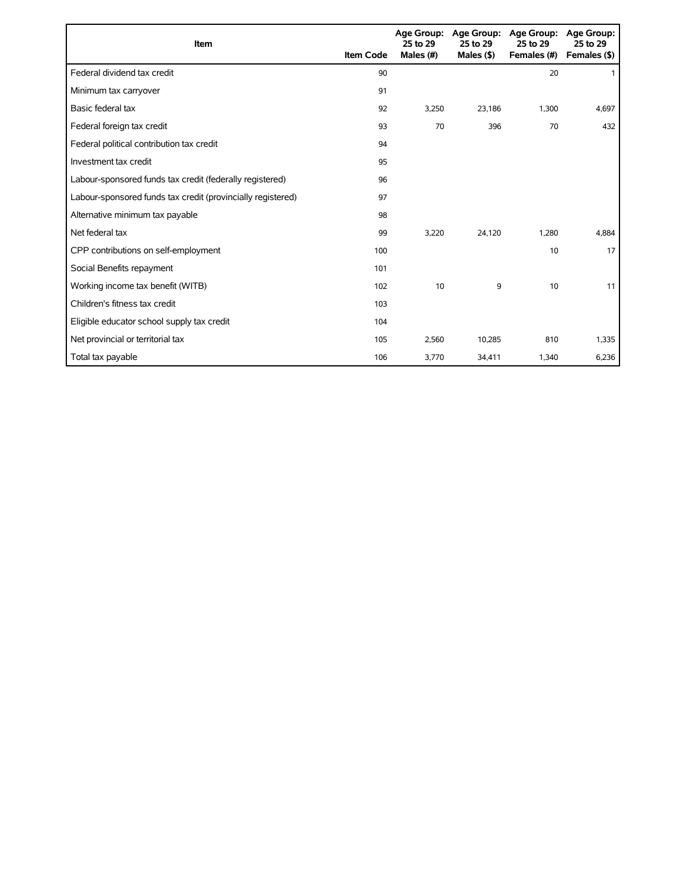| Item | Item Code | Age Group: 25 to 29 Males (#) | Age Group: 25 to 29 Males ($) | Age Group: 25 to 29 Females (#) | Age Group: 25 to 29 Females ($) |
|---|---|---|---|---|---|
| Federal dividend tax credit | 90 | | | 20 | 1 |
| Minimum tax carryover | 91 | | | | |
| Basic federal tax | 92 | 3,250 | 23,186 | 1,300 | 4,697 |
| Federal foreign tax credit | 93 | 70 | 396 | 70 | 432 |
| Federal political contribution tax credit | 94 | | | | |
| Investment tax credit | 95 | | | | |
| Labour-sponsored funds tax credit (federally registered) | 96 | | | | |
| Labour-sponsored funds tax credit (provincially registered) | 97 | | | | |
| Alternative minimum tax payable | 98 | | | | |
| Net federal tax | 99 | 3,220 | 24,120 | 1,280 | 4,884 |
| CPP contributions on self-employment | 100 | | | 10 | 17 |
| Social Benefits repayment | 101 | | | | |
| Working income tax benefit (WITB) | 102 | 10 | 9 | 10 | 11 |
| Children's fitness tax credit | 103 | | | | |
| Eligible educator school supply tax credit | 104 | | | | |
| Net provincial or territorial tax | 105 | 2,560 | 10,285 | 810 | 1,335 |
| Total tax payable | 106 | 3,770 | 34,411 | 1,340 | 6,236 |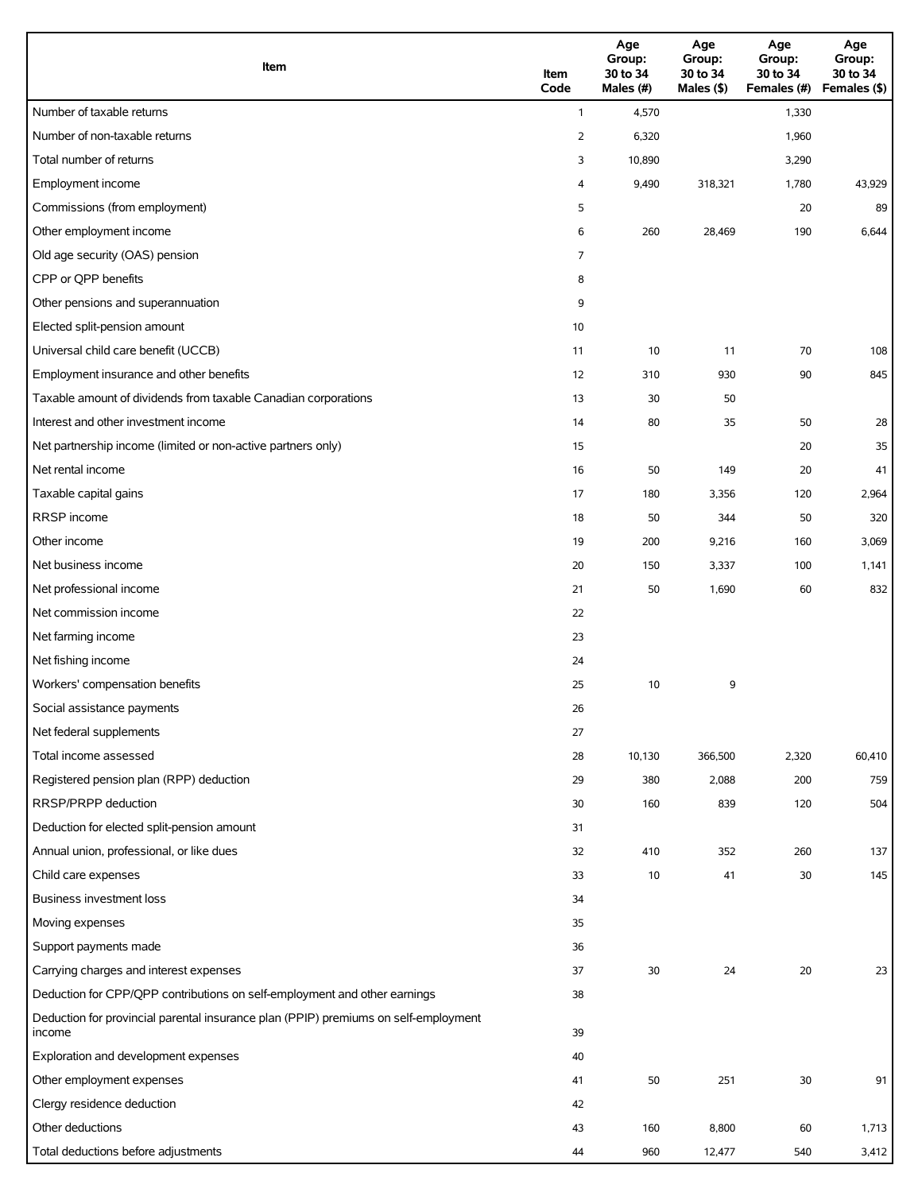| Item | Item Code | Age Group: 30 to 34 Males (#) | Age Group: 30 to 34 Males ($) | Age Group: 30 to 34 Females (#) | Age Group: 30 to 34 Females ($) |
|---|---|---|---|---|---|
| Number of taxable returns | 1 | 4,570 | | 1,330 | |
| Number of non-taxable returns | 2 | 6,320 | | 1,960 | |
| Total number of returns | 3 | 10,890 | | 3,290 | |
| Employment income | 4 | 9,490 | 318,321 | 1,780 | 43,929 |
| Commissions (from employment) | 5 | | | 20 | 89 |
| Other employment income | 6 | 260 | 28,469 | 190 | 6,644 |
| Old age security (OAS) pension | 7 | | | | |
| CPP or QPP benefits | 8 | | | | |
| Other pensions and superannuation | 9 | | | | |
| Elected split-pension amount | 10 | | | | |
| Universal child care benefit (UCCB) | 11 | 10 | 11 | 70 | 108 |
| Employment insurance and other benefits | 12 | 310 | 930 | 90 | 845 |
| Taxable amount of dividends from taxable Canadian corporations | 13 | 30 | 50 | | |
| Interest and other investment income | 14 | 80 | 35 | 50 | 28 |
| Net partnership income (limited or non-active partners only) | 15 | | | 20 | 35 |
| Net rental income | 16 | 50 | 149 | 20 | 41 |
| Taxable capital gains | 17 | 180 | 3,356 | 120 | 2,964 |
| RRSP income | 18 | 50 | 344 | 50 | 320 |
| Other income | 19 | 200 | 9,216 | 160 | 3,069 |
| Net business income | 20 | 150 | 3,337 | 100 | 1,141 |
| Net professional income | 21 | 50 | 1,690 | 60 | 832 |
| Net commission income | 22 | | | | |
| Net farming income | 23 | | | | |
| Net fishing income | 24 | | | | |
| Workers' compensation benefits | 25 | 10 | 9 | | |
| Social assistance payments | 26 | | | | |
| Net federal supplements | 27 | | | | |
| Total income assessed | 28 | 10,130 | 366,500 | 2,320 | 60,410 |
| Registered pension plan (RPP) deduction | 29 | 380 | 2,088 | 200 | 759 |
| RRSP/PRPP deduction | 30 | 160 | 839 | 120 | 504 |
| Deduction for elected split-pension amount | 31 | | | | |
| Annual union, professional, or like dues | 32 | 410 | 352 | 260 | 137 |
| Child care expenses | 33 | 10 | 41 | 30 | 145 |
| Business investment loss | 34 | | | | |
| Moving expenses | 35 | | | | |
| Support payments made | 36 | | | | |
| Carrying charges and interest expenses | 37 | 30 | 24 | 20 | 23 |
| Deduction for CPP/QPP contributions on self-employment and other earnings | 38 | | | | |
| Deduction for provincial parental insurance plan (PPIP) premiums on self-employment income | 39 | | | | |
| Exploration and development expenses | 40 | | | | |
| Other employment expenses | 41 | 50 | 251 | 30 | 91 |
| Clergy residence deduction | 42 | | | | |
| Other deductions | 43 | 160 | 8,800 | 60 | 1,713 |
| Total deductions before adjustments | 44 | 960 | 12,477 | 540 | 3,412 |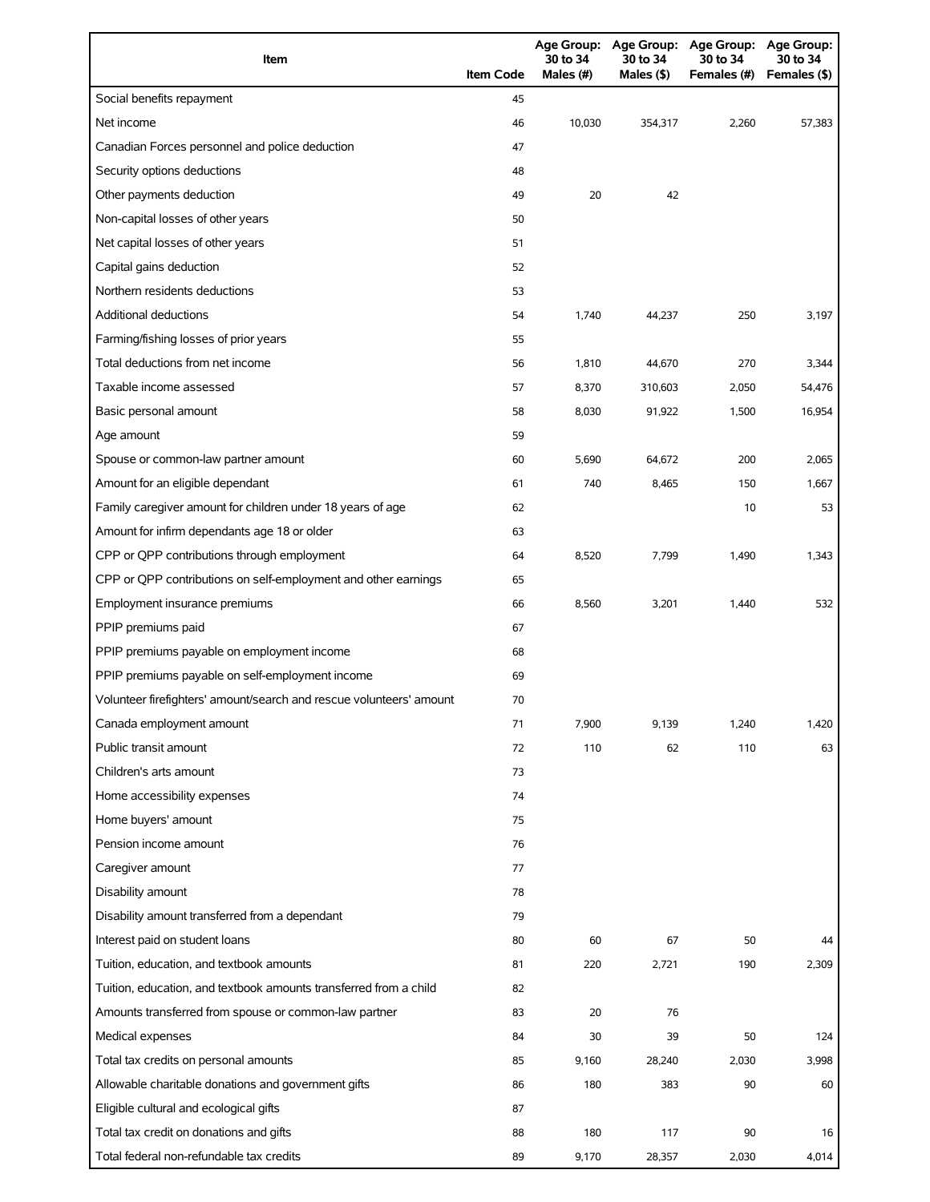| Item | Item Code | Age Group: 30 to 34 Males (#) | Age Group: 30 to 34 Males ($) | Age Group: 30 to 34 Females (#) | Age Group: 30 to 34 Females ($) |
|---|---|---|---|---|---|
| Social benefits repayment | 45 | | | | |
| Net income | 46 | 10,030 | 354,317 | 2,260 | 57,383 |
| Canadian Forces personnel and police deduction | 47 | | | | |
| Security options deductions | 48 | | | | |
| Other payments deduction | 49 | 20 | 42 | | |
| Non-capital losses of other years | 50 | | | | |
| Net capital losses of other years | 51 | | | | |
| Capital gains deduction | 52 | | | | |
| Northern residents deductions | 53 | | | | |
| Additional deductions | 54 | 1,740 | 44,237 | 250 | 3,197 |
| Farming/fishing losses of prior years | 55 | | | | |
| Total deductions from net income | 56 | 1,810 | 44,670 | 270 | 3,344 |
| Taxable income assessed | 57 | 8,370 | 310,603 | 2,050 | 54,476 |
| Basic personal amount | 58 | 8,030 | 91,922 | 1,500 | 16,954 |
| Age amount | 59 | | | | |
| Spouse or common-law partner amount | 60 | 5,690 | 64,672 | 200 | 2,065 |
| Amount for an eligible dependant | 61 | 740 | 8,465 | 150 | 1,667 |
| Family caregiver amount for children under 18 years of age | 62 | | | 10 | 53 |
| Amount for infirm dependants age 18 or older | 63 | | | | |
| CPP or QPP contributions through employment | 64 | 8,520 | 7,799 | 1,490 | 1,343 |
| CPP or QPP contributions on self-employment and other earnings | 65 | | | | |
| Employment insurance premiums | 66 | 8,560 | 3,201 | 1,440 | 532 |
| PPIP premiums paid | 67 | | | | |
| PPIP premiums payable on employment income | 68 | | | | |
| PPIP premiums payable on self-employment income | 69 | | | | |
| Volunteer firefighters' amount/search and rescue volunteers' amount | 70 | | | | |
| Canada employment amount | 71 | 7,900 | 9,139 | 1,240 | 1,420 |
| Public transit amount | 72 | 110 | 62 | 110 | 63 |
| Children's arts amount | 73 | | | | |
| Home accessibility expenses | 74 | | | | |
| Home buyers' amount | 75 | | | | |
| Pension income amount | 76 | | | | |
| Caregiver amount | 77 | | | | |
| Disability amount | 78 | | | | |
| Disability amount transferred from a dependant | 79 | | | | |
| Interest paid on student loans | 80 | 60 | 67 | 50 | 44 |
| Tuition, education, and textbook amounts | 81 | 220 | 2,721 | 190 | 2,309 |
| Tuition, education, and textbook amounts transferred from a child | 82 | | | | |
| Amounts transferred from spouse or common-law partner | 83 | 20 | 76 | | |
| Medical expenses | 84 | 30 | 39 | 50 | 124 |
| Total tax credits on personal amounts | 85 | 9,160 | 28,240 | 2,030 | 3,998 |
| Allowable charitable donations and government gifts | 86 | 180 | 383 | 90 | 60 |
| Eligible cultural and ecological gifts | 87 | | | | |
| Total tax credit on donations and gifts | 88 | 180 | 117 | 90 | 16 |
| Total federal non-refundable tax credits | 89 | 9,170 | 28,357 | 2,030 | 4,014 |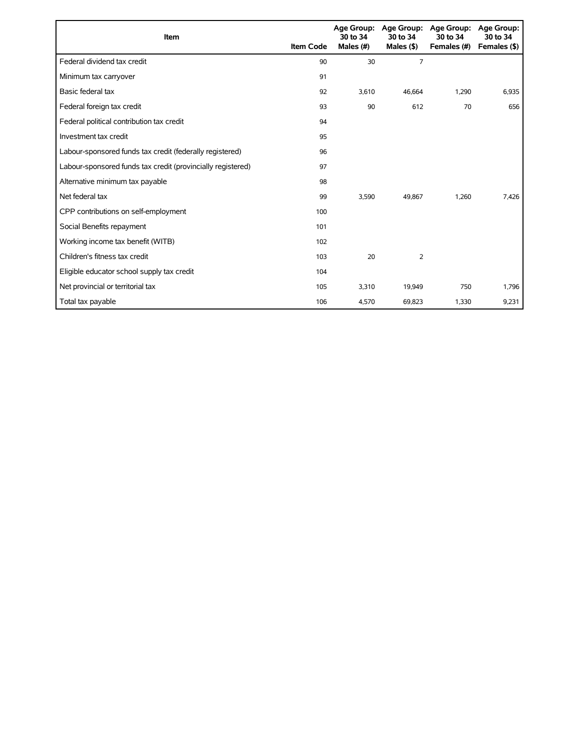| Item | Item Code | Age Group: 30 to 34 Males (#) | Age Group: 30 to 34 Males ($) | Age Group: 30 to 34 Females (#) | Age Group: 30 to 34 Females ($) |
|---|---|---|---|---|---|
| Federal dividend tax credit | 90 | 30 | 7 | | |
| Minimum tax carryover | 91 | | | | |
| Basic federal tax | 92 | 3,610 | 46,664 | 1,290 | 6,935 |
| Federal foreign tax credit | 93 | 90 | 612 | 70 | 656 |
| Federal political contribution tax credit | 94 | | | | |
| Investment tax credit | 95 | | | | |
| Labour-sponsored funds tax credit (federally registered) | 96 | | | | |
| Labour-sponsored funds tax credit (provincially registered) | 97 | | | | |
| Alternative minimum tax payable | 98 | | | | |
| Net federal tax | 99 | 3,590 | 49,867 | 1,260 | 7,426 |
| CPP contributions on self-employment | 100 | | | | |
| Social Benefits repayment | 101 | | | | |
| Working income tax benefit (WITB) | 102 | | | | |
| Children's fitness tax credit | 103 | 20 | 2 | | |
| Eligible educator school supply tax credit | 104 | | | | |
| Net provincial or territorial tax | 105 | 3,310 | 19,949 | 750 | 1,796 |
| Total tax payable | 106 | 4,570 | 69,823 | 1,330 | 9,231 |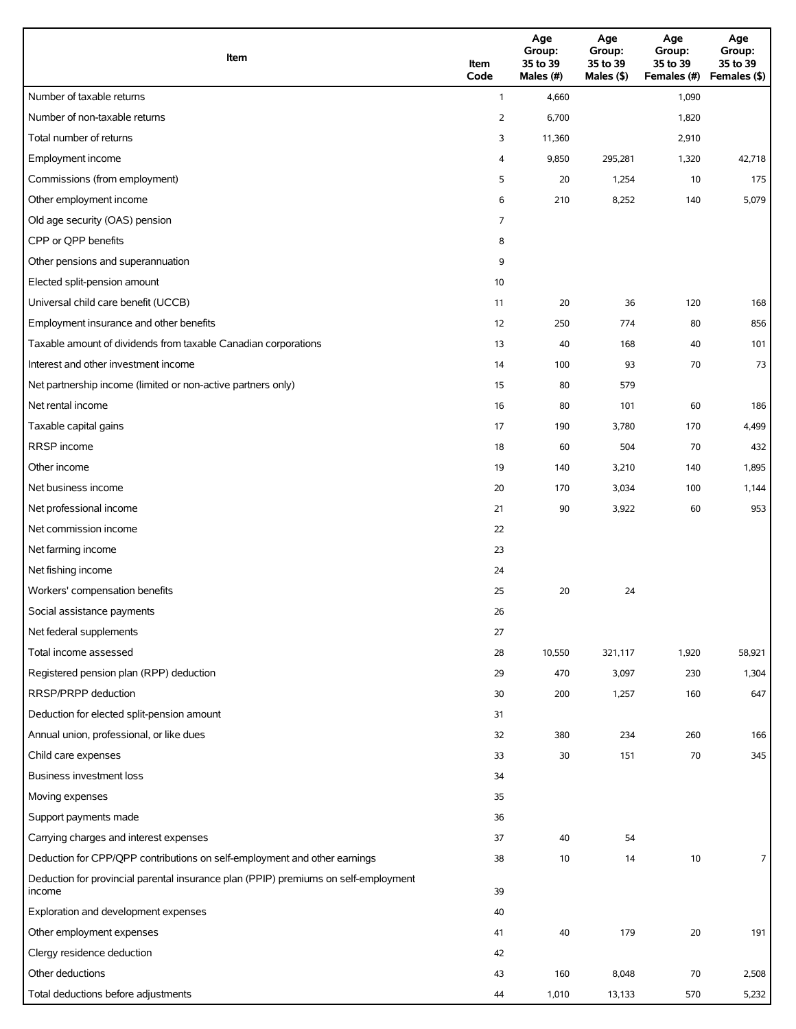| Item | Item Code | Age Group: 35 to 39 Males (#) | Age Group: 35 to 39 Males ($) | Age Group: 35 to 39 Females (#) | Age Group: 35 to 39 Females ($) |
|---|---|---|---|---|---|
| Number of taxable returns | 1 | 4,660 | | 1,090 | |
| Number of non-taxable returns | 2 | 6,700 | | 1,820 | |
| Total number of returns | 3 | 11,360 | | 2,910 | |
| Employment income | 4 | 9,850 | 295,281 | 1,320 | 42,718 |
| Commissions (from employment) | 5 | 20 | 1,254 | 10 | 175 |
| Other employment income | 6 | 210 | 8,252 | 140 | 5,079 |
| Old age security (OAS) pension | 7 | | | | |
| CPP or QPP benefits | 8 | | | | |
| Other pensions and superannuation | 9 | | | | |
| Elected split-pension amount | 10 | | | | |
| Universal child care benefit (UCCB) | 11 | 20 | 36 | 120 | 168 |
| Employment insurance and other benefits | 12 | 250 | 774 | 80 | 856 |
| Taxable amount of dividends from taxable Canadian corporations | 13 | 40 | 168 | 40 | 101 |
| Interest and other investment income | 14 | 100 | 93 | 70 | 73 |
| Net partnership income (limited or non-active partners only) | 15 | 80 | 579 | | |
| Net rental income | 16 | 80 | 101 | 60 | 186 |
| Taxable capital gains | 17 | 190 | 3,780 | 170 | 4,499 |
| RRSP income | 18 | 60 | 504 | 70 | 432 |
| Other income | 19 | 140 | 3,210 | 140 | 1,895 |
| Net business income | 20 | 170 | 3,034 | 100 | 1,144 |
| Net professional income | 21 | 90 | 3,922 | 60 | 953 |
| Net commission income | 22 | | | | |
| Net farming income | 23 | | | | |
| Net fishing income | 24 | | | | |
| Workers' compensation benefits | 25 | 20 | 24 | | |
| Social assistance payments | 26 | | | | |
| Net federal supplements | 27 | | | | |
| Total income assessed | 28 | 10,550 | 321,117 | 1,920 | 58,921 |
| Registered pension plan (RPP) deduction | 29 | 470 | 3,097 | 230 | 1,304 |
| RRSP/PRPP deduction | 30 | 200 | 1,257 | 160 | 647 |
| Deduction for elected split-pension amount | 31 | | | | |
| Annual union, professional, or like dues | 32 | 380 | 234 | 260 | 166 |
| Child care expenses | 33 | 30 | 151 | 70 | 345 |
| Business investment loss | 34 | | | | |
| Moving expenses | 35 | | | | |
| Support payments made | 36 | | | | |
| Carrying charges and interest expenses | 37 | 40 | 54 | | |
| Deduction for CPP/QPP contributions on self-employment and other earnings | 38 | 10 | 14 | 10 | 7 |
| Deduction for provincial parental insurance plan (PPIP) premiums on self-employment income | 39 | | | | |
| Exploration and development expenses | 40 | | | | |
| Other employment expenses | 41 | 40 | 179 | 20 | 191 |
| Clergy residence deduction | 42 | | | | |
| Other deductions | 43 | 160 | 8,048 | 70 | 2,508 |
| Total deductions before adjustments | 44 | 1,010 | 13,133 | 570 | 5,232 |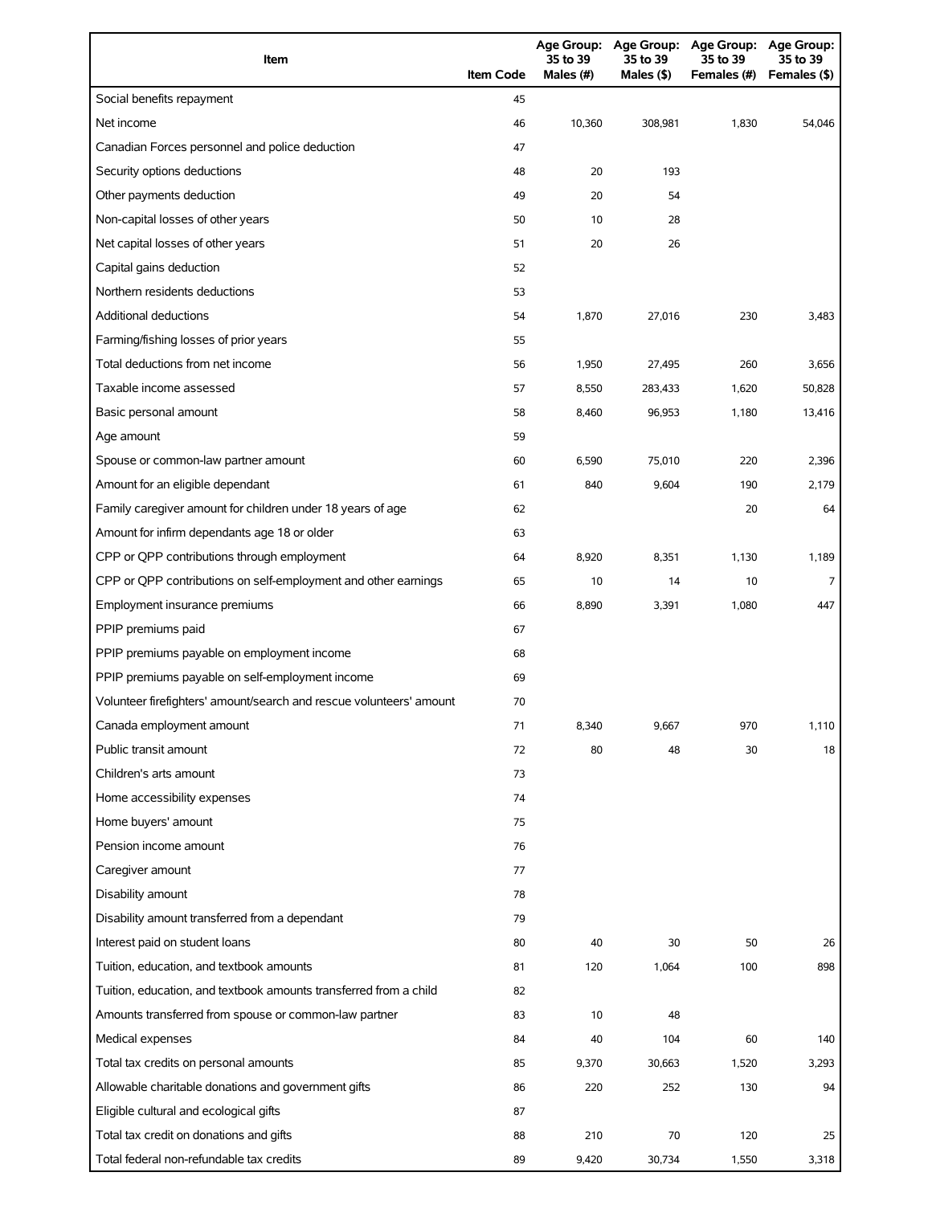| Item | Item Code | Age Group: 35 to 39 Males (#) | Age Group: 35 to 39 Males ($) | Age Group: 35 to 39 Females (#) | Age Group: 35 to 39 Females ($) |
|---|---|---|---|---|---|
| Social benefits repayment | 45 | | | | |
| Net income | 46 | 10,360 | 308,981 | 1,830 | 54,046 |
| Canadian Forces personnel and police deduction | 47 | | | | |
| Security options deductions | 48 | 20 | 193 | | |
| Other payments deduction | 49 | 20 | 54 | | |
| Non-capital losses of other years | 50 | 10 | 28 | | |
| Net capital losses of other years | 51 | 20 | 26 | | |
| Capital gains deduction | 52 | | | | |
| Northern residents deductions | 53 | | | | |
| Additional deductions | 54 | 1,870 | 27,016 | 230 | 3,483 |
| Farming/fishing losses of prior years | 55 | | | | |
| Total deductions from net income | 56 | 1,950 | 27,495 | 260 | 3,656 |
| Taxable income assessed | 57 | 8,550 | 283,433 | 1,620 | 50,828 |
| Basic personal amount | 58 | 8,460 | 96,953 | 1,180 | 13,416 |
| Age amount | 59 | | | | |
| Spouse or common-law partner amount | 60 | 6,590 | 75,010 | 220 | 2,396 |
| Amount for an eligible dependant | 61 | 840 | 9,604 | 190 | 2,179 |
| Family caregiver amount for children under 18 years of age | 62 | | | 20 | 64 |
| Amount for infirm dependants age 18 or older | 63 | | | | |
| CPP or QPP contributions through employment | 64 | 8,920 | 8,351 | 1,130 | 1,189 |
| CPP or QPP contributions on self-employment and other earnings | 65 | 10 | 14 | 10 | 7 |
| Employment insurance premiums | 66 | 8,890 | 3,391 | 1,080 | 447 |
| PPIP premiums paid | 67 | | | | |
| PPIP premiums payable on employment income | 68 | | | | |
| PPIP premiums payable on self-employment income | 69 | | | | |
| Volunteer firefighters' amount/search and rescue volunteers' amount | 70 | | | | |
| Canada employment amount | 71 | 8,340 | 9,667 | 970 | 1,110 |
| Public transit amount | 72 | 80 | 48 | 30 | 18 |
| Children's arts amount | 73 | | | | |
| Home accessibility expenses | 74 | | | | |
| Home buyers' amount | 75 | | | | |
| Pension income amount | 76 | | | | |
| Caregiver amount | 77 | | | | |
| Disability amount | 78 | | | | |
| Disability amount transferred from a dependant | 79 | | | | |
| Interest paid on student loans | 80 | 40 | 30 | 50 | 26 |
| Tuition, education, and textbook amounts | 81 | 120 | 1,064 | 100 | 898 |
| Tuition, education, and textbook amounts transferred from a child | 82 | | | | |
| Amounts transferred from spouse or common-law partner | 83 | 10 | 48 | | |
| Medical expenses | 84 | 40 | 104 | 60 | 140 |
| Total tax credits on personal amounts | 85 | 9,370 | 30,663 | 1,520 | 3,293 |
| Allowable charitable donations and government gifts | 86 | 220 | 252 | 130 | 94 |
| Eligible cultural and ecological gifts | 87 | | | | |
| Total tax credit on donations and gifts | 88 | 210 | 70 | 120 | 25 |
| Total federal non-refundable tax credits | 89 | 9,420 | 30,734 | 1,550 | 3,318 |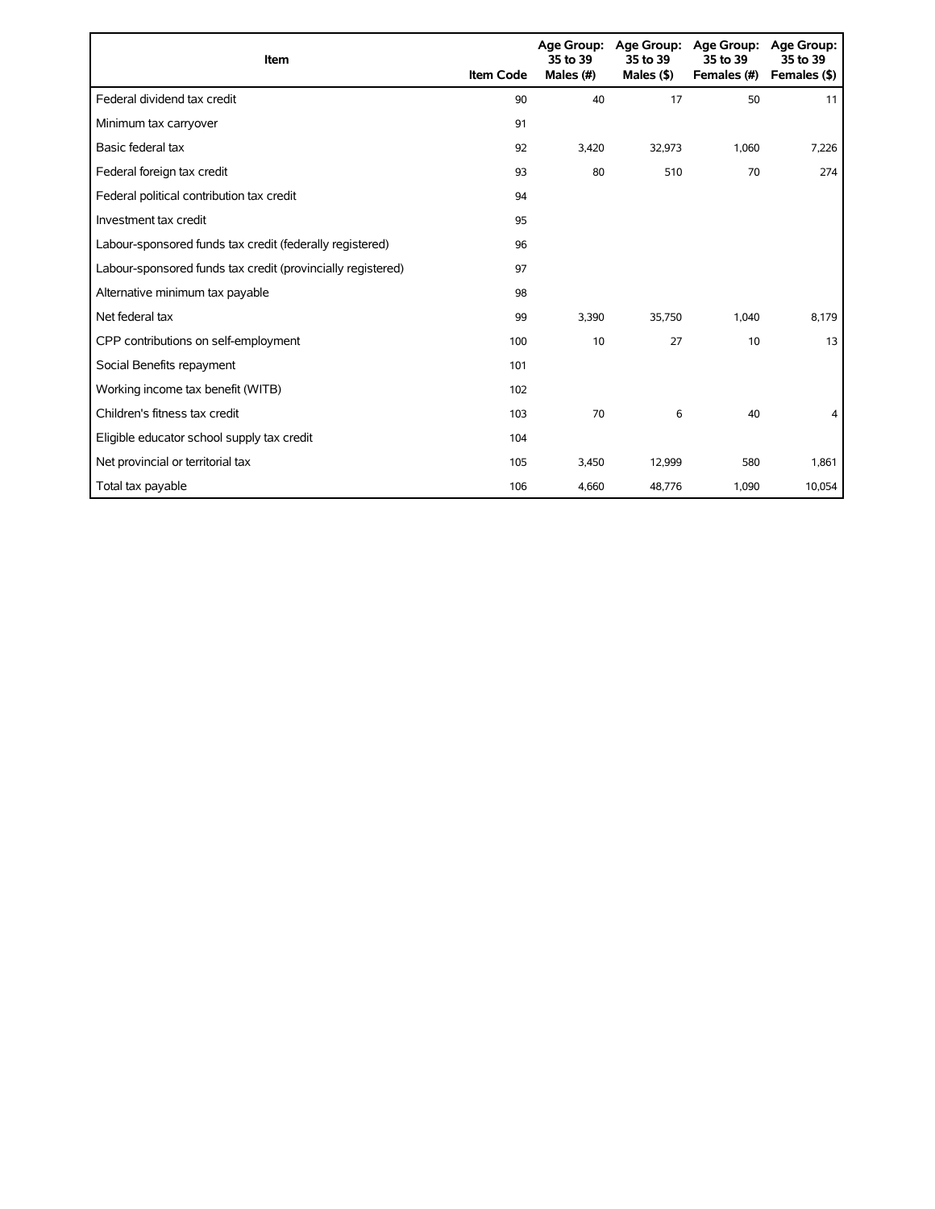| Item | Item Code | Age Group: 35 to 39 Males (#) | Age Group: 35 to 39 Males ($) | Age Group: 35 to 39 Females (#) | Age Group: 35 to 39 Females ($) |
|---|---|---|---|---|---|
| Federal dividend tax credit | 90 | 40 | 17 | 50 | 11 |
| Minimum tax carryover | 91 | | | | |
| Basic federal tax | 92 | 3,420 | 32,973 | 1,060 | 7,226 |
| Federal foreign tax credit | 93 | 80 | 510 | 70 | 274 |
| Federal political contribution tax credit | 94 | | | | |
| Investment tax credit | 95 | | | | |
| Labour-sponsored funds tax credit (federally registered) | 96 | | | | |
| Labour-sponsored funds tax credit (provincially registered) | 97 | | | | |
| Alternative minimum tax payable | 98 | | | | |
| Net federal tax | 99 | 3,390 | 35,750 | 1,040 | 8,179 |
| CPP contributions on self-employment | 100 | 10 | 27 | 10 | 13 |
| Social Benefits repayment | 101 | | | | |
| Working income tax benefit (WITB) | 102 | | | | |
| Children's fitness tax credit | 103 | 70 | 6 | 40 | 4 |
| Eligible educator school supply tax credit | 104 | | | | |
| Net provincial or territorial tax | 105 | 3,450 | 12,999 | 580 | 1,861 |
| Total tax payable | 106 | 4,660 | 48,776 | 1,090 | 10,054 |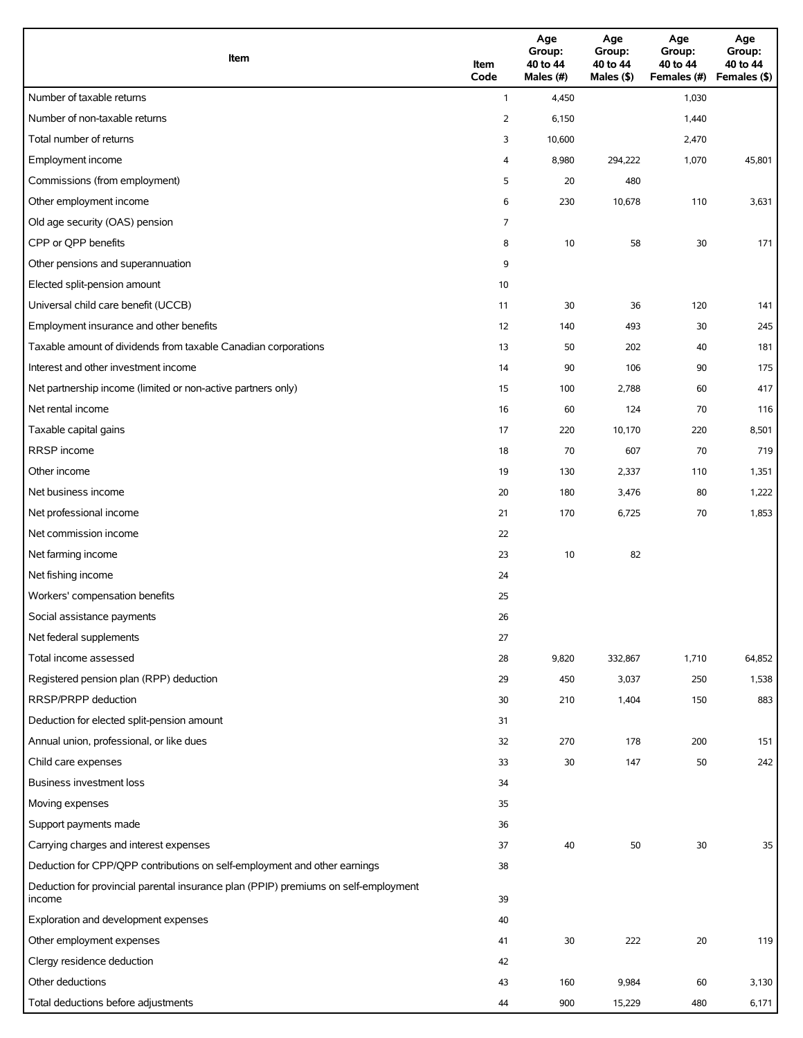| Item | Item Code | Age Group: 40 to 44 Males (#) | Age Group: 40 to 44 Males ($) | Age Group: 40 to 44 Females (#) | Age Group: 40 to 44 Females ($) |
|---|---|---|---|---|---|
| Number of taxable returns | 1 | 4,450 | | 1,030 | |
| Number of non-taxable returns | 2 | 6,150 | | 1,440 | |
| Total number of returns | 3 | 10,600 | | 2,470 | |
| Employment income | 4 | 8,980 | 294,222 | 1,070 | 45,801 |
| Commissions (from employment) | 5 | 20 | 480 | | |
| Other employment income | 6 | 230 | 10,678 | 110 | 3,631 |
| Old age security (OAS) pension | 7 | | | | |
| CPP or QPP benefits | 8 | 10 | 58 | 30 | 171 |
| Other pensions and superannuation | 9 | | | | |
| Elected split-pension amount | 10 | | | | |
| Universal child care benefit (UCCB) | 11 | 30 | 36 | 120 | 141 |
| Employment insurance and other benefits | 12 | 140 | 493 | 30 | 245 |
| Taxable amount of dividends from taxable Canadian corporations | 13 | 50 | 202 | 40 | 181 |
| Interest and other investment income | 14 | 90 | 106 | 90 | 175 |
| Net partnership income (limited or non-active partners only) | 15 | 100 | 2,788 | 60 | 417 |
| Net rental income | 16 | 60 | 124 | 70 | 116 |
| Taxable capital gains | 17 | 220 | 10,170 | 220 | 8,501 |
| RRSP income | 18 | 70 | 607 | 70 | 719 |
| Other income | 19 | 130 | 2,337 | 110 | 1,351 |
| Net business income | 20 | 180 | 3,476 | 80 | 1,222 |
| Net professional income | 21 | 170 | 6,725 | 70 | 1,853 |
| Net commission income | 22 | | | | |
| Net farming income | 23 | 10 | 82 | | |
| Net fishing income | 24 | | | | |
| Workers' compensation benefits | 25 | | | | |
| Social assistance payments | 26 | | | | |
| Net federal supplements | 27 | | | | |
| Total income assessed | 28 | 9,820 | 332,867 | 1,710 | 64,852 |
| Registered pension plan (RPP) deduction | 29 | 450 | 3,037 | 250 | 1,538 |
| RRSP/PRPP deduction | 30 | 210 | 1,404 | 150 | 883 |
| Deduction for elected split-pension amount | 31 | | | | |
| Annual union, professional, or like dues | 32 | 270 | 178 | 200 | 151 |
| Child care expenses | 33 | 30 | 147 | 50 | 242 |
| Business investment loss | 34 | | | | |
| Moving expenses | 35 | | | | |
| Support payments made | 36 | | | | |
| Carrying charges and interest expenses | 37 | 40 | 50 | 30 | 35 |
| Deduction for CPP/QPP contributions on self-employment and other earnings | 38 | | | | |
| Deduction for provincial parental insurance plan (PPIP) premiums on self-employment income | 39 | | | | |
| Exploration and development expenses | 40 | | | | |
| Other employment expenses | 41 | 30 | 222 | 20 | 119 |
| Clergy residence deduction | 42 | | | | |
| Other deductions | 43 | 160 | 9,984 | 60 | 3,130 |
| Total deductions before adjustments | 44 | 900 | 15,229 | 480 | 6,171 |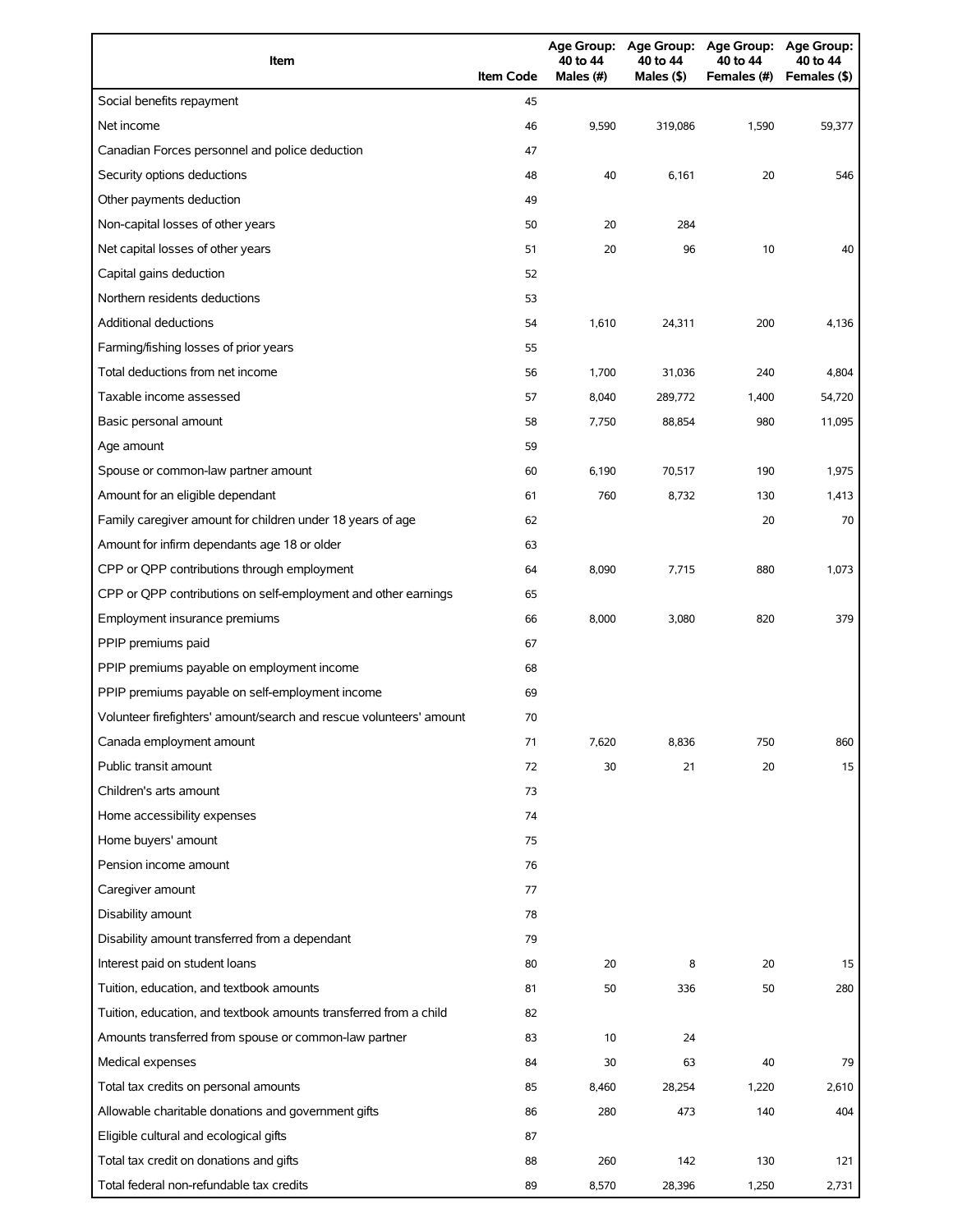| Item | Item Code | Age Group: 40 to 44 Males (#) | Age Group: 40 to 44 Males ($) | Age Group: 40 to 44 Females (#) | Age Group: 40 to 44 Females ($) |
|---|---|---|---|---|---|
| Social benefits repayment | 45 | | | | |
| Net income | 46 | 9,590 | 319,086 | 1,590 | 59,377 |
| Canadian Forces personnel and police deduction | 47 | | | | |
| Security options deductions | 48 | 40 | 6,161 | 20 | 546 |
| Other payments deduction | 49 | | | | |
| Non-capital losses of other years | 50 | 20 | 284 | | |
| Net capital losses of other years | 51 | 20 | 96 | 10 | 40 |
| Capital gains deduction | 52 | | | | |
| Northern residents deductions | 53 | | | | |
| Additional deductions | 54 | 1,610 | 24,311 | 200 | 4,136 |
| Farming/fishing losses of prior years | 55 | | | | |
| Total deductions from net income | 56 | 1,700 | 31,036 | 240 | 4,804 |
| Taxable income assessed | 57 | 8,040 | 289,772 | 1,400 | 54,720 |
| Basic personal amount | 58 | 7,750 | 88,854 | 980 | 11,095 |
| Age amount | 59 | | | | |
| Spouse or common-law partner amount | 60 | 6,190 | 70,517 | 190 | 1,975 |
| Amount for an eligible dependant | 61 | 760 | 8,732 | 130 | 1,413 |
| Family caregiver amount for children under 18 years of age | 62 | | | 20 | 70 |
| Amount for infirm dependants age 18 or older | 63 | | | | |
| CPP or QPP contributions through employment | 64 | 8,090 | 7,715 | 880 | 1,073 |
| CPP or QPP contributions on self-employment and other earnings | 65 | | | | |
| Employment insurance premiums | 66 | 8,000 | 3,080 | 820 | 379 |
| PPIP premiums paid | 67 | | | | |
| PPIP premiums payable on employment income | 68 | | | | |
| PPIP premiums payable on self-employment income | 69 | | | | |
| Volunteer firefighters' amount/search and rescue volunteers' amount | 70 | | | | |
| Canada employment amount | 71 | 7,620 | 8,836 | 750 | 860 |
| Public transit amount | 72 | 30 | 21 | 20 | 15 |
| Children's arts amount | 73 | | | | |
| Home accessibility expenses | 74 | | | | |
| Home buyers' amount | 75 | | | | |
| Pension income amount | 76 | | | | |
| Caregiver amount | 77 | | | | |
| Disability amount | 78 | | | | |
| Disability amount transferred from a dependant | 79 | | | | |
| Interest paid on student loans | 80 | 20 | 8 | 20 | 15 |
| Tuition, education, and textbook amounts | 81 | 50 | 336 | 50 | 280 |
| Tuition, education, and textbook amounts transferred from a child | 82 | | | | |
| Amounts transferred from spouse or common-law partner | 83 | 10 | 24 | | |
| Medical expenses | 84 | 30 | 63 | 40 | 79 |
| Total tax credits on personal amounts | 85 | 8,460 | 28,254 | 1,220 | 2,610 |
| Allowable charitable donations and government gifts | 86 | 280 | 473 | 140 | 404 |
| Eligible cultural and ecological gifts | 87 | | | | |
| Total tax credit on donations and gifts | 88 | 260 | 142 | 130 | 121 |
| Total federal non-refundable tax credits | 89 | 8,570 | 28,396 | 1,250 | 2,731 |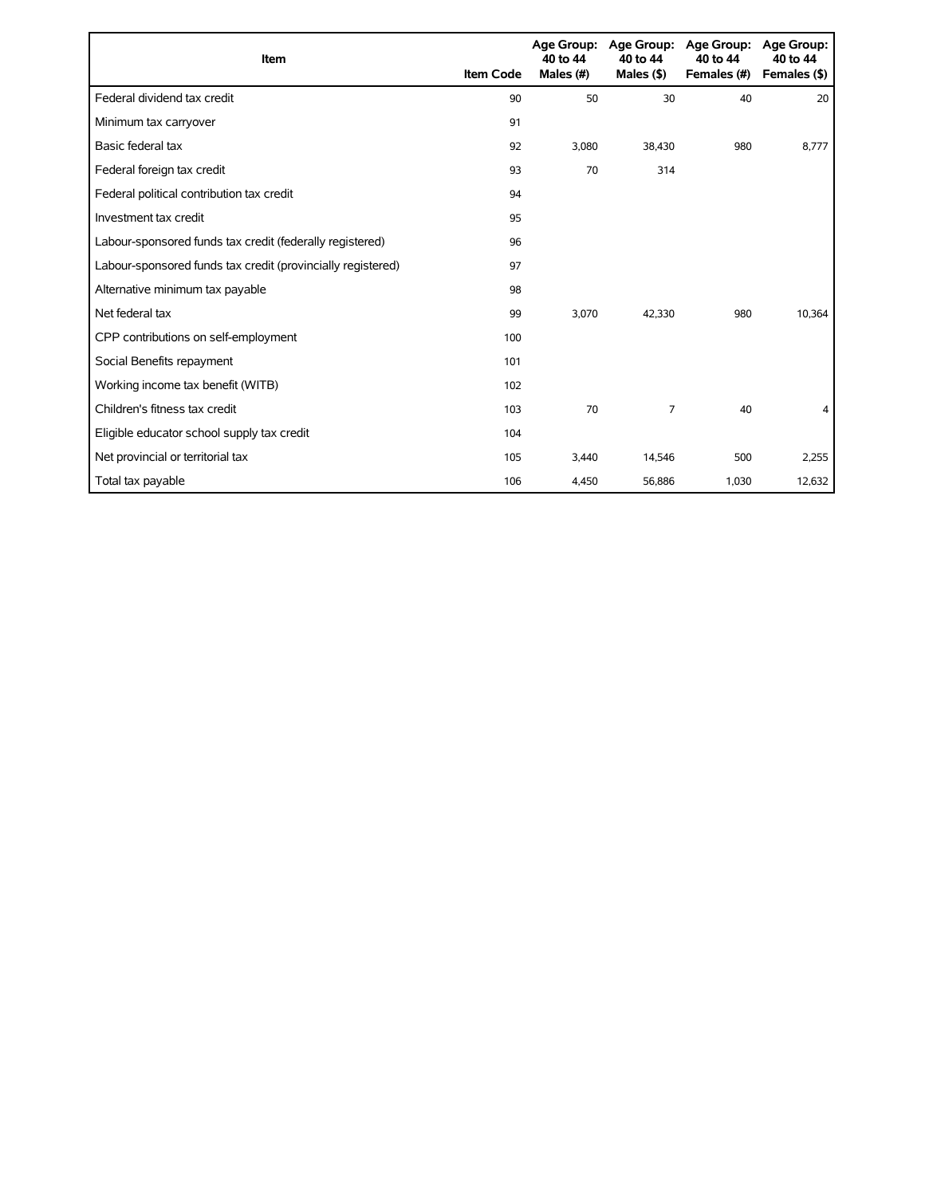| Item | Item Code | Age Group: 40 to 44 Males (#) | Age Group: 40 to 44 Males ($) | Age Group: 40 to 44 Females (#) | Age Group: 40 to 44 Females ($) |
|---|---|---|---|---|---|
| Federal dividend tax credit | 90 | 50 | 30 | 40 | 20 |
| Minimum tax carryover | 91 | | | | |
| Basic federal tax | 92 | 3,080 | 38,430 | 980 | 8,777 |
| Federal foreign tax credit | 93 | 70 | 314 | | |
| Federal political contribution tax credit | 94 | | | | |
| Investment tax credit | 95 | | | | |
| Labour-sponsored funds tax credit (federally registered) | 96 | | | | |
| Labour-sponsored funds tax credit (provincially registered) | 97 | | | | |
| Alternative minimum tax payable | 98 | | | | |
| Net federal tax | 99 | 3,070 | 42,330 | 980 | 10,364 |
| CPP contributions on self-employment | 100 | | | | |
| Social Benefits repayment | 101 | | | | |
| Working income tax benefit (WITB) | 102 | | | | |
| Children's fitness tax credit | 103 | 70 | 7 | 40 | 4 |
| Eligible educator school supply tax credit | 104 | | | | |
| Net provincial or territorial tax | 105 | 3,440 | 14,546 | 500 | 2,255 |
| Total tax payable | 106 | 4,450 | 56,886 | 1,030 | 12,632 |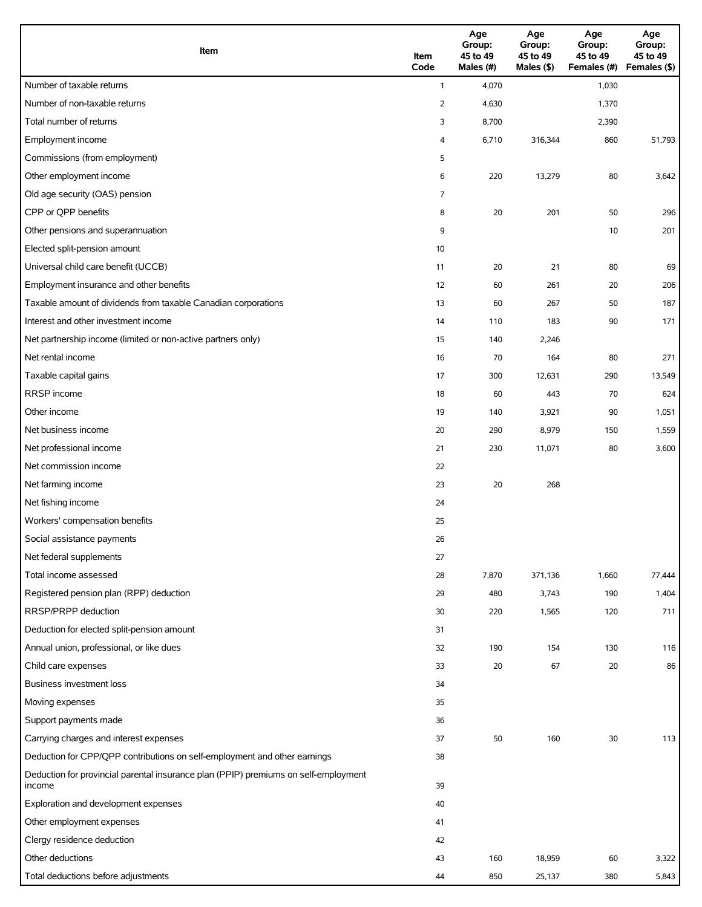| Item | Item Code | Age Group: 45 to 49 Males (#) | Age Group: 45 to 49 Males ($) | Age Group: 45 to 49 Females (#) | Age Group: 45 to 49 Females ($) |
| --- | --- | --- | --- | --- | --- |
| Number of taxable returns | 1 | 4,070 | | 1,030 | |
| Number of non-taxable returns | 2 | 4,630 | | 1,370 | |
| Total number of returns | 3 | 8,700 | | 2,390 | |
| Employment income | 4 | 6,710 | 316,344 | 860 | 51,793 |
| Commissions (from employment) | 5 | | | | |
| Other employment income | 6 | 220 | 13,279 | 80 | 3,642 |
| Old age security (OAS) pension | 7 | | | | |
| CPP or QPP benefits | 8 | 20 | 201 | 50 | 296 |
| Other pensions and superannuation | 9 | | | 10 | 201 |
| Elected split-pension amount | 10 | | | | |
| Universal child care benefit (UCCB) | 11 | 20 | 21 | 80 | 69 |
| Employment insurance and other benefits | 12 | 60 | 261 | 20 | 206 |
| Taxable amount of dividends from taxable Canadian corporations | 13 | 60 | 267 | 50 | 187 |
| Interest and other investment income | 14 | 110 | 183 | 90 | 171 |
| Net partnership income (limited or non-active partners only) | 15 | 140 | 2,246 | | |
| Net rental income | 16 | 70 | 164 | 80 | 271 |
| Taxable capital gains | 17 | 300 | 12,631 | 290 | 13,549 |
| RRSP income | 18 | 60 | 443 | 70 | 624 |
| Other income | 19 | 140 | 3,921 | 90 | 1,051 |
| Net business income | 20 | 290 | 8,979 | 150 | 1,559 |
| Net professional income | 21 | 230 | 11,071 | 80 | 3,600 |
| Net commission income | 22 | | | | |
| Net farming income | 23 | 20 | 268 | | |
| Net fishing income | 24 | | | | |
| Workers' compensation benefits | 25 | | | | |
| Social assistance payments | 26 | | | | |
| Net federal supplements | 27 | | | | |
| Total income assessed | 28 | 7,870 | 371,136 | 1,660 | 77,444 |
| Registered pension plan (RPP) deduction | 29 | 480 | 3,743 | 190 | 1,404 |
| RRSP/PRPP deduction | 30 | 220 | 1,565 | 120 | 711 |
| Deduction for elected split-pension amount | 31 | | | | |
| Annual union, professional, or like dues | 32 | 190 | 154 | 130 | 116 |
| Child care expenses | 33 | 20 | 67 | 20 | 86 |
| Business investment loss | 34 | | | | |
| Moving expenses | 35 | | | | |
| Support payments made | 36 | | | | |
| Carrying charges and interest expenses | 37 | 50 | 160 | 30 | 113 |
| Deduction for CPP/QPP contributions on self-employment and other earnings | 38 | | | | |
| Deduction for provincial parental insurance plan (PPIP) premiums on self-employment income | 39 | | | | |
| Exploration and development expenses | 40 | | | | |
| Other employment expenses | 41 | | | | |
| Clergy residence deduction | 42 | | | | |
| Other deductions | 43 | 160 | 18,959 | 60 | 3,322 |
| Total deductions before adjustments | 44 | 850 | 25,137 | 380 | 5,843 |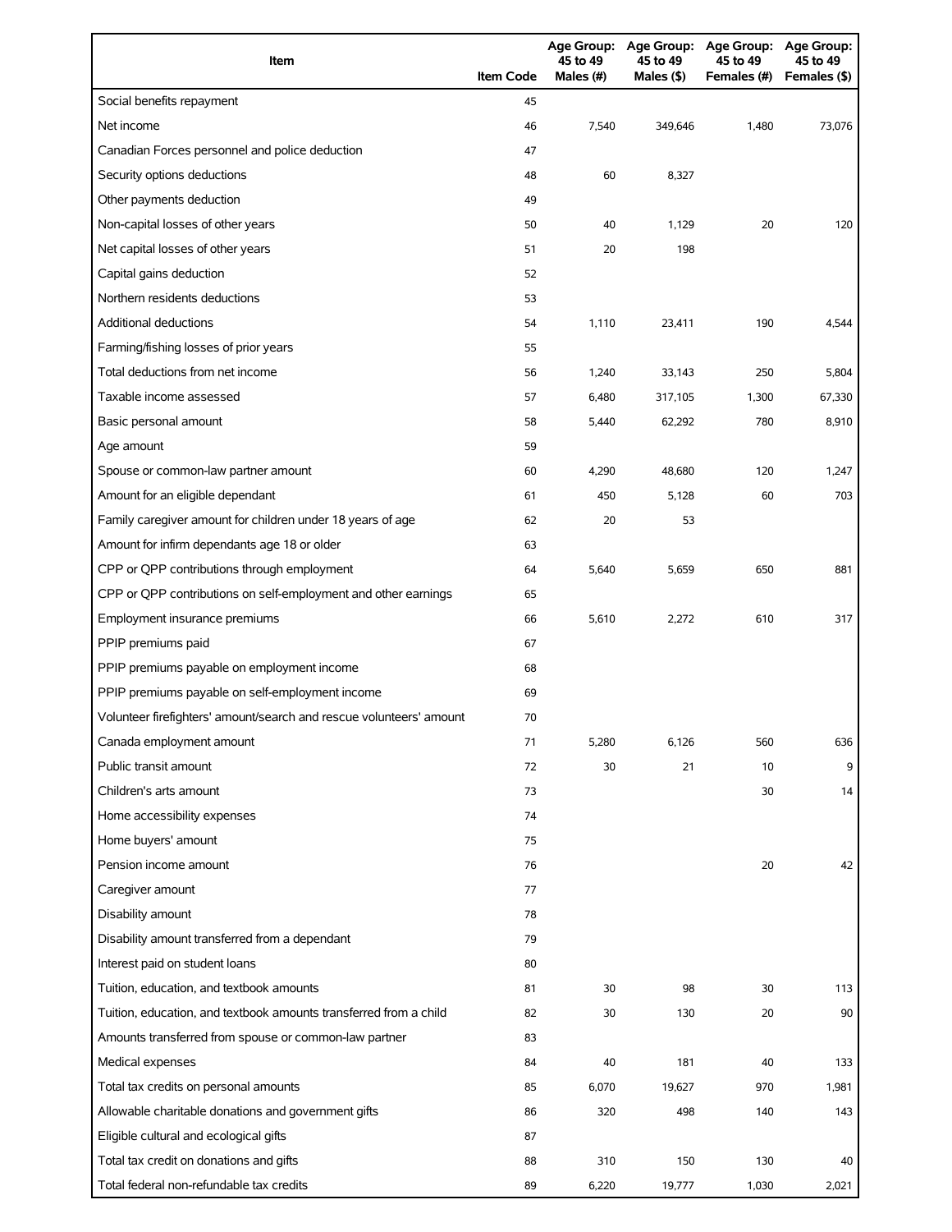| Item | Item Code | Age Group: 45 to 49 Males (#) | Age Group: 45 to 49 Males ($) | Age Group: 45 to 49 Females (#) | Age Group: 45 to 49 Females ($) |
|---|---|---|---|---|---|
| Social benefits repayment | 45 | | | | |
| Net income | 46 | 7,540 | 349,646 | 1,480 | 73,076 |
| Canadian Forces personnel and police deduction | 47 | | | | |
| Security options deductions | 48 | 60 | 8,327 | | |
| Other payments deduction | 49 | | | | |
| Non-capital losses of other years | 50 | 40 | 1,129 | 20 | 120 |
| Net capital losses of other years | 51 | 20 | 198 | | |
| Capital gains deduction | 52 | | | | |
| Northern residents deductions | 53 | | | | |
| Additional deductions | 54 | 1,110 | 23,411 | 190 | 4,544 |
| Farming/fishing losses of prior years | 55 | | | | |
| Total deductions from net income | 56 | 1,240 | 33,143 | 250 | 5,804 |
| Taxable income assessed | 57 | 6,480 | 317,105 | 1,300 | 67,330 |
| Basic personal amount | 58 | 5,440 | 62,292 | 780 | 8,910 |
| Age amount | 59 | | | | |
| Spouse or common-law partner amount | 60 | 4,290 | 48,680 | 120 | 1,247 |
| Amount for an eligible dependant | 61 | 450 | 5,128 | 60 | 703 |
| Family caregiver amount for children under 18 years of age | 62 | 20 | 53 | | |
| Amount for infirm dependants age 18 or older | 63 | | | | |
| CPP or QPP contributions through employment | 64 | 5,640 | 5,659 | 650 | 881 |
| CPP or QPP contributions on self-employment and other earnings | 65 | | | | |
| Employment insurance premiums | 66 | 5,610 | 2,272 | 610 | 317 |
| PPIP premiums paid | 67 | | | | |
| PPIP premiums payable on employment income | 68 | | | | |
| PPIP premiums payable on self-employment income | 69 | | | | |
| Volunteer firefighters' amount/search and rescue volunteers' amount | 70 | | | | |
| Canada employment amount | 71 | 5,280 | 6,126 | 560 | 636 |
| Public transit amount | 72 | 30 | 21 | 10 | 9 |
| Children's arts amount | 73 | | | 30 | 14 |
| Home accessibility expenses | 74 | | | | |
| Home buyers' amount | 75 | | | | |
| Pension income amount | 76 | | | 20 | 42 |
| Caregiver amount | 77 | | | | |
| Disability amount | 78 | | | | |
| Disability amount transferred from a dependant | 79 | | | | |
| Interest paid on student loans | 80 | | | | |
| Tuition, education, and textbook amounts | 81 | 30 | 98 | 30 | 113 |
| Tuition, education, and textbook amounts transferred from a child | 82 | 30 | 130 | 20 | 90 |
| Amounts transferred from spouse or common-law partner | 83 | | | | |
| Medical expenses | 84 | 40 | 181 | 40 | 133 |
| Total tax credits on personal amounts | 85 | 6,070 | 19,627 | 970 | 1,981 |
| Allowable charitable donations and government gifts | 86 | 320 | 498 | 140 | 143 |
| Eligible cultural and ecological gifts | 87 | | | | |
| Total tax credit on donations and gifts | 88 | 310 | 150 | 130 | 40 |
| Total federal non-refundable tax credits | 89 | 6,220 | 19,777 | 1,030 | 2,021 |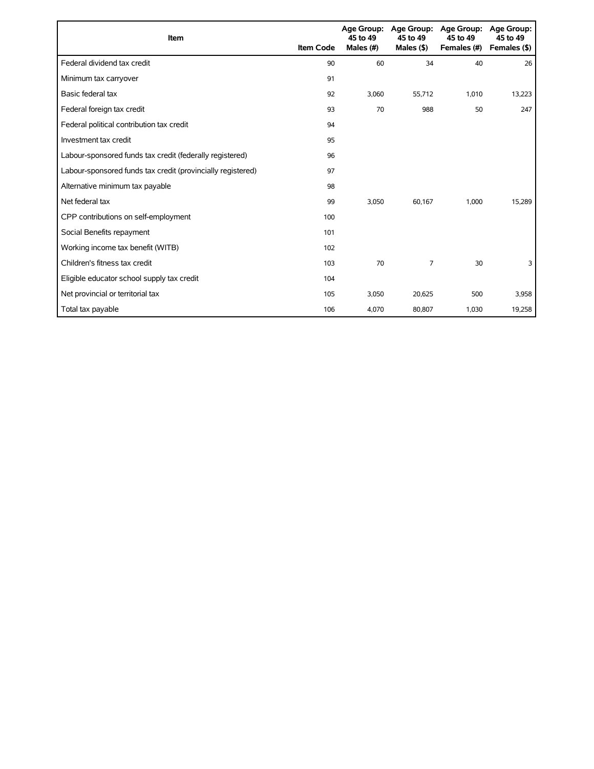| Item | Item Code | Age Group: 45 to 49 Males (#) | Age Group: 45 to 49 Males ($) | Age Group: 45 to 49 Females (#) | Age Group: 45 to 49 Females ($) |
|---|---|---|---|---|---|
| Federal dividend tax credit | 90 | 60 | 34 | 40 | 26 |
| Minimum tax carryover | 91 | | | | |
| Basic federal tax | 92 | 3,060 | 55,712 | 1,010 | 13,223 |
| Federal foreign tax credit | 93 | 70 | 988 | 50 | 247 |
| Federal political contribution tax credit | 94 | | | | |
| Investment tax credit | 95 | | | | |
| Labour-sponsored funds tax credit (federally registered) | 96 | | | | |
| Labour-sponsored funds tax credit (provincially registered) | 97 | | | | |
| Alternative minimum tax payable | 98 | | | | |
| Net federal tax | 99 | 3,050 | 60,167 | 1,000 | 15,289 |
| CPP contributions on self-employment | 100 | | | | |
| Social Benefits repayment | 101 | | | | |
| Working income tax benefit (WITB) | 102 | | | | |
| Children's fitness tax credit | 103 | 70 | 7 | 30 | 3 |
| Eligible educator school supply tax credit | 104 | | | | |
| Net provincial or territorial tax | 105 | 3,050 | 20,625 | 500 | 3,958 |
| Total tax payable | 106 | 4,070 | 80,807 | 1,030 | 19,258 |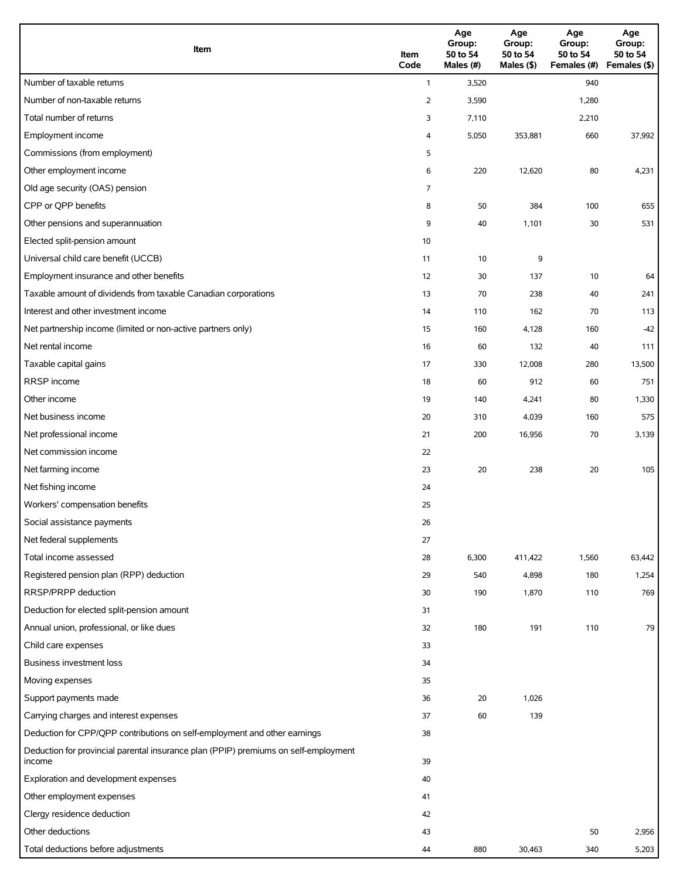| Item | Item Code | Age Group: 50 to 54 Males (#) | Age Group: 50 to 54 Males ($) | Age Group: 50 to 54 Females (#) | Age Group: 50 to 54 Females ($) |
| --- | --- | --- | --- | --- | --- |
| Number of taxable returns | 1 | 3,520 | | 940 | |
| Number of non-taxable returns | 2 | 3,590 | | 1,280 | |
| Total number of returns | 3 | 7,110 | | 2,210 | |
| Employment income | 4 | 5,050 | 353,881 | 660 | 37,992 |
| Commissions (from employment) | 5 | | | | |
| Other employment income | 6 | 220 | 12,620 | 80 | 4,231 |
| Old age security (OAS) pension | 7 | | | | |
| CPP or QPP benefits | 8 | 50 | 384 | 100 | 655 |
| Other pensions and superannuation | 9 | 40 | 1,101 | 30 | 531 |
| Elected split-pension amount | 10 | | | | |
| Universal child care benefit (UCCB) | 11 | 10 | 9 | | |
| Employment insurance and other benefits | 12 | 30 | 137 | 10 | 64 |
| Taxable amount of dividends from taxable Canadian corporations | 13 | 70 | 238 | 40 | 241 |
| Interest and other investment income | 14 | 110 | 162 | 70 | 113 |
| Net partnership income (limited or non-active partners only) | 15 | 160 | 4,128 | 160 | -42 |
| Net rental income | 16 | 60 | 132 | 40 | 111 |
| Taxable capital gains | 17 | 330 | 12,008 | 280 | 13,500 |
| RRSP income | 18 | 60 | 912 | 60 | 751 |
| Other income | 19 | 140 | 4,241 | 80 | 1,330 |
| Net business income | 20 | 310 | 4,039 | 160 | 575 |
| Net professional income | 21 | 200 | 16,956 | 70 | 3,139 |
| Net commission income | 22 | | | | |
| Net farming income | 23 | 20 | 238 | 20 | 105 |
| Net fishing income | 24 | | | | |
| Workers' compensation benefits | 25 | | | | |
| Social assistance payments | 26 | | | | |
| Net federal supplements | 27 | | | | |
| Total income assessed | 28 | 6,300 | 411,422 | 1,560 | 63,442 |
| Registered pension plan (RPP) deduction | 29 | 540 | 4,898 | 180 | 1,254 |
| RRSP/PRPP deduction | 30 | 190 | 1,870 | 110 | 769 |
| Deduction for elected split-pension amount | 31 | | | | |
| Annual union, professional, or like dues | 32 | 180 | 191 | 110 | 79 |
| Child care expenses | 33 | | | | |
| Business investment loss | 34 | | | | |
| Moving expenses | 35 | | | | |
| Support payments made | 36 | 20 | 1,026 | | |
| Carrying charges and interest expenses | 37 | 60 | 139 | | |
| Deduction for CPP/QPP contributions on self-employment and other earnings | 38 | | | | |
| Deduction for provincial parental insurance plan (PPIP) premiums on self-employment income | 39 | | | | |
| Exploration and development expenses | 40 | | | | |
| Other employment expenses | 41 | | | | |
| Clergy residence deduction | 42 | | | | |
| Other deductions | 43 | | | 50 | 2,956 |
| Total deductions before adjustments | 44 | 880 | 30,463 | 340 | 5,203 |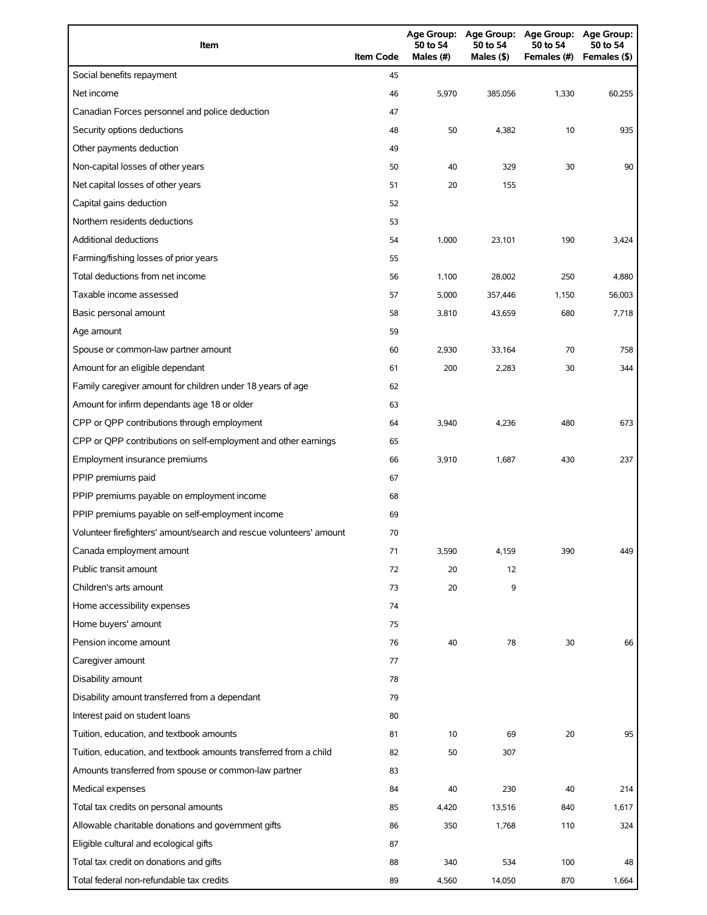| Item | Item Code | Age Group: 50 to 54 Males (#) | Age Group: 50 to 54 Males ($) | Age Group: 50 to 54 Females (#) | Age Group: 50 to 54 Females ($) |
|---|---|---|---|---|---|
| Social benefits repayment | 45 | | | | |
| Net income | 46 | 5,970 | 385,056 | 1,330 | 60,255 |
| Canadian Forces personnel and police deduction | 47 | | | | |
| Security options deductions | 48 | 50 | 4,382 | 10 | 935 |
| Other payments deduction | 49 | | | | |
| Non-capital losses of other years | 50 | 40 | 329 | 30 | 90 |
| Net capital losses of other years | 51 | 20 | 155 | | |
| Capital gains deduction | 52 | | | | |
| Northern residents deductions | 53 | | | | |
| Additional deductions | 54 | 1,000 | 23,101 | 190 | 3,424 |
| Farming/fishing losses of prior years | 55 | | | | |
| Total deductions from net income | 56 | 1,100 | 28,002 | 250 | 4,880 |
| Taxable income assessed | 57 | 5,000 | 357,446 | 1,150 | 56,003 |
| Basic personal amount | 58 | 3,810 | 43,659 | 680 | 7,718 |
| Age amount | 59 | | | | |
| Spouse or common-law partner amount | 60 | 2,930 | 33,164 | 70 | 758 |
| Amount for an eligible dependant | 61 | 200 | 2,283 | 30 | 344 |
| Family caregiver amount for children under 18 years of age | 62 | | | | |
| Amount for infirm dependants age 18 or older | 63 | | | | |
| CPP or QPP contributions through employment | 64 | 3,940 | 4,236 | 480 | 673 |
| CPP or QPP contributions on self-employment and other earnings | 65 | | | | |
| Employment insurance premiums | 66 | 3,910 | 1,687 | 430 | 237 |
| PPIP premiums paid | 67 | | | | |
| PPIP premiums payable on employment income | 68 | | | | |
| PPIP premiums payable on self-employment income | 69 | | | | |
| Volunteer firefighters' amount/search and rescue volunteers' amount | 70 | | | | |
| Canada employment amount | 71 | 3,590 | 4,159 | 390 | 449 |
| Public transit amount | 72 | 20 | 12 | | |
| Children's arts amount | 73 | 20 | 9 | | |
| Home accessibility expenses | 74 | | | | |
| Home buyers' amount | 75 | | | | |
| Pension income amount | 76 | 40 | 78 | 30 | 66 |
| Caregiver amount | 77 | | | | |
| Disability amount | 78 | | | | |
| Disability amount transferred from a dependant | 79 | | | | |
| Interest paid on student loans | 80 | | | | |
| Tuition, education, and textbook amounts | 81 | 10 | 69 | 20 | 95 |
| Tuition, education, and textbook amounts transferred from a child | 82 | 50 | 307 | | |
| Amounts transferred from spouse or common-law partner | 83 | | | | |
| Medical expenses | 84 | 40 | 230 | 40 | 214 |
| Total tax credits on personal amounts | 85 | 4,420 | 13,516 | 840 | 1,617 |
| Allowable charitable donations and government gifts | 86 | 350 | 1,768 | 110 | 324 |
| Eligible cultural and ecological gifts | 87 | | | | |
| Total tax credit on donations and gifts | 88 | 340 | 534 | 100 | 48 |
| Total federal non-refundable tax credits | 89 | 4,560 | 14,050 | 870 | 1,664 |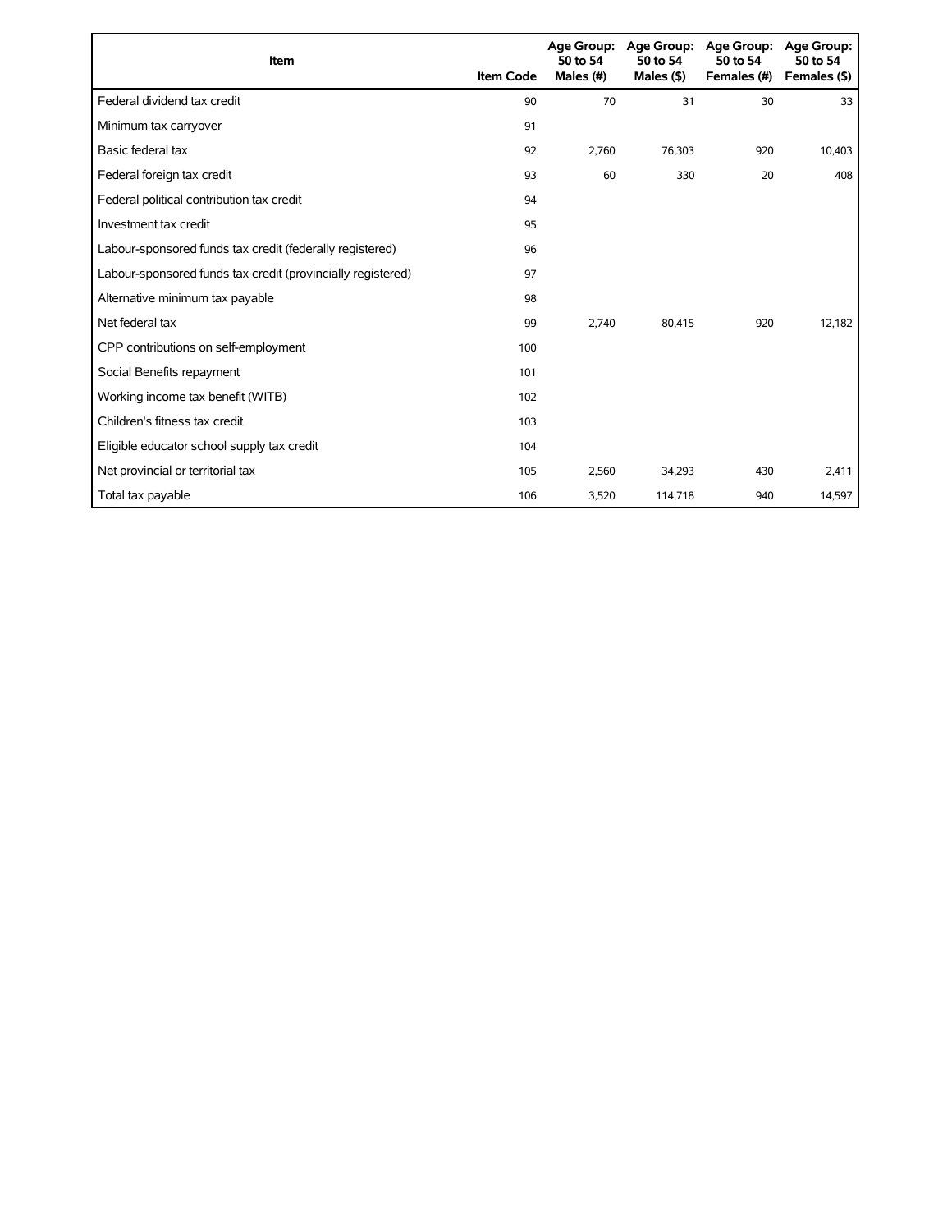| Item | Item Code | Age Group: 50 to 54 Males (#) | Age Group: 50 to 54 Males ($) | Age Group: 50 to 54 Females (#) | Age Group: 50 to 54 Females ($) |
| --- | --- | --- | --- | --- | --- |
| Federal dividend tax credit | 90 | 70 | 31 | 30 | 33 |
| Minimum tax carryover | 91 | | | | |
| Basic federal tax | 92 | 2,760 | 76,303 | 920 | 10,403 |
| Federal foreign tax credit | 93 | 60 | 330 | 20 | 408 |
| Federal political contribution tax credit | 94 | | | | |
| Investment tax credit | 95 | | | | |
| Labour-sponsored funds tax credit (federally registered) | 96 | | | | |
| Labour-sponsored funds tax credit (provincially registered) | 97 | | | | |
| Alternative minimum tax payable | 98 | | | | |
| Net federal tax | 99 | 2,740 | 80,415 | 920 | 12,182 |
| CPP contributions on self-employment | 100 | | | | |
| Social Benefits repayment | 101 | | | | |
| Working income tax benefit (WITB) | 102 | | | | |
| Children's fitness tax credit | 103 | | | | |
| Eligible educator school supply tax credit | 104 | | | | |
| Net provincial or territorial tax | 105 | 2,560 | 34,293 | 430 | 2,411 |
| Total tax payable | 106 | 3,520 | 114,718 | 940 | 14,597 |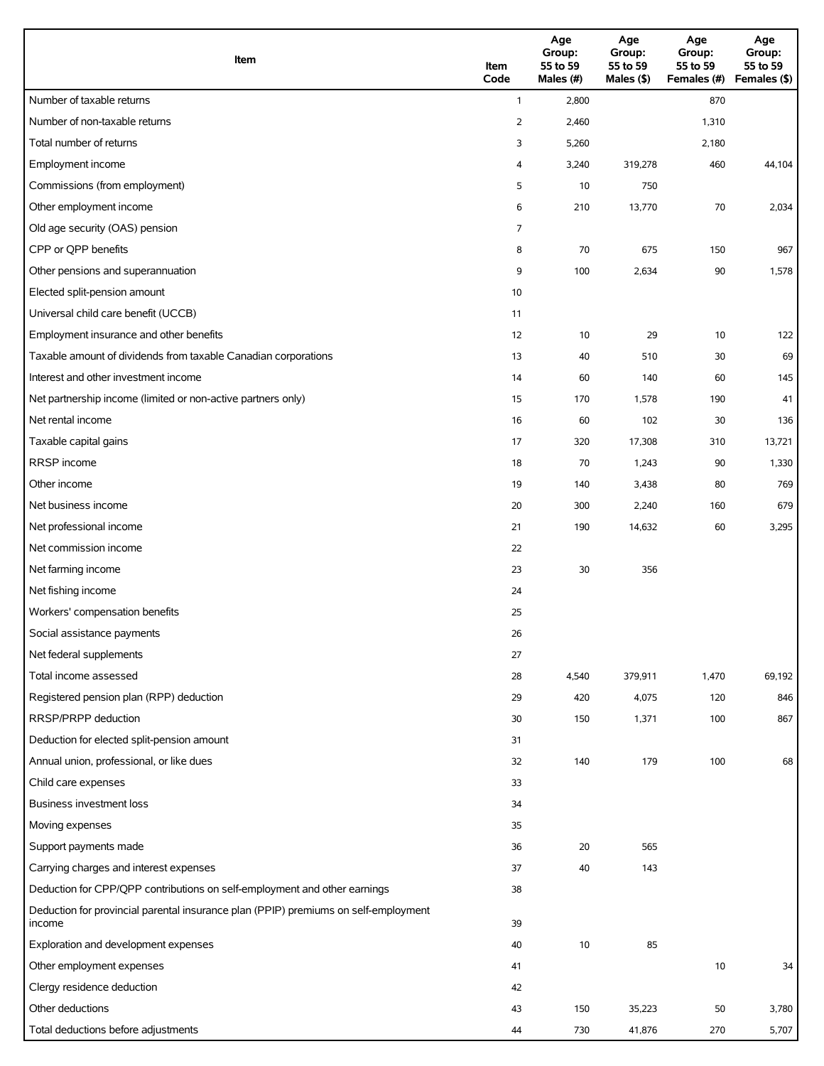| Item | Item Code | Age Group: 55 to 59 Males (#) | Age Group: 55 to 59 Males ($) | Age Group: 55 to 59 Females (#) | Age Group: 55 to 59 Females ($) |
|---|---|---|---|---|---|
| Number of taxable returns | 1 | 2,800 | | 870 | |
| Number of non-taxable returns | 2 | 2,460 | | 1,310 | |
| Total number of returns | 3 | 5,260 | | 2,180 | |
| Employment income | 4 | 3,240 | 319,278 | 460 | 44,104 |
| Commissions (from employment) | 5 | 10 | 750 | | |
| Other employment income | 6 | 210 | 13,770 | 70 | 2,034 |
| Old age security (OAS) pension | 7 | | | | |
| CPP or QPP benefits | 8 | 70 | 675 | 150 | 967 |
| Other pensions and superannuation | 9 | 100 | 2,634 | 90 | 1,578 |
| Elected split-pension amount | 10 | | | | |
| Universal child care benefit (UCCB) | 11 | | | | |
| Employment insurance and other benefits | 12 | 10 | 29 | 10 | 122 |
| Taxable amount of dividends from taxable Canadian corporations | 13 | 40 | 510 | 30 | 69 |
| Interest and other investment income | 14 | 60 | 140 | 60 | 145 |
| Net partnership income (limited or non-active partners only) | 15 | 170 | 1,578 | 190 | 41 |
| Net rental income | 16 | 60 | 102 | 30 | 136 |
| Taxable capital gains | 17 | 320 | 17,308 | 310 | 13,721 |
| RRSP income | 18 | 70 | 1,243 | 90 | 1,330 |
| Other income | 19 | 140 | 3,438 | 80 | 769 |
| Net business income | 20 | 300 | 2,240 | 160 | 679 |
| Net professional income | 21 | 190 | 14,632 | 60 | 3,295 |
| Net commission income | 22 | | | | |
| Net farming income | 23 | 30 | 356 | | |
| Net fishing income | 24 | | | | |
| Workers' compensation benefits | 25 | | | | |
| Social assistance payments | 26 | | | | |
| Net federal supplements | 27 | | | | |
| Total income assessed | 28 | 4,540 | 379,911 | 1,470 | 69,192 |
| Registered pension plan (RPP) deduction | 29 | 420 | 4,075 | 120 | 846 |
| RRSP/PRPP deduction | 30 | 150 | 1,371 | 100 | 867 |
| Deduction for elected split-pension amount | 31 | | | | |
| Annual union, professional, or like dues | 32 | 140 | 179 | 100 | 68 |
| Child care expenses | 33 | | | | |
| Business investment loss | 34 | | | | |
| Moving expenses | 35 | | | | |
| Support payments made | 36 | 20 | 565 | | |
| Carrying charges and interest expenses | 37 | 40 | 143 | | |
| Deduction for CPP/QPP contributions on self-employment and other earnings | 38 | | | | |
| Deduction for provincial parental insurance plan (PPIP) premiums on self-employment income | 39 | | | | |
| Exploration and development expenses | 40 | 10 | 85 | | |
| Other employment expenses | 41 | | | 10 | 34 |
| Clergy residence deduction | 42 | | | | |
| Other deductions | 43 | 150 | 35,223 | 50 | 3,780 |
| Total deductions before adjustments | 44 | 730 | 41,876 | 270 | 5,707 |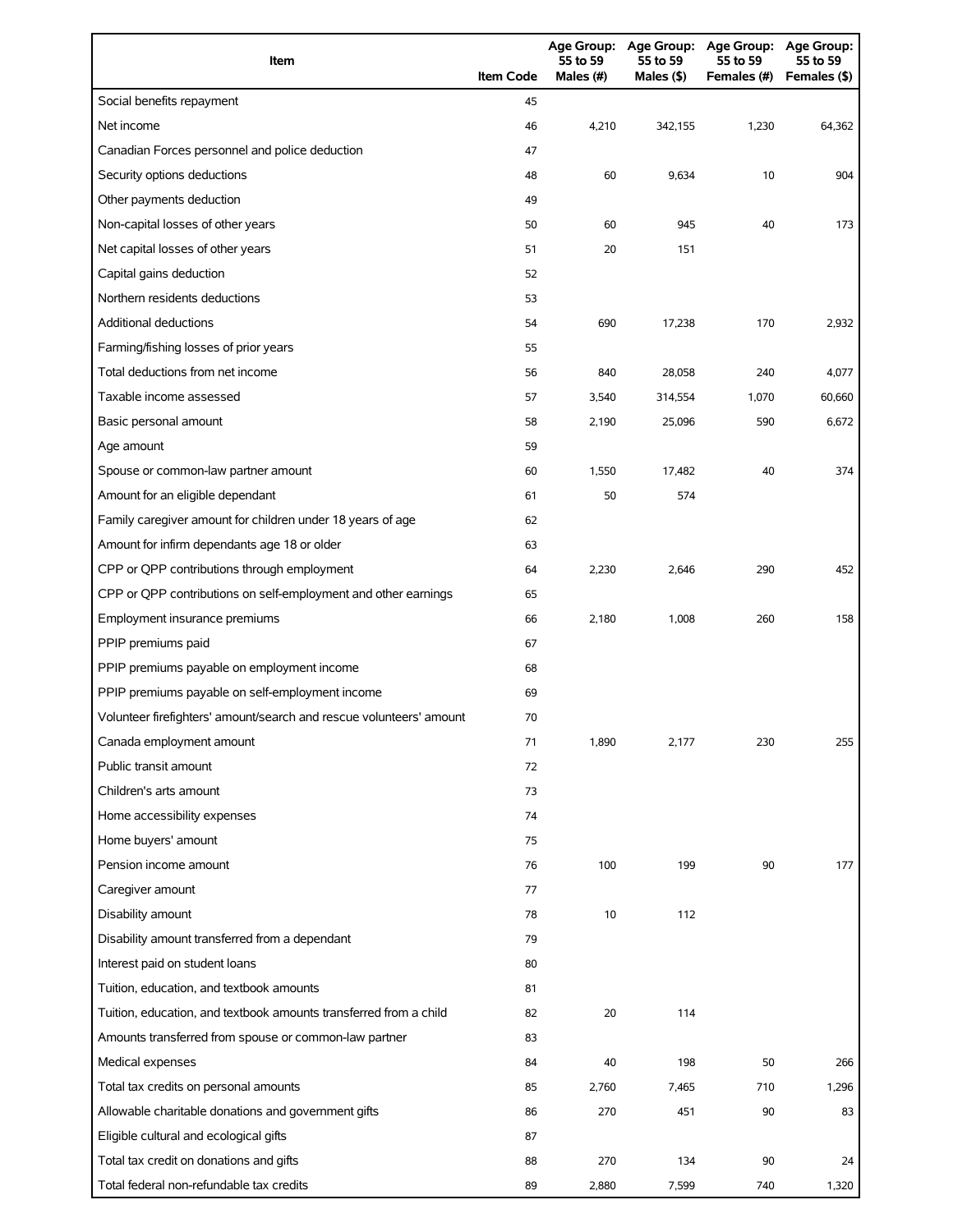| Item | Item Code | Age Group: 55 to 59 Males (#) | Age Group: 55 to 59 Males ($) | Age Group: 55 to 59 Females (#) | Age Group: 55 to 59 Females ($) |
|---|---|---|---|---|---|
| Social benefits repayment | 45 | | | | |
| Net income | 46 | 4,210 | 342,155 | 1,230 | 64,362 |
| Canadian Forces personnel and police deduction | 47 | | | | |
| Security options deductions | 48 | 60 | 9,634 | 10 | 904 |
| Other payments deduction | 49 | | | | |
| Non-capital losses of other years | 50 | 60 | 945 | 40 | 173 |
| Net capital losses of other years | 51 | 20 | 151 | | |
| Capital gains deduction | 52 | | | | |
| Northern residents deductions | 53 | | | | |
| Additional deductions | 54 | 690 | 17,238 | 170 | 2,932 |
| Farming/fishing losses of prior years | 55 | | | | |
| Total deductions from net income | 56 | 840 | 28,058 | 240 | 4,077 |
| Taxable income assessed | 57 | 3,540 | 314,554 | 1,070 | 60,660 |
| Basic personal amount | 58 | 2,190 | 25,096 | 590 | 6,672 |
| Age amount | 59 | | | | |
| Spouse or common-law partner amount | 60 | 1,550 | 17,482 | 40 | 374 |
| Amount for an eligible dependant | 61 | 50 | 574 | | |
| Family caregiver amount for children under 18 years of age | 62 | | | | |
| Amount for infirm dependants age 18 or older | 63 | | | | |
| CPP or QPP contributions through employment | 64 | 2,230 | 2,646 | 290 | 452 |
| CPP or QPP contributions on self-employment and other earnings | 65 | | | | |
| Employment insurance premiums | 66 | 2,180 | 1,008 | 260 | 158 |
| PPIP premiums paid | 67 | | | | |
| PPIP premiums payable on employment income | 68 | | | | |
| PPIP premiums payable on self-employment income | 69 | | | | |
| Volunteer firefighters' amount/search and rescue volunteers' amount | 70 | | | | |
| Canada employment amount | 71 | 1,890 | 2,177 | 230 | 255 |
| Public transit amount | 72 | | | | |
| Children's arts amount | 73 | | | | |
| Home accessibility expenses | 74 | | | | |
| Home buyers' amount | 75 | | | | |
| Pension income amount | 76 | 100 | 199 | 90 | 177 |
| Caregiver amount | 77 | | | | |
| Disability amount | 78 | 10 | 112 | | |
| Disability amount transferred from a dependant | 79 | | | | |
| Interest paid on student loans | 80 | | | | |
| Tuition, education, and textbook amounts | 81 | | | | |
| Tuition, education, and textbook amounts transferred from a child | 82 | 20 | 114 | | |
| Amounts transferred from spouse or common-law partner | 83 | | | | |
| Medical expenses | 84 | 40 | 198 | 50 | 266 |
| Total tax credits on personal amounts | 85 | 2,760 | 7,465 | 710 | 1,296 |
| Allowable charitable donations and government gifts | 86 | 270 | 451 | 90 | 83 |
| Eligible cultural and ecological gifts | 87 | | | | |
| Total tax credit on donations and gifts | 88 | 270 | 134 | 90 | 24 |
| Total federal non-refundable tax credits | 89 | 2,880 | 7,599 | 740 | 1,320 |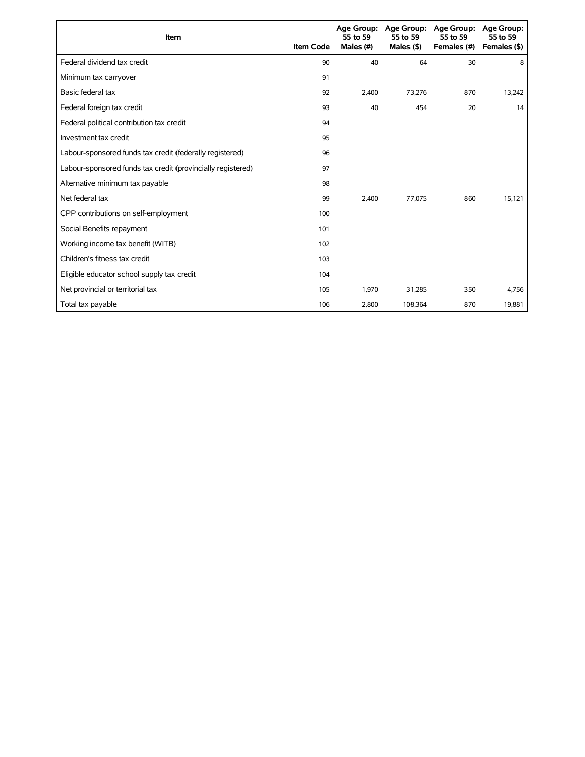| Item | Item Code | Age Group: 55 to 59 Males (#) | Age Group: 55 to 59 Males ($) | Age Group: 55 to 59 Females (#) | Age Group: 55 to 59 Females ($) |
|---|---|---|---|---|---|
| Federal dividend tax credit | 90 | 40 | 64 | 30 | 8 |
| Minimum tax carryover | 91 | | | | |
| Basic federal tax | 92 | 2,400 | 73,276 | 870 | 13,242 |
| Federal foreign tax credit | 93 | 40 | 454 | 20 | 14 |
| Federal political contribution tax credit | 94 | | | | |
| Investment tax credit | 95 | | | | |
| Labour-sponsored funds tax credit (federally registered) | 96 | | | | |
| Labour-sponsored funds tax credit (provincially registered) | 97 | | | | |
| Alternative minimum tax payable | 98 | | | | |
| Net federal tax | 99 | 2,400 | 77,075 | 860 | 15,121 |
| CPP contributions on self-employment | 100 | | | | |
| Social Benefits repayment | 101 | | | | |
| Working income tax benefit (WITB) | 102 | | | | |
| Children's fitness tax credit | 103 | | | | |
| Eligible educator school supply tax credit | 104 | | | | |
| Net provincial or territorial tax | 105 | 1,970 | 31,285 | 350 | 4,756 |
| Total tax payable | 106 | 2,800 | 108,364 | 870 | 19,881 |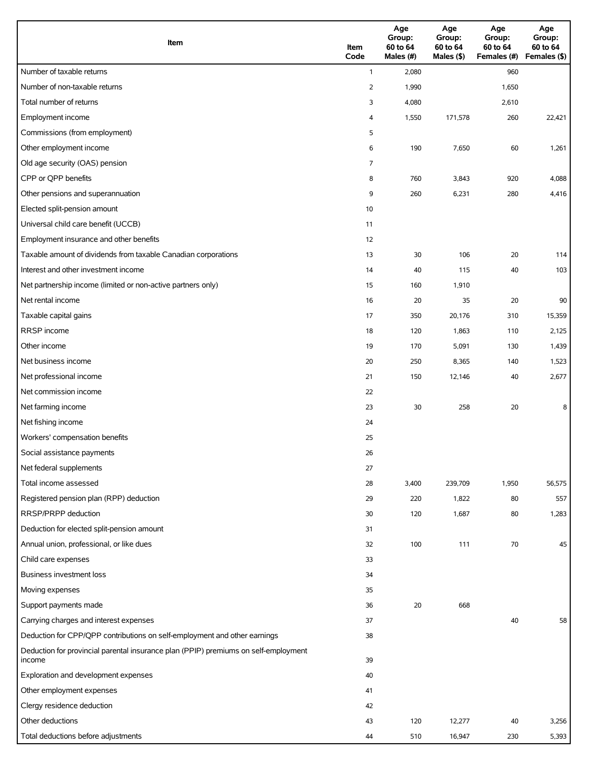| Item | Item Code | Age Group: 60 to 64 Males (#) | Age Group: 60 to 64 Males ($) | Age Group: 60 to 64 Females (#) | Age Group: 60 to 64 Females ($) |
|---|---|---|---|---|---|
| Number of taxable returns | 1 | 2,080 | | 960 | |
| Number of non-taxable returns | 2 | 1,990 | | 1,650 | |
| Total number of returns | 3 | 4,080 | | 2,610 | |
| Employment income | 4 | 1,550 | 171,578 | 260 | 22,421 |
| Commissions (from employment) | 5 | | | | |
| Other employment income | 6 | 190 | 7,650 | 60 | 1,261 |
| Old age security (OAS) pension | 7 | | | | |
| CPP or QPP benefits | 8 | 760 | 3,843 | 920 | 4,088 |
| Other pensions and superannuation | 9 | 260 | 6,231 | 280 | 4,416 |
| Elected split-pension amount | 10 | | | | |
| Universal child care benefit (UCCB) | 11 | | | | |
| Employment insurance and other benefits | 12 | | | | |
| Taxable amount of dividends from taxable Canadian corporations | 13 | 30 | 106 | 20 | 114 |
| Interest and other investment income | 14 | 40 | 115 | 40 | 103 |
| Net partnership income (limited or non-active partners only) | 15 | 160 | 1,910 | | |
| Net rental income | 16 | 20 | 35 | 20 | 90 |
| Taxable capital gains | 17 | 350 | 20,176 | 310 | 15,359 |
| RRSP income | 18 | 120 | 1,863 | 110 | 2,125 |
| Other income | 19 | 170 | 5,091 | 130 | 1,439 |
| Net business income | 20 | 250 | 8,365 | 140 | 1,523 |
| Net professional income | 21 | 150 | 12,146 | 40 | 2,677 |
| Net commission income | 22 | | | | |
| Net farming income | 23 | 30 | 258 | 20 | 8 |
| Net fishing income | 24 | | | | |
| Workers' compensation benefits | 25 | | | | |
| Social assistance payments | 26 | | | | |
| Net federal supplements | 27 | | | | |
| Total income assessed | 28 | 3,400 | 239,709 | 1,950 | 56,575 |
| Registered pension plan (RPP) deduction | 29 | 220 | 1,822 | 80 | 557 |
| RRSP/PRPP deduction | 30 | 120 | 1,687 | 80 | 1,283 |
| Deduction for elected split-pension amount | 31 | | | | |
| Annual union, professional, or like dues | 32 | 100 | 111 | 70 | 45 |
| Child care expenses | 33 | | | | |
| Business investment loss | 34 | | | | |
| Moving expenses | 35 | | | | |
| Support payments made | 36 | 20 | 668 | | |
| Carrying charges and interest expenses | 37 | | | 40 | 58 |
| Deduction for CPP/QPP contributions on self-employment and other earnings | 38 | | | | |
| Deduction for provincial parental insurance plan (PPIP) premiums on self-employment income | 39 | | | | |
| Exploration and development expenses | 40 | | | | |
| Other employment expenses | 41 | | | | |
| Clergy residence deduction | 42 | | | | |
| Other deductions | 43 | 120 | 12,277 | 40 | 3,256 |
| Total deductions before adjustments | 44 | 510 | 16,947 | 230 | 5,393 |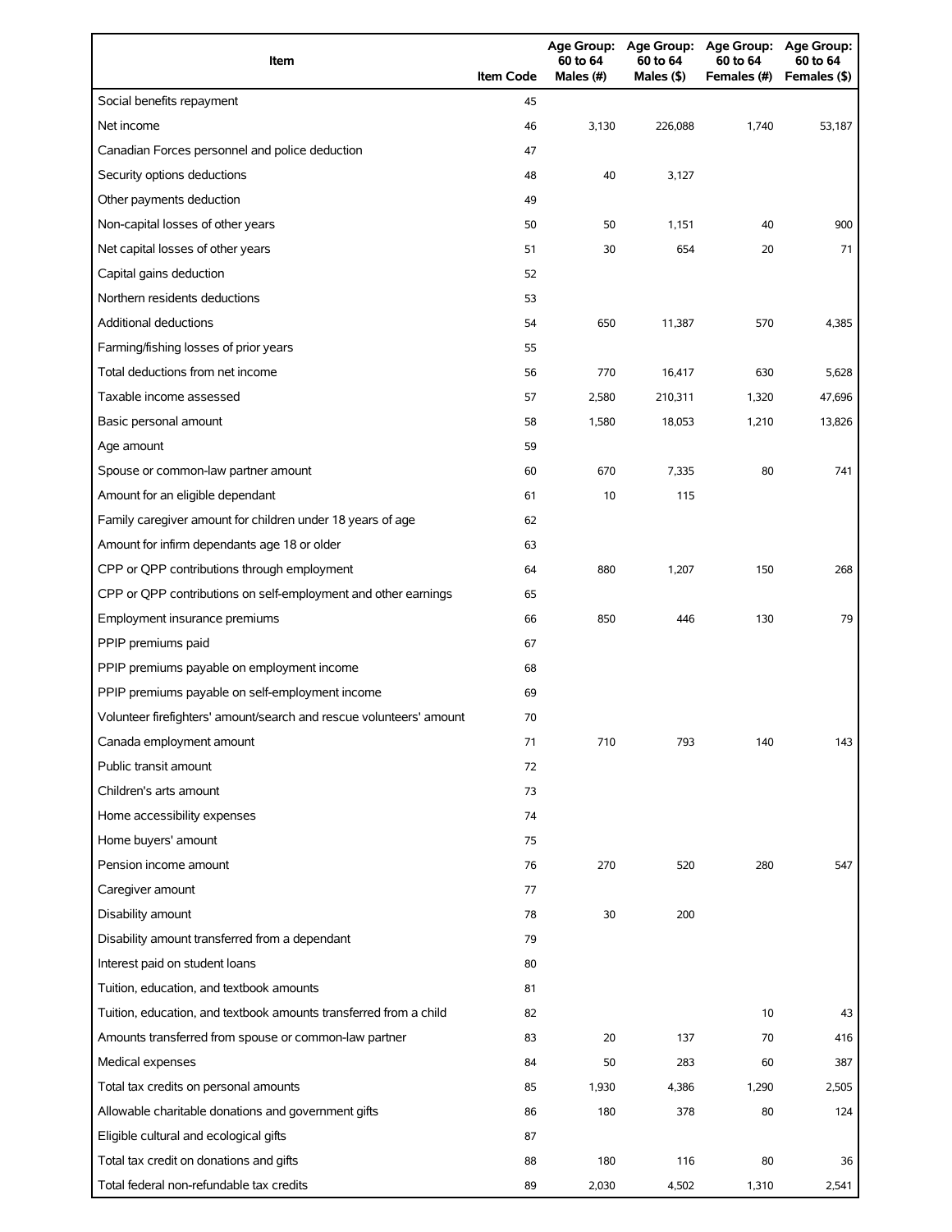| Item | Item Code | Age Group: 60 to 64 Males (#) | Age Group: 60 to 64 Males ($) | Age Group: 60 to 64 Females (#) | Age Group: 60 to 64 Females ($) |
|---|---|---|---|---|---|
| Social benefits repayment | 45 | | | | |
| Net income | 46 | 3,130 | 226,088 | 1,740 | 53,187 |
| Canadian Forces personnel and police deduction | 47 | | | | |
| Security options deductions | 48 | 40 | 3,127 | | |
| Other payments deduction | 49 | | | | |
| Non-capital losses of other years | 50 | 50 | 1,151 | 40 | 900 |
| Net capital losses of other years | 51 | 30 | 654 | 20 | 71 |
| Capital gains deduction | 52 | | | | |
| Northern residents deductions | 53 | | | | |
| Additional deductions | 54 | 650 | 11,387 | 570 | 4,385 |
| Farming/fishing losses of prior years | 55 | | | | |
| Total deductions from net income | 56 | 770 | 16,417 | 630 | 5,628 |
| Taxable income assessed | 57 | 2,580 | 210,311 | 1,320 | 47,696 |
| Basic personal amount | 58 | 1,580 | 18,053 | 1,210 | 13,826 |
| Age amount | 59 | | | | |
| Spouse or common-law partner amount | 60 | 670 | 7,335 | 80 | 741 |
| Amount for an eligible dependant | 61 | 10 | 115 | | |
| Family caregiver amount for children under 18 years of age | 62 | | | | |
| Amount for infirm dependants age 18 or older | 63 | | | | |
| CPP or QPP contributions through employment | 64 | 880 | 1,207 | 150 | 268 |
| CPP or QPP contributions on self-employment and other earnings | 65 | | | | |
| Employment insurance premiums | 66 | 850 | 446 | 130 | 79 |
| PPIP premiums paid | 67 | | | | |
| PPIP premiums payable on employment income | 68 | | | | |
| PPIP premiums payable on self-employment income | 69 | | | | |
| Volunteer firefighters' amount/search and rescue volunteers' amount | 70 | | | | |
| Canada employment amount | 71 | 710 | 793 | 140 | 143 |
| Public transit amount | 72 | | | | |
| Children's arts amount | 73 | | | | |
| Home accessibility expenses | 74 | | | | |
| Home buyers' amount | 75 | | | | |
| Pension income amount | 76 | 270 | 520 | 280 | 547 |
| Caregiver amount | 77 | | | | |
| Disability amount | 78 | 30 | 200 | | |
| Disability amount transferred from a dependant | 79 | | | | |
| Interest paid on student loans | 80 | | | | |
| Tuition, education, and textbook amounts | 81 | | | | |
| Tuition, education, and textbook amounts transferred from a child | 82 | | | 10 | 43 |
| Amounts transferred from spouse or common-law partner | 83 | 20 | 137 | 70 | 416 |
| Medical expenses | 84 | 50 | 283 | 60 | 387 |
| Total tax credits on personal amounts | 85 | 1,930 | 4,386 | 1,290 | 2,505 |
| Allowable charitable donations and government gifts | 86 | 180 | 378 | 80 | 124 |
| Eligible cultural and ecological gifts | 87 | | | | |
| Total tax credit on donations and gifts | 88 | 180 | 116 | 80 | 36 |
| Total federal non-refundable tax credits | 89 | 2,030 | 4,502 | 1,310 | 2,541 |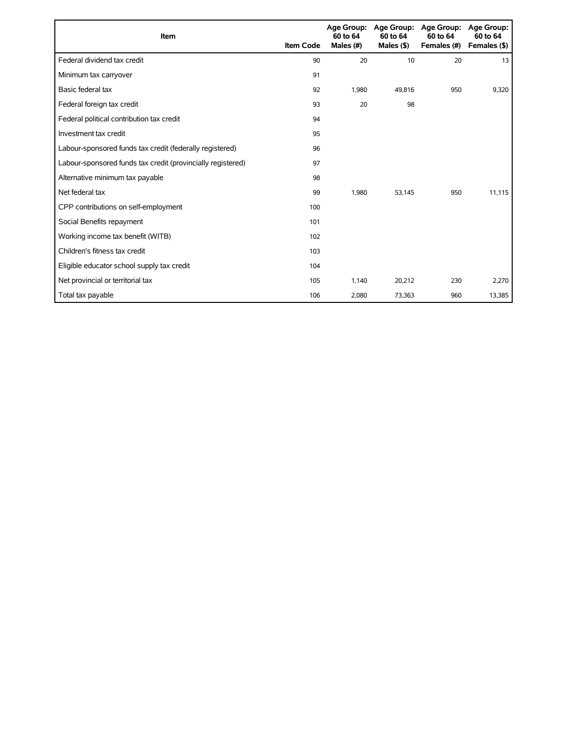| Item | Item Code | Age Group: 60 to 64 Males (#) | Age Group: 60 to 64 Males ($) | Age Group: 60 to 64 Females (#) | Age Group: 60 to 64 Females ($) |
| --- | --- | --- | --- | --- | --- |
| Federal dividend tax credit | 90 | 20 | 10 | 20 | 13 |
| Minimum tax carryover | 91 | | | | |
| Basic federal tax | 92 | 1,980 | 49,816 | 950 | 9,320 |
| Federal foreign tax credit | 93 | 20 | 98 | | |
| Federal political contribution tax credit | 94 | | | | |
| Investment tax credit | 95 | | | | |
| Labour-sponsored funds tax credit (federally registered) | 96 | | | | |
| Labour-sponsored funds tax credit (provincially registered) | 97 | | | | |
| Alternative minimum tax payable | 98 | | | | |
| Net federal tax | 99 | 1,980 | 53,145 | 950 | 11,115 |
| CPP contributions on self-employment | 100 | | | | |
| Social Benefits repayment | 101 | | | | |
| Working income tax benefit (WITB) | 102 | | | | |
| Children's fitness tax credit | 103 | | | | |
| Eligible educator school supply tax credit | 104 | | | | |
| Net provincial or territorial tax | 105 | 1,140 | 20,212 | 230 | 2,270 |
| Total tax payable | 106 | 2,080 | 73,363 | 960 | 13,385 |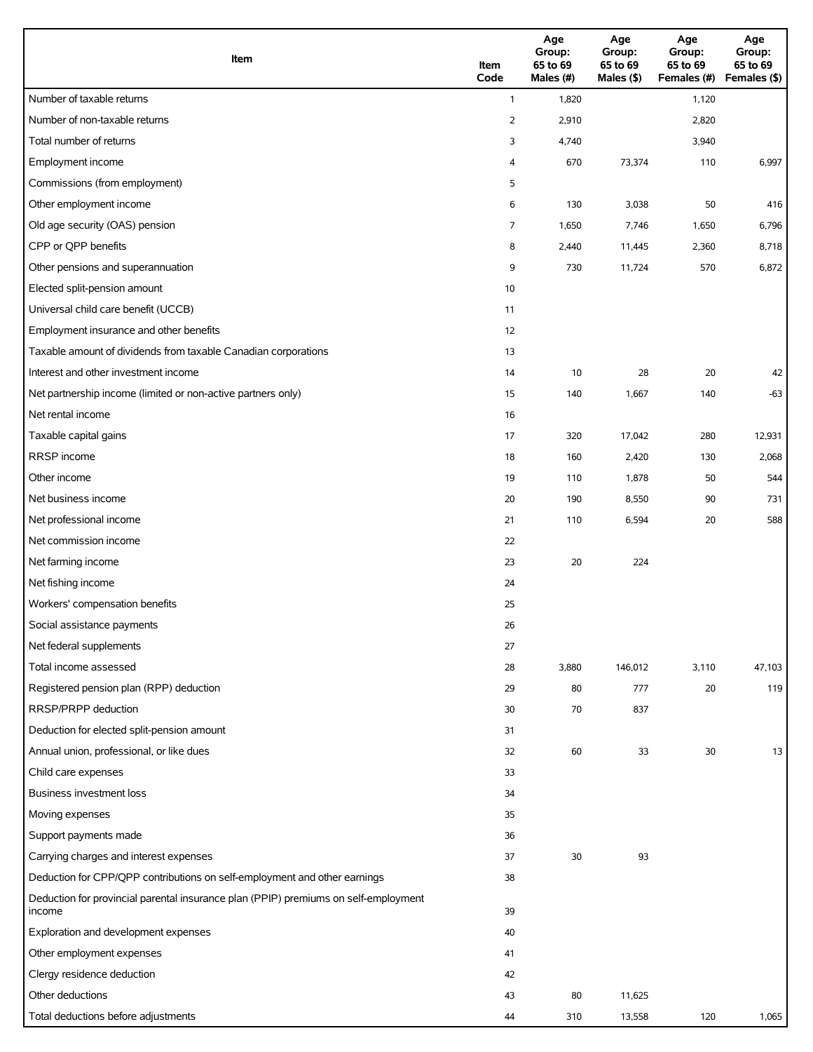| Item | Item Code | Age Group: 65 to 69 Males (#) | Age Group: 65 to 69 Males ($) | Age Group: 65 to 69 Females (#) | Age Group: 65 to 69 Females ($) |
|---|---|---|---|---|---|
| Number of taxable returns | 1 | 1,820 | | 1,120 | |
| Number of non-taxable returns | 2 | 2,910 | | 2,820 | |
| Total number of returns | 3 | 4,740 | | 3,940 | |
| Employment income | 4 | 670 | 73,374 | 110 | 6,997 |
| Commissions (from employment) | 5 | | | | |
| Other employment income | 6 | 130 | 3,038 | 50 | 416 |
| Old age security (OAS) pension | 7 | 1,650 | 7,746 | 1,650 | 6,796 |
| CPP or QPP benefits | 8 | 2,440 | 11,445 | 2,360 | 8,718 |
| Other pensions and superannuation | 9 | 730 | 11,724 | 570 | 6,872 |
| Elected split-pension amount | 10 | | | | |
| Universal child care benefit (UCCB) | 11 | | | | |
| Employment insurance and other benefits | 12 | | | | |
| Taxable amount of dividends from taxable Canadian corporations | 13 | | | | |
| Interest and other investment income | 14 | 10 | 28 | 20 | 42 |
| Net partnership income (limited or non-active partners only) | 15 | 140 | 1,667 | 140 | -63 |
| Net rental income | 16 | | | | |
| Taxable capital gains | 17 | 320 | 17,042 | 280 | 12,931 |
| RRSP income | 18 | 160 | 2,420 | 130 | 2,068 |
| Other income | 19 | 110 | 1,878 | 50 | 544 |
| Net business income | 20 | 190 | 8,550 | 90 | 731 |
| Net professional income | 21 | 110 | 6,594 | 20 | 588 |
| Net commission income | 22 | | | | |
| Net farming income | 23 | 20 | 224 | | |
| Net fishing income | 24 | | | | |
| Workers' compensation benefits | 25 | | | | |
| Social assistance payments | 26 | | | | |
| Net federal supplements | 27 | | | | |
| Total income assessed | 28 | 3,880 | 146,012 | 3,110 | 47,103 |
| Registered pension plan (RPP) deduction | 29 | 80 | 777 | 20 | 119 |
| RRSP/PRPP deduction | 30 | 70 | 837 | | |
| Deduction for elected split-pension amount | 31 | | | | |
| Annual union, professional, or like dues | 32 | 60 | 33 | 30 | 13 |
| Child care expenses | 33 | | | | |
| Business investment loss | 34 | | | | |
| Moving expenses | 35 | | | | |
| Support payments made | 36 | | | | |
| Carrying charges and interest expenses | 37 | 30 | 93 | | |
| Deduction for CPP/QPP contributions on self-employment and other earnings | 38 | | | | |
| Deduction for provincial parental insurance plan (PPIP) premiums on self-employment income | 39 | | | | |
| Exploration and development expenses | 40 | | | | |
| Other employment expenses | 41 | | | | |
| Clergy residence deduction | 42 | | | | |
| Other deductions | 43 | 80 | 11,625 | | |
| Total deductions before adjustments | 44 | 310 | 13,558 | 120 | 1,065 |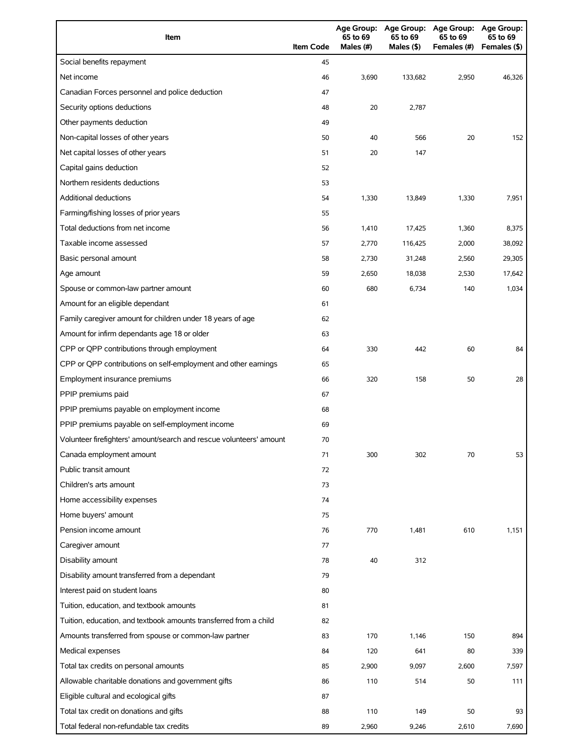| Item | Item Code | Age Group: 65 to 69 Males (#) | Age Group: 65 to 69 Males ($) | Age Group: 65 to 69 Females (#) | Age Group: 65 to 69 Females ($) |
|---|---|---|---|---|---|
| Social benefits repayment | 45 | | | | |
| Net income | 46 | 3,690 | 133,682 | 2,950 | 46,326 |
| Canadian Forces personnel and police deduction | 47 | | | | |
| Security options deductions | 48 | 20 | 2,787 | | |
| Other payments deduction | 49 | | | | |
| Non-capital losses of other years | 50 | 40 | 566 | 20 | 152 |
| Net capital losses of other years | 51 | 20 | 147 | | |
| Capital gains deduction | 52 | | | | |
| Northern residents deductions | 53 | | | | |
| Additional deductions | 54 | 1,330 | 13,849 | 1,330 | 7,951 |
| Farming/fishing losses of prior years | 55 | | | | |
| Total deductions from net income | 56 | 1,410 | 17,425 | 1,360 | 8,375 |
| Taxable income assessed | 57 | 2,770 | 116,425 | 2,000 | 38,092 |
| Basic personal amount | 58 | 2,730 | 31,248 | 2,560 | 29,305 |
| Age amount | 59 | 2,650 | 18,038 | 2,530 | 17,642 |
| Spouse or common-law partner amount | 60 | 680 | 6,734 | 140 | 1,034 |
| Amount for an eligible dependant | 61 | | | | |
| Family caregiver amount for children under 18 years of age | 62 | | | | |
| Amount for infirm dependants age 18 or older | 63 | | | | |
| CPP or QPP contributions through employment | 64 | 330 | 442 | 60 | 84 |
| CPP or QPP contributions on self-employment and other earnings | 65 | | | | |
| Employment insurance premiums | 66 | 320 | 158 | 50 | 28 |
| PPIP premiums paid | 67 | | | | |
| PPIP premiums payable on employment income | 68 | | | | |
| PPIP premiums payable on self-employment income | 69 | | | | |
| Volunteer firefighters' amount/search and rescue volunteers' amount | 70 | | | | |
| Canada employment amount | 71 | 300 | 302 | 70 | 53 |
| Public transit amount | 72 | | | | |
| Children's arts amount | 73 | | | | |
| Home accessibility expenses | 74 | | | | |
| Home buyers' amount | 75 | | | | |
| Pension income amount | 76 | 770 | 1,481 | 610 | 1,151 |
| Caregiver amount | 77 | | | | |
| Disability amount | 78 | 40 | 312 | | |
| Disability amount transferred from a dependant | 79 | | | | |
| Interest paid on student loans | 80 | | | | |
| Tuition, education, and textbook amounts | 81 | | | | |
| Tuition, education, and textbook amounts transferred from a child | 82 | | | | |
| Amounts transferred from spouse or common-law partner | 83 | 170 | 1,146 | 150 | 894 |
| Medical expenses | 84 | 120 | 641 | 80 | 339 |
| Total tax credits on personal amounts | 85 | 2,900 | 9,097 | 2,600 | 7,597 |
| Allowable charitable donations and government gifts | 86 | 110 | 514 | 50 | 111 |
| Eligible cultural and ecological gifts | 87 | | | | |
| Total tax credit on donations and gifts | 88 | 110 | 149 | 50 | 93 |
| Total federal non-refundable tax credits | 89 | 2,960 | 9,246 | 2,610 | 7,690 |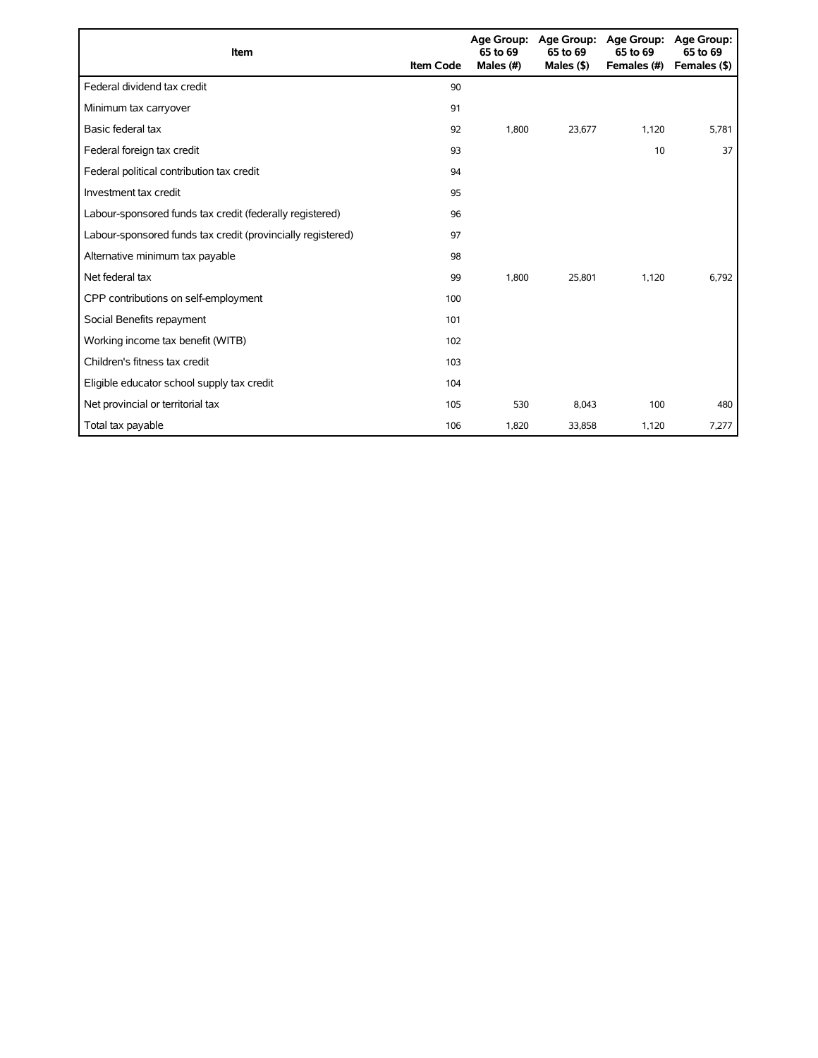| Item | Item Code | Age Group: 65 to 69 Males (#) | Age Group: 65 to 69 Males ($) | Age Group: 65 to 69 Females (#) | Age Group: 65 to 69 Females ($) |
|---|---|---|---|---|---|
| Federal dividend tax credit | 90 | | | | |
| Minimum tax carryover | 91 | | | | |
| Basic federal tax | 92 | 1,800 | 23,677 | 1,120 | 5,781 |
| Federal foreign tax credit | 93 | | | 10 | 37 |
| Federal political contribution tax credit | 94 | | | | |
| Investment tax credit | 95 | | | | |
| Labour-sponsored funds tax credit (federally registered) | 96 | | | | |
| Labour-sponsored funds tax credit (provincially registered) | 97 | | | | |
| Alternative minimum tax payable | 98 | | | | |
| Net federal tax | 99 | 1,800 | 25,801 | 1,120 | 6,792 |
| CPP contributions on self-employment | 100 | | | | |
| Social Benefits repayment | 101 | | | | |
| Working income tax benefit (WITB) | 102 | | | | |
| Children's fitness tax credit | 103 | | | | |
| Eligible educator school supply tax credit | 104 | | | | |
| Net provincial or territorial tax | 105 | 530 | 8,043 | 100 | 480 |
| Total tax payable | 106 | 1,820 | 33,858 | 1,120 | 7,277 |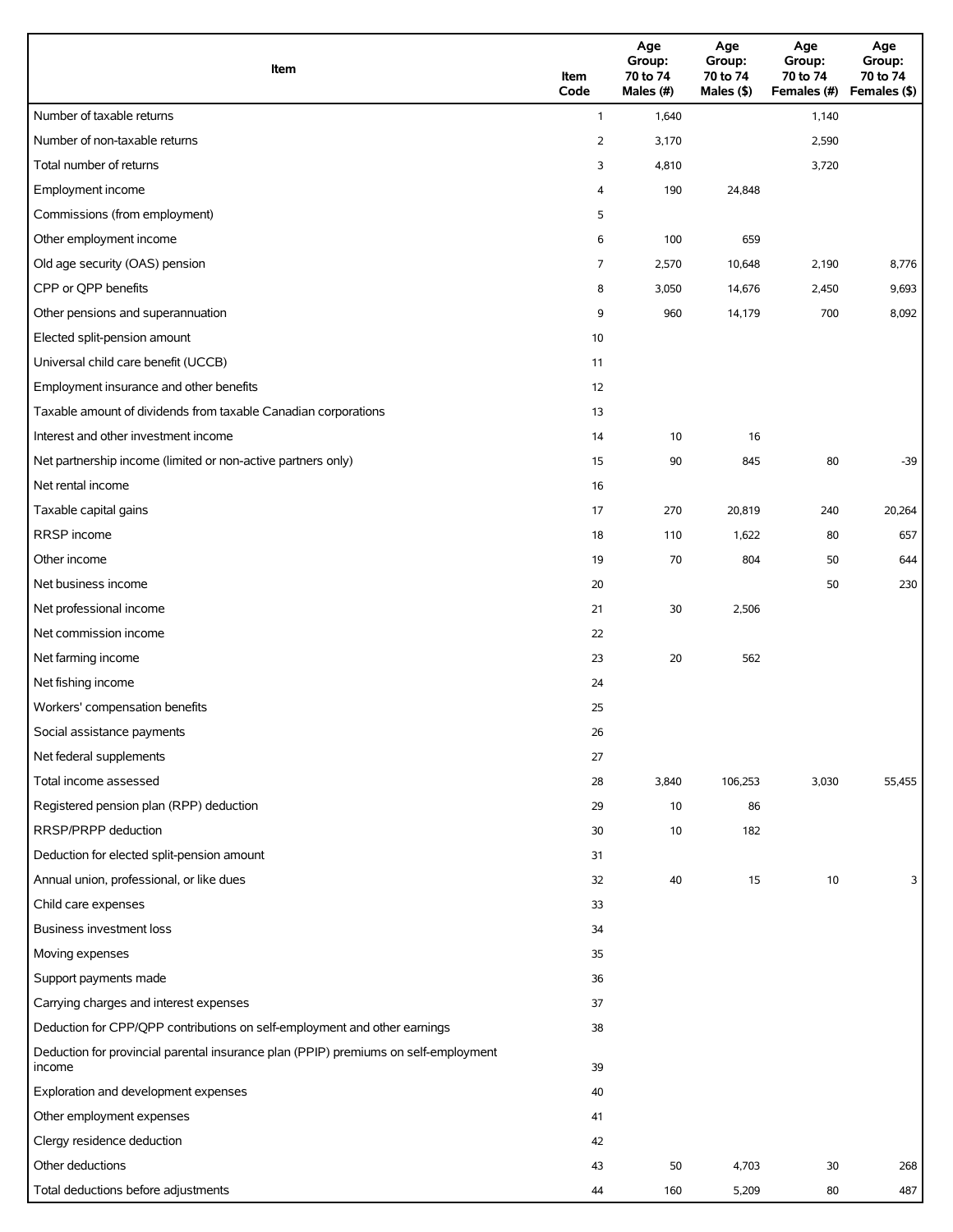| Item | Item Code | Age Group: 70 to 74 Males (#) | Age Group: 70 to 74 Males ($) | Age Group: 70 to 74 Females (#) | Age Group: 70 to 74 Females ($) |
| --- | --- | --- | --- | --- | --- |
| Number of taxable returns | 1 | 1,640 | | 1,140 | |
| Number of non-taxable returns | 2 | 3,170 | | 2,590 | |
| Total number of returns | 3 | 4,810 | | 3,720 | |
| Employment income | 4 | 190 | 24,848 | | |
| Commissions (from employment) | 5 | | | | |
| Other employment income | 6 | 100 | 659 | | |
| Old age security (OAS) pension | 7 | 2,570 | 10,648 | 2,190 | 8,776 |
| CPP or QPP benefits | 8 | 3,050 | 14,676 | 2,450 | 9,693 |
| Other pensions and superannuation | 9 | 960 | 14,179 | 700 | 8,092 |
| Elected split-pension amount | 10 | | | | |
| Universal child care benefit (UCCB) | 11 | | | | |
| Employment insurance and other benefits | 12 | | | | |
| Taxable amount of dividends from taxable Canadian corporations | 13 | | | | |
| Interest and other investment income | 14 | 10 | 16 | | |
| Net partnership income (limited or non-active partners only) | 15 | 90 | 845 | 80 | -39 |
| Net rental income | 16 | | | | |
| Taxable capital gains | 17 | 270 | 20,819 | 240 | 20,264 |
| RRSP income | 18 | 110 | 1,622 | 80 | 657 |
| Other income | 19 | 70 | 804 | 50 | 644 |
| Net business income | 20 | | | 50 | 230 |
| Net professional income | 21 | 30 | 2,506 | | |
| Net commission income | 22 | | | | |
| Net farming income | 23 | 20 | 562 | | |
| Net fishing income | 24 | | | | |
| Workers' compensation benefits | 25 | | | | |
| Social assistance payments | 26 | | | | |
| Net federal supplements | 27 | | | | |
| Total income assessed | 28 | 3,840 | 106,253 | 3,030 | 55,455 |
| Registered pension plan (RPP) deduction | 29 | 10 | 86 | | |
| RRSP/PRPP deduction | 30 | 10 | 182 | | |
| Deduction for elected split-pension amount | 31 | | | | |
| Annual union, professional, or like dues | 32 | 40 | 15 | 10 | 3 |
| Child care expenses | 33 | | | | |
| Business investment loss | 34 | | | | |
| Moving expenses | 35 | | | | |
| Support payments made | 36 | | | | |
| Carrying charges and interest expenses | 37 | | | | |
| Deduction for CPP/QPP contributions on self-employment and other earnings | 38 | | | | |
| Deduction for provincial parental insurance plan (PPIP) premiums on self-employment income | 39 | | | | |
| Exploration and development expenses | 40 | | | | |
| Other employment expenses | 41 | | | | |
| Clergy residence deduction | 42 | | | | |
| Other deductions | 43 | 50 | 4,703 | 30 | 268 |
| Total deductions before adjustments | 44 | 160 | 5,209 | 80 | 487 |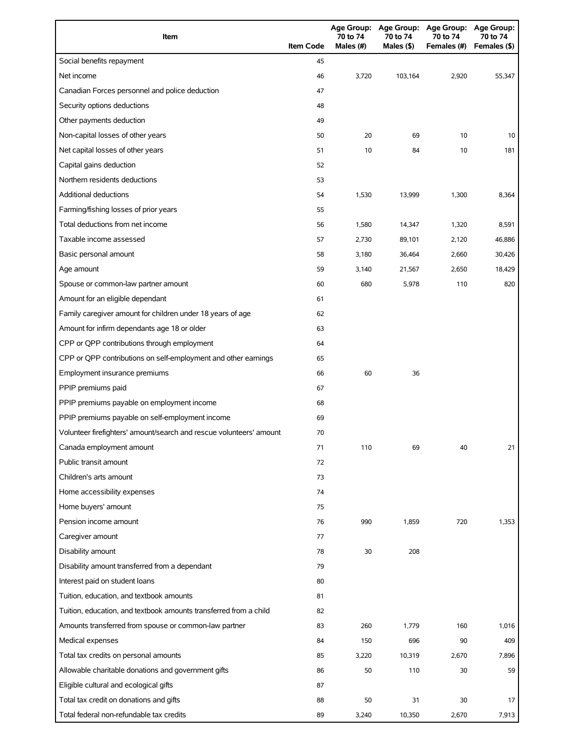| Item | Item Code | Age Group: 70 to 74 Males (#) | Age Group: 70 to 74 Males ($) | Age Group: 70 to 74 Females (#) | Age Group: 70 to 74 Females ($) |
|---|---|---|---|---|---|
| Social benefits repayment | 45 | | | | |
| Net income | 46 | 3,720 | 103,164 | 2,920 | 55,347 |
| Canadian Forces personnel and police deduction | 47 | | | | |
| Security options deductions | 48 | | | | |
| Other payments deduction | 49 | | | | |
| Non-capital losses of other years | 50 | 20 | 69 | 10 | 10 |
| Net capital losses of other years | 51 | 10 | 84 | 10 | 181 |
| Capital gains deduction | 52 | | | | |
| Northern residents deductions | 53 | | | | |
| Additional deductions | 54 | 1,530 | 13,999 | 1,300 | 8,364 |
| Farming/fishing losses of prior years | 55 | | | | |
| Total deductions from net income | 56 | 1,580 | 14,347 | 1,320 | 8,591 |
| Taxable income assessed | 57 | 2,730 | 89,101 | 2,120 | 46,886 |
| Basic personal amount | 58 | 3,180 | 36,464 | 2,660 | 30,426 |
| Age amount | 59 | 3,140 | 21,567 | 2,650 | 18,429 |
| Spouse or common-law partner amount | 60 | 680 | 5,978 | 110 | 820 |
| Amount for an eligible dependant | 61 | | | | |
| Family caregiver amount for children under 18 years of age | 62 | | | | |
| Amount for infirm dependants age 18 or older | 63 | | | | |
| CPP or QPP contributions through employment | 64 | | | | |
| CPP or QPP contributions on self-employment and other earnings | 65 | | | | |
| Employment insurance premiums | 66 | 60 | 36 | | |
| PPIP premiums paid | 67 | | | | |
| PPIP premiums payable on employment income | 68 | | | | |
| PPIP premiums payable on self-employment income | 69 | | | | |
| Volunteer firefighters' amount/search and rescue volunteers' amount | 70 | | | | |
| Canada employment amount | 71 | 110 | 69 | 40 | 21 |
| Public transit amount | 72 | | | | |
| Children's arts amount | 73 | | | | |
| Home accessibility expenses | 74 | | | | |
| Home buyers' amount | 75 | | | | |
| Pension income amount | 76 | 990 | 1,859 | 720 | 1,353 |
| Caregiver amount | 77 | | | | |
| Disability amount | 78 | 30 | 208 | | |
| Disability amount transferred from a dependant | 79 | | | | |
| Interest paid on student loans | 80 | | | | |
| Tuition, education, and textbook amounts | 81 | | | | |
| Tuition, education, and textbook amounts transferred from a child | 82 | | | | |
| Amounts transferred from spouse or common-law partner | 83 | 260 | 1,779 | 160 | 1,016 |
| Medical expenses | 84 | 150 | 696 | 90 | 409 |
| Total tax credits on personal amounts | 85 | 3,220 | 10,319 | 2,670 | 7,896 |
| Allowable charitable donations and government gifts | 86 | 50 | 110 | 30 | 59 |
| Eligible cultural and ecological gifts | 87 | | | | |
| Total tax credit on donations and gifts | 88 | 50 | 31 | 30 | 17 |
| Total federal non-refundable tax credits | 89 | 3,240 | 10,350 | 2,670 | 7,913 |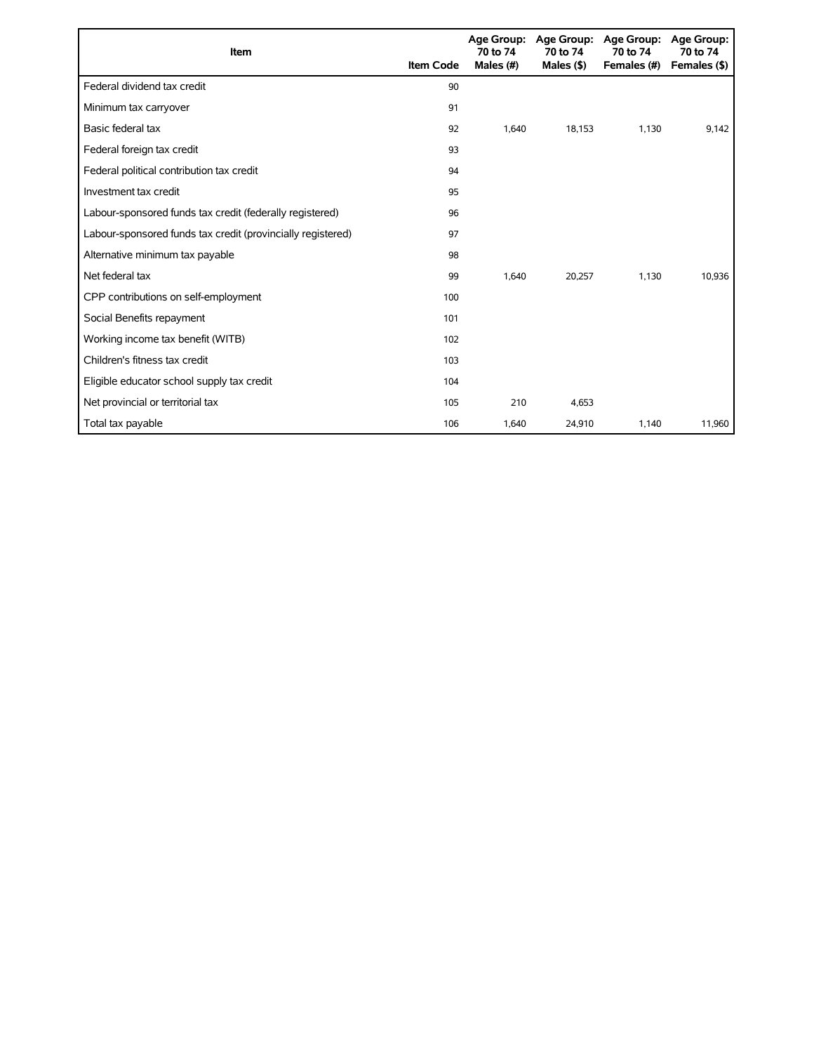| Item | Item Code | Age Group: 70 to 74 Males (#) | Age Group: 70 to 74 Males ($) | Age Group: 70 to 74 Females (#) | Age Group: 70 to 74 Females ($) |
|---|---|---|---|---|---|
| Federal dividend tax credit | 90 | | | | |
| Minimum tax carryover | 91 | | | | |
| Basic federal tax | 92 | 1,640 | 18,153 | 1,130 | 9,142 |
| Federal foreign tax credit | 93 | | | | |
| Federal political contribution tax credit | 94 | | | | |
| Investment tax credit | 95 | | | | |
| Labour-sponsored funds tax credit (federally registered) | 96 | | | | |
| Labour-sponsored funds tax credit (provincially registered) | 97 | | | | |
| Alternative minimum tax payable | 98 | | | | |
| Net federal tax | 99 | 1,640 | 20,257 | 1,130 | 10,936 |
| CPP contributions on self-employment | 100 | | | | |
| Social Benefits repayment | 101 | | | | |
| Working income tax benefit (WITB) | 102 | | | | |
| Children's fitness tax credit | 103 | | | | |
| Eligible educator school supply tax credit | 104 | | | | |
| Net provincial or territorial tax | 105 | 210 | 4,653 | | |
| Total tax payable | 106 | 1,640 | 24,910 | 1,140 | 11,960 |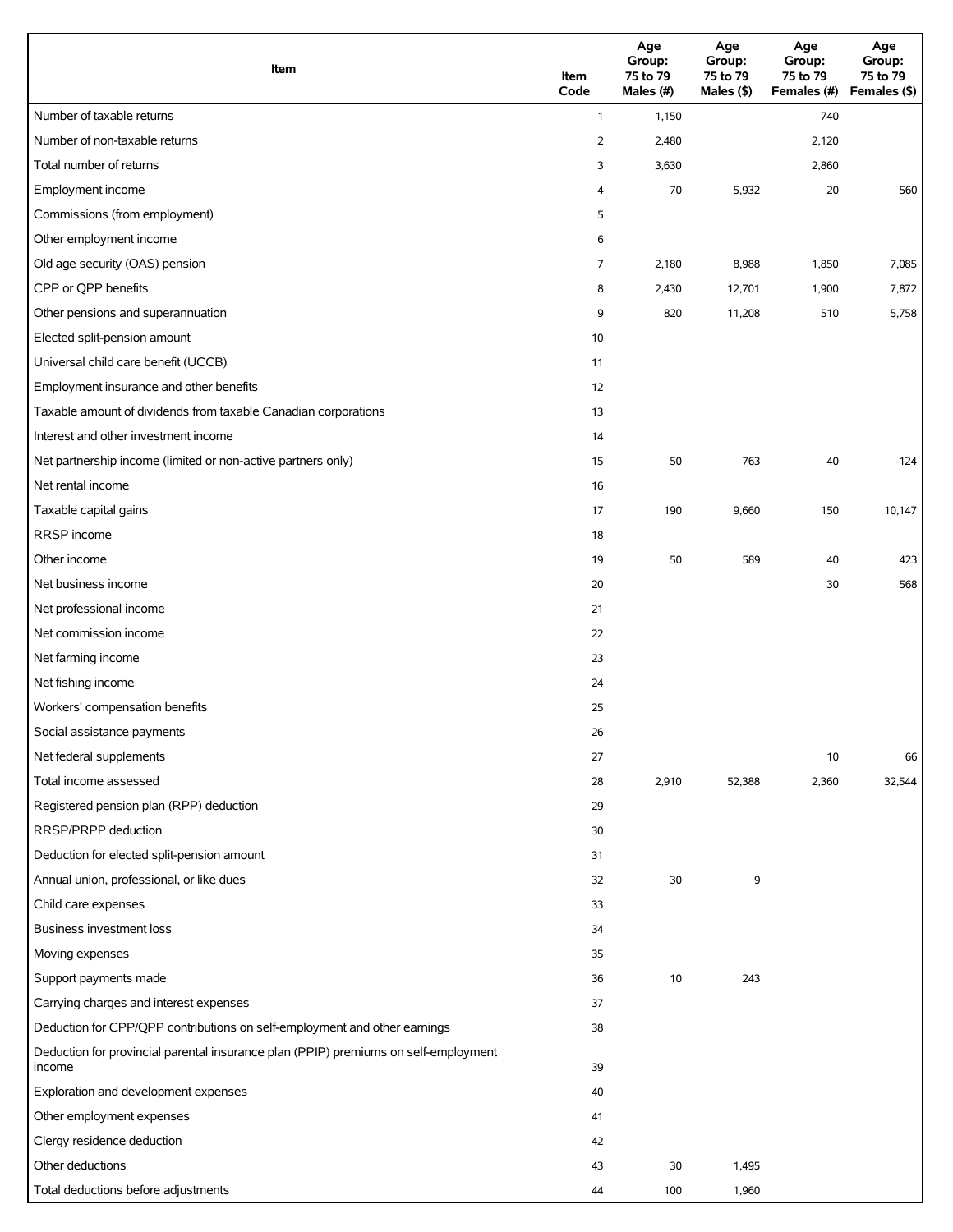| Item | Item Code | Age Group: 75 to 79 Males (#) | Age Group: 75 to 79 Males ($) | Age Group: 75 to 79 Females (#) | Age Group: 75 to 79 Females ($) |
|---|---|---|---|---|---|
| Number of taxable returns | 1 | 1,150 | | 740 | |
| Number of non-taxable returns | 2 | 2,480 | | 2,120 | |
| Total number of returns | 3 | 3,630 | | 2,860 | |
| Employment income | 4 | 70 | 5,932 | 20 | 560 |
| Commissions (from employment) | 5 | | | | |
| Other employment income | 6 | | | | |
| Old age security (OAS) pension | 7 | 2,180 | 8,988 | 1,850 | 7,085 |
| CPP or QPP benefits | 8 | 2,430 | 12,701 | 1,900 | 7,872 |
| Other pensions and superannuation | 9 | 820 | 11,208 | 510 | 5,758 |
| Elected split-pension amount | 10 | | | | |
| Universal child care benefit (UCCB) | 11 | | | | |
| Employment insurance and other benefits | 12 | | | | |
| Taxable amount of dividends from taxable Canadian corporations | 13 | | | | |
| Interest and other investment income | 14 | | | | |
| Net partnership income (limited or non-active partners only) | 15 | 50 | 763 | 40 | -124 |
| Net rental income | 16 | | | | |
| Taxable capital gains | 17 | 190 | 9,660 | 150 | 10,147 |
| RRSP income | 18 | | | | |
| Other income | 19 | 50 | 589 | 40 | 423 |
| Net business income | 20 | | | 30 | 568 |
| Net professional income | 21 | | | | |
| Net commission income | 22 | | | | |
| Net farming income | 23 | | | | |
| Net fishing income | 24 | | | | |
| Workers' compensation benefits | 25 | | | | |
| Social assistance payments | 26 | | | | |
| Net federal supplements | 27 | | | 10 | 66 |
| Total income assessed | 28 | 2,910 | 52,388 | 2,360 | 32,544 |
| Registered pension plan (RPP) deduction | 29 | | | | |
| RRSP/PRPP deduction | 30 | | | | |
| Deduction for elected split-pension amount | 31 | | | | |
| Annual union, professional, or like dues | 32 | 30 | 9 | | |
| Child care expenses | 33 | | | | |
| Business investment loss | 34 | | | | |
| Moving expenses | 35 | | | | |
| Support payments made | 36 | 10 | 243 | | |
| Carrying charges and interest expenses | 37 | | | | |
| Deduction for CPP/QPP contributions on self-employment and other earnings | 38 | | | | |
| Deduction for provincial parental insurance plan (PPIP) premiums on self-employment income | 39 | | | | |
| Exploration and development expenses | 40 | | | | |
| Other employment expenses | 41 | | | | |
| Clergy residence deduction | 42 | | | | |
| Other deductions | 43 | 30 | 1,495 | | |
| Total deductions before adjustments | 44 | 100 | 1,960 | | |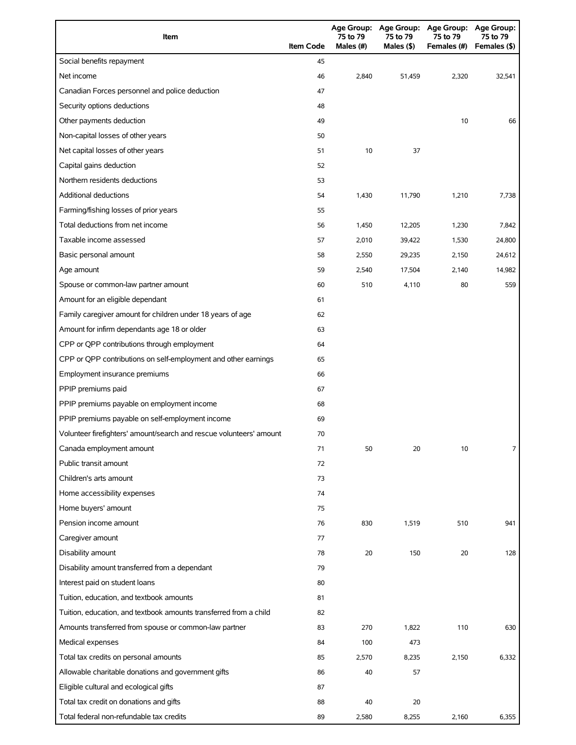| Item | Item Code | Age Group: 75 to 79 Males (#) | Age Group: 75 to 79 Males ($) | Age Group: 75 to 79 Females (#) | Age Group: 75 to 79 Females ($) |
|---|---|---|---|---|---|
| Social benefits repayment | 45 | | | | |
| Net income | 46 | 2,840 | 51,459 | 2,320 | 32,541 |
| Canadian Forces personnel and police deduction | 47 | | | | |
| Security options deductions | 48 | | | | |
| Other payments deduction | 49 | | | 10 | 66 |
| Non-capital losses of other years | 50 | | | | |
| Net capital losses of other years | 51 | 10 | 37 | | |
| Capital gains deduction | 52 | | | | |
| Northern residents deductions | 53 | | | | |
| Additional deductions | 54 | 1,430 | 11,790 | 1,210 | 7,738 |
| Farming/fishing losses of prior years | 55 | | | | |
| Total deductions from net income | 56 | 1,450 | 12,205 | 1,230 | 7,842 |
| Taxable income assessed | 57 | 2,010 | 39,422 | 1,530 | 24,800 |
| Basic personal amount | 58 | 2,550 | 29,235 | 2,150 | 24,612 |
| Age amount | 59 | 2,540 | 17,504 | 2,140 | 14,982 |
| Spouse or common-law partner amount | 60 | 510 | 4,110 | 80 | 559 |
| Amount for an eligible dependant | 61 | | | | |
| Family caregiver amount for children under 18 years of age | 62 | | | | |
| Amount for infirm dependants age 18 or older | 63 | | | | |
| CPP or QPP contributions through employment | 64 | | | | |
| CPP or QPP contributions on self-employment and other earnings | 65 | | | | |
| Employment insurance premiums | 66 | | | | |
| PPIP premiums paid | 67 | | | | |
| PPIP premiums payable on employment income | 68 | | | | |
| PPIP premiums payable on self-employment income | 69 | | | | |
| Volunteer firefighters' amount/search and rescue volunteers' amount | 70 | | | | |
| Canada employment amount | 71 | 50 | 20 | 10 | 7 |
| Public transit amount | 72 | | | | |
| Children's arts amount | 73 | | | | |
| Home accessibility expenses | 74 | | | | |
| Home buyers' amount | 75 | | | | |
| Pension income amount | 76 | 830 | 1,519 | 510 | 941 |
| Caregiver amount | 77 | | | | |
| Disability amount | 78 | 20 | 150 | 20 | 128 |
| Disability amount transferred from a dependant | 79 | | | | |
| Interest paid on student loans | 80 | | | | |
| Tuition, education, and textbook amounts | 81 | | | | |
| Tuition, education, and textbook amounts transferred from a child | 82 | | | | |
| Amounts transferred from spouse or common-law partner | 83 | 270 | 1,822 | 110 | 630 |
| Medical expenses | 84 | 100 | 473 | | |
| Total tax credits on personal amounts | 85 | 2,570 | 8,235 | 2,150 | 6,332 |
| Allowable charitable donations and government gifts | 86 | 40 | 57 | | |
| Eligible cultural and ecological gifts | 87 | | | | |
| Total tax credit on donations and gifts | 88 | 40 | 20 | | |
| Total federal non-refundable tax credits | 89 | 2,580 | 8,255 | 2,160 | 6,355 |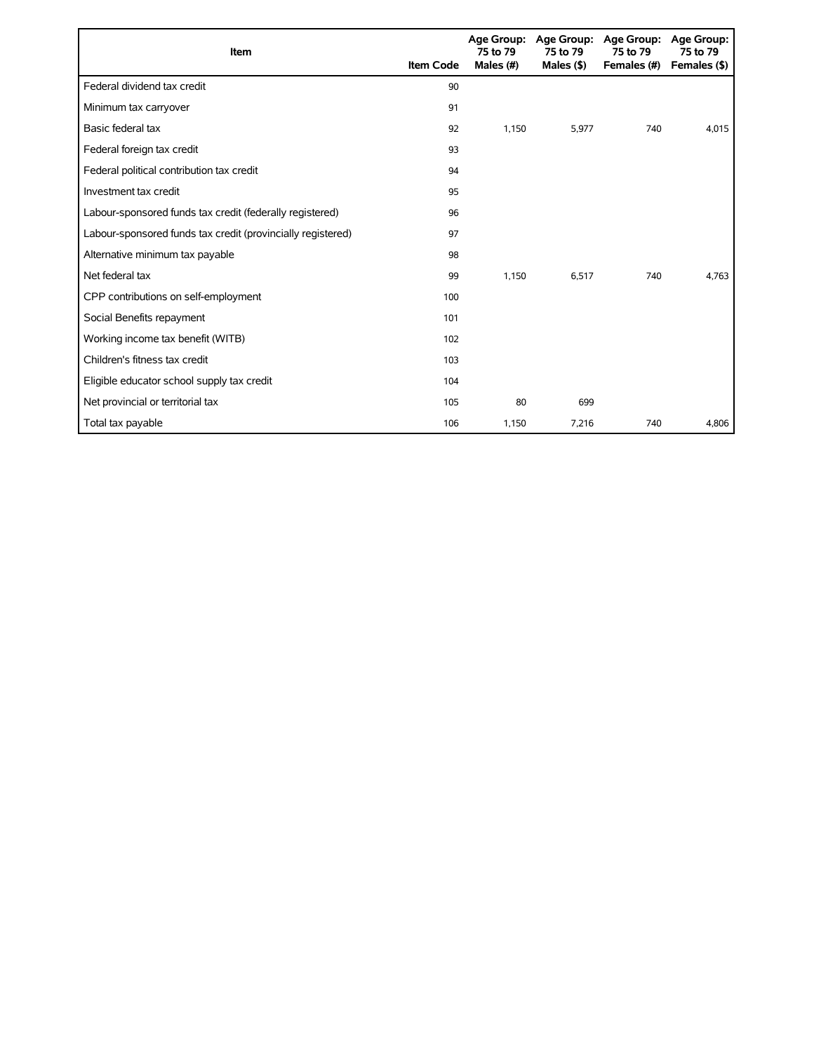| Item | Item Code | Age Group: 75 to 79 Males (#) | Age Group: 75 to 79 Males ($) | Age Group: 75 to 79 Females (#) | Age Group: 75 to 79 Females ($) |
|---|---|---|---|---|---|
| Federal dividend tax credit | 90 | | | | |
| Minimum tax carryover | 91 | | | | |
| Basic federal tax | 92 | 1,150 | 5,977 | 740 | 4,015 |
| Federal foreign tax credit | 93 | | | | |
| Federal political contribution tax credit | 94 | | | | |
| Investment tax credit | 95 | | | | |
| Labour-sponsored funds tax credit (federally registered) | 96 | | | | |
| Labour-sponsored funds tax credit (provincially registered) | 97 | | | | |
| Alternative minimum tax payable | 98 | | | | |
| Net federal tax | 99 | 1,150 | 6,517 | 740 | 4,763 |
| CPP contributions on self-employment | 100 | | | | |
| Social Benefits repayment | 101 | | | | |
| Working income tax benefit (WITB) | 102 | | | | |
| Children's fitness tax credit | 103 | | | | |
| Eligible educator school supply tax credit | 104 | | | | |
| Net provincial or territorial tax | 105 | 80 | 699 | | |
| Total tax payable | 106 | 1,150 | 7,216 | 740 | 4,806 |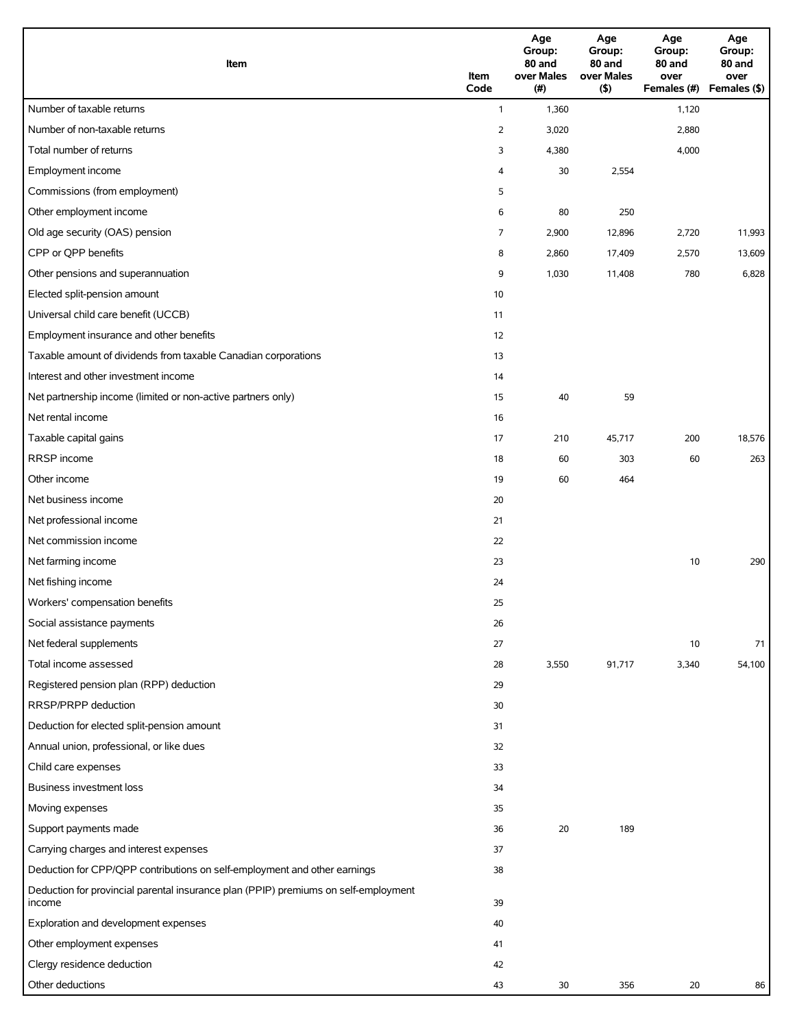| Item | Item Code | Age Group: 80 and over Males (#) | Age Group: 80 and over Males ($) | Age Group: 80 and over Females (#) | Age Group: 80 and over Females ($) |
|---|---|---|---|---|---|
| Number of taxable returns | 1 | 1,360 | | 1,120 | |
| Number of non-taxable returns | 2 | 3,020 | | 2,880 | |
| Total number of returns | 3 | 4,380 | | 4,000 | |
| Employment income | 4 | 30 | 2,554 | | |
| Commissions (from employment) | 5 | | | | |
| Other employment income | 6 | 80 | 250 | | |
| Old age security (OAS) pension | 7 | 2,900 | 12,896 | 2,720 | 11,993 |
| CPP or QPP benefits | 8 | 2,860 | 17,409 | 2,570 | 13,609 |
| Other pensions and superannuation | 9 | 1,030 | 11,408 | 780 | 6,828 |
| Elected split-pension amount | 10 | | | | |
| Universal child care benefit (UCCB) | 11 | | | | |
| Employment insurance and other benefits | 12 | | | | |
| Taxable amount of dividends from taxable Canadian corporations | 13 | | | | |
| Interest and other investment income | 14 | | | | |
| Net partnership income (limited or non-active partners only) | 15 | 40 | 59 | | |
| Net rental income | 16 | | | | |
| Taxable capital gains | 17 | 210 | 45,717 | 200 | 18,576 |
| RRSP income | 18 | 60 | 303 | 60 | 263 |
| Other income | 19 | 60 | 464 | | |
| Net business income | 20 | | | | |
| Net professional income | 21 | | | | |
| Net commission income | 22 | | | | |
| Net farming income | 23 | | | 10 | 290 |
| Net fishing income | 24 | | | | |
| Workers' compensation benefits | 25 | | | | |
| Social assistance payments | 26 | | | | |
| Net federal supplements | 27 | | | 10 | 71 |
| Total income assessed | 28 | 3,550 | 91,717 | 3,340 | 54,100 |
| Registered pension plan (RPP) deduction | 29 | | | | |
| RRSP/PRPP deduction | 30 | | | | |
| Deduction for elected split-pension amount | 31 | | | | |
| Annual union, professional, or like dues | 32 | | | | |
| Child care expenses | 33 | | | | |
| Business investment loss | 34 | | | | |
| Moving expenses | 35 | | | | |
| Support payments made | 36 | 20 | 189 | | |
| Carrying charges and interest expenses | 37 | | | | |
| Deduction for CPP/QPP contributions on self-employment and other earnings | 38 | | | | |
| Deduction for provincial parental insurance plan (PPIP) premiums on self-employment income | 39 | | | | |
| Exploration and development expenses | 40 | | | | |
| Other employment expenses | 41 | | | | |
| Clergy residence deduction | 42 | | | | |
| Other deductions | 43 | 30 | 356 | 20 | 86 |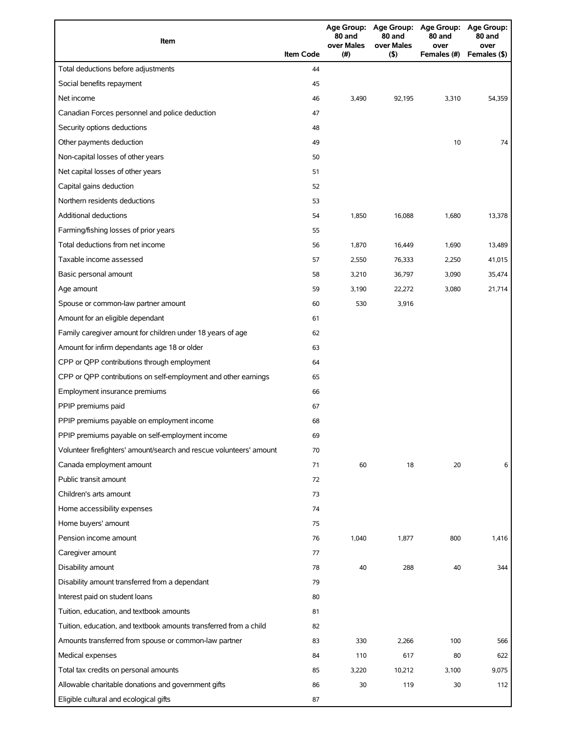| Item | Item Code | Age Group: 80 and over Males (#) | Age Group: 80 and over Males ($) | Age Group: 80 and over Females (#) | Age Group: 80 and over Females ($) |
|---|---|---|---|---|---|
| Total deductions before adjustments | 44 | | | | |
| Social benefits repayment | 45 | | | | |
| Net income | 46 | 3,490 | 92,195 | 3,310 | 54,359 |
| Canadian Forces personnel and police deduction | 47 | | | | |
| Security options deductions | 48 | | | | |
| Other payments deduction | 49 | | | 10 | 74 |
| Non-capital losses of other years | 50 | | | | |
| Net capital losses of other years | 51 | | | | |
| Capital gains deduction | 52 | | | | |
| Northern residents deductions | 53 | | | | |
| Additional deductions | 54 | 1,850 | 16,088 | 1,680 | 13,378 |
| Farming/fishing losses of prior years | 55 | | | | |
| Total deductions from net income | 56 | 1,870 | 16,449 | 1,690 | 13,489 |
| Taxable income assessed | 57 | 2,550 | 76,333 | 2,250 | 41,015 |
| Basic personal amount | 58 | 3,210 | 36,797 | 3,090 | 35,474 |
| Age amount | 59 | 3,190 | 22,272 | 3,080 | 21,714 |
| Spouse or common-law partner amount | 60 | 530 | 3,916 | | |
| Amount for an eligible dependant | 61 | | | | |
| Family caregiver amount for children under 18 years of age | 62 | | | | |
| Amount for infirm dependants age 18 or older | 63 | | | | |
| CPP or QPP contributions through employment | 64 | | | | |
| CPP or QPP contributions on self-employment and other earnings | 65 | | | | |
| Employment insurance premiums | 66 | | | | |
| PPIP premiums paid | 67 | | | | |
| PPIP premiums payable on employment income | 68 | | | | |
| PPIP premiums payable on self-employment income | 69 | | | | |
| Volunteer firefighters' amount/search and rescue volunteers' amount | 70 | | | | |
| Canada employment amount | 71 | 60 | 18 | 20 | 6 |
| Public transit amount | 72 | | | | |
| Children's arts amount | 73 | | | | |
| Home accessibility expenses | 74 | | | | |
| Home buyers' amount | 75 | | | | |
| Pension income amount | 76 | 1,040 | 1,877 | 800 | 1,416 |
| Caregiver amount | 77 | | | | |
| Disability amount | 78 | 40 | 288 | 40 | 344 |
| Disability amount transferred from a dependant | 79 | | | | |
| Interest paid on student loans | 80 | | | | |
| Tuition, education, and textbook amounts | 81 | | | | |
| Tuition, education, and textbook amounts transferred from a child | 82 | | | | |
| Amounts transferred from spouse or common-law partner | 83 | 330 | 2,266 | 100 | 566 |
| Medical expenses | 84 | 110 | 617 | 80 | 622 |
| Total tax credits on personal amounts | 85 | 3,220 | 10,212 | 3,100 | 9,075 |
| Allowable charitable donations and government gifts | 86 | 30 | 119 | 30 | 112 |
| Eligible cultural and ecological gifts | 87 | | | | |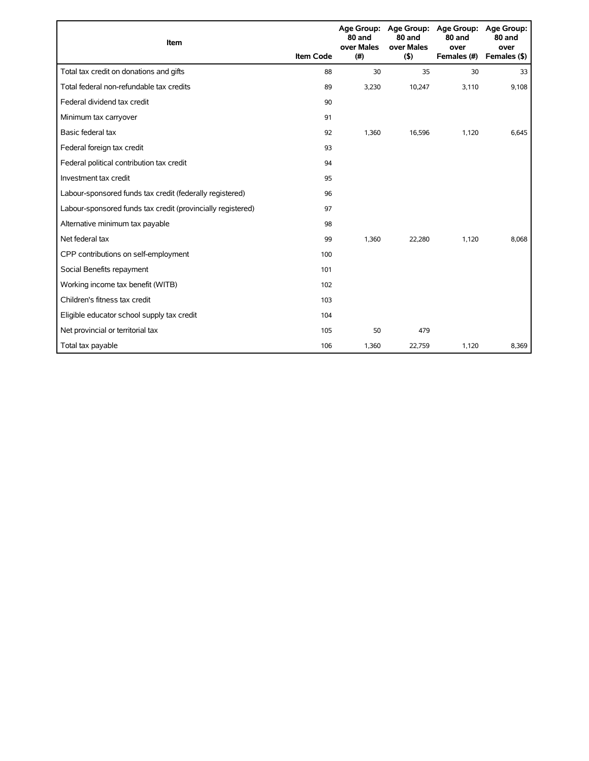| Item | Item Code | Age Group: 80 and over Males (#) | Age Group: 80 and over Males ($) | Age Group: 80 and over Females (#) | Age Group: 80 and over Females ($) |
|---|---|---|---|---|---|
| Total tax credit on donations and gifts | 88 | 30 | 35 | 30 | 33 |
| Total federal non-refundable tax credits | 89 | 3,230 | 10,247 | 3,110 | 9,108 |
| Federal dividend tax credit | 90 | | | | |
| Minimum tax carryover | 91 | | | | |
| Basic federal tax | 92 | 1,360 | 16,596 | 1,120 | 6,645 |
| Federal foreign tax credit | 93 | | | | |
| Federal political contribution tax credit | 94 | | | | |
| Investment tax credit | 95 | | | | |
| Labour-sponsored funds tax credit (federally registered) | 96 | | | | |
| Labour-sponsored funds tax credit (provincially registered) | 97 | | | | |
| Alternative minimum tax payable | 98 | | | | |
| Net federal tax | 99 | 1,360 | 22,280 | 1,120 | 8,068 |
| CPP contributions on self-employment | 100 | | | | |
| Social Benefits repayment | 101 | | | | |
| Working income tax benefit (WITB) | 102 | | | | |
| Children's fitness tax credit | 103 | | | | |
| Eligible educator school supply tax credit | 104 | | | | |
| Net provincial or territorial tax | 105 | 50 | 479 | | |
| Total tax payable | 106 | 1,360 | 22,759 | 1,120 | 8,369 |